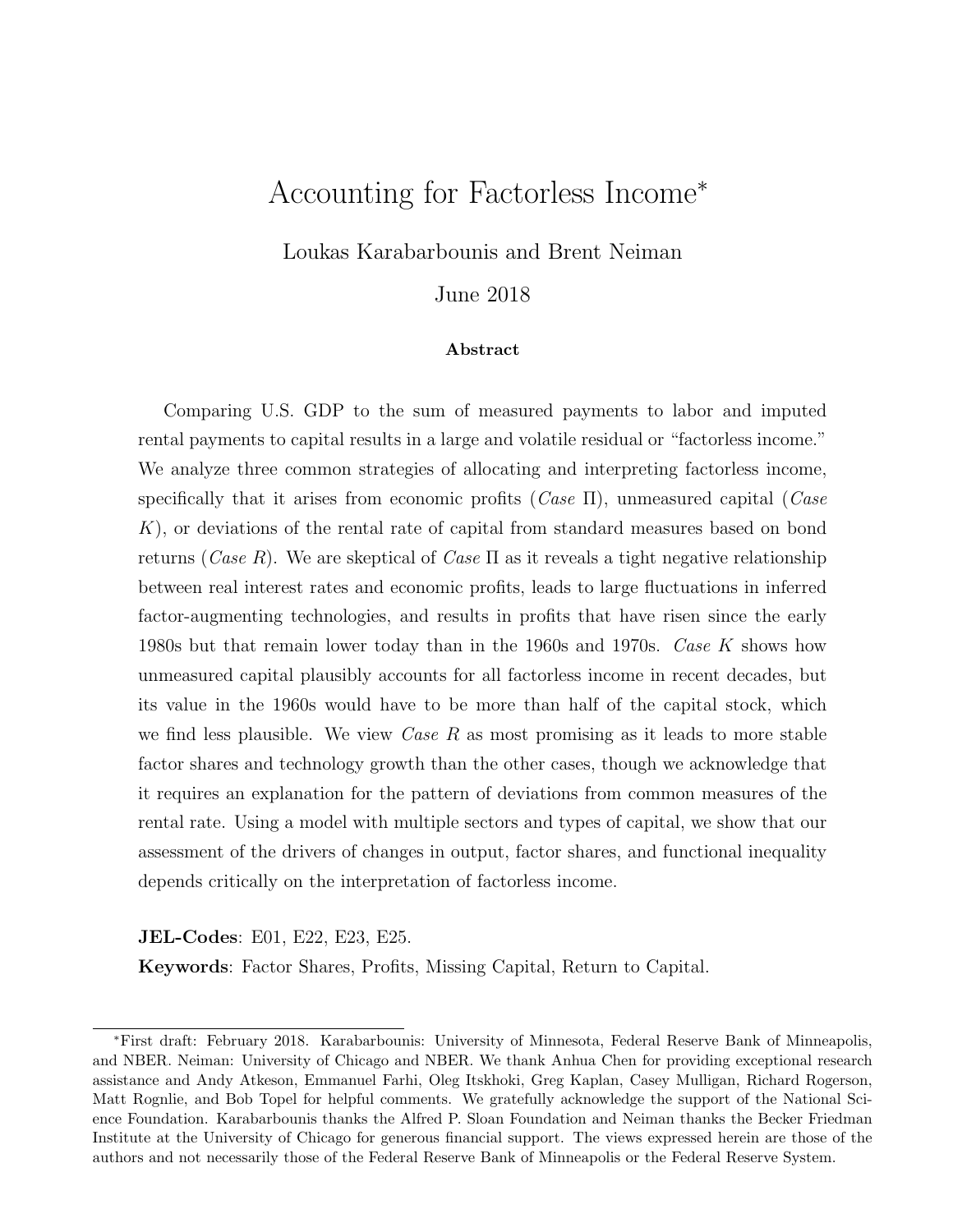# Accounting for Factorless Income*

Loukas Karabarbounis and Brent Neiman

June 2018

### Abstract

Comparing U.S. GDP to the sum of measured payments to labor and imputed rental payments to capital results in a large and volatile residual or "factorless income." We analyze three common strategies of allocating and interpreting factorless income, specifically that it arises from economic profits (*Case* Π), unmeasured capital (*Case K*), or deviations of the rental rate of capital from standard measures based on bond returns (*Case R*). We are skeptical of *Case* Π as it reveals a tight negative relationship between real interest rates and economic profits, leads to large fluctuations in inferred factor-augmenting technologies, and results in profits that have risen since the early 1980s but that remain lower today than in the 1960s and 1970s. *Case K* shows how unmeasured capital plausibly accounts for all factorless income in recent decades, but its value in the 1960s would have to be more than half of the capital stock, which we find less plausible. We view *Case R* as most promising as it leads to more stable factor shares and technology growth than the other cases, though we acknowledge that it requires an explanation for the pattern of deviations from common measures of the rental rate. Using a model with multiple sectors and types of capital, we show that our assessment of the drivers of changes in output, factor shares, and functional inequality depends critically on the interpretation of factorless income.

**JEL-Codes**: E01, E22, E23, E25.

**Keywords**: Factor Shares, Profits, Missing Capital, Return to Capital.

---

*First draft: February 2018. Karabarbounis: University of Minnesota, Federal Reserve Bank of Minneapolis, and NBER. Neiman: University of Chicago and NBER. We thank Anhua Chen for providing exceptional research assistance and Andy Atkeson, Emmanuel Farhi, Oleg Itskhoki, Greg Kaplan, Casey Mulligan, Richard Rogerson, Matt Rognlie, and Bob Topel for helpful comments. We gratefully acknowledge the support of the National Science Foundation. Karabarbounis thanks the Alfred P. Sloan Foundation and Neiman thanks the Becker Friedman Institute at the University of Chicago for generous financial support. The views expressed herein are those of the authors and not necessarily those of the Federal Reserve Bank of Minneapolis or the Federal Reserve System.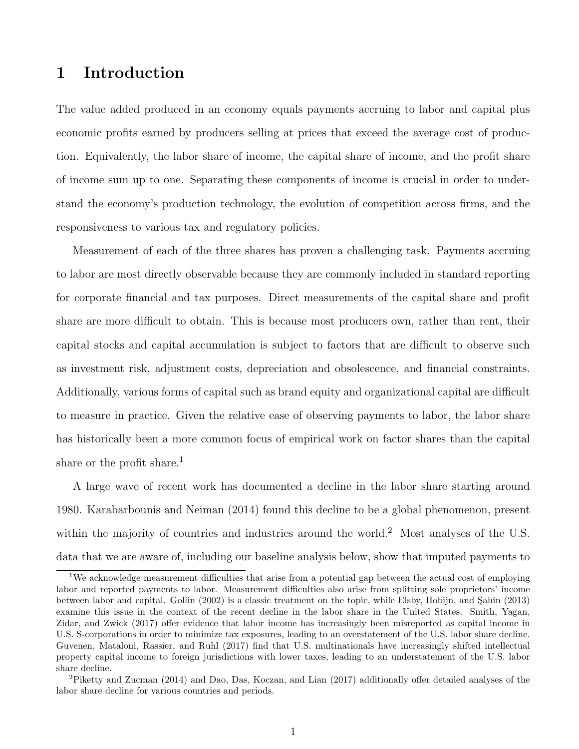# 1 Introduction

The value added produced in an economy equals payments accruing to labor and capital plus economic profits earned by producers selling at prices that exceed the average cost of production. Equivalently, the labor share of income, the capital share of income, and the profit share of income sum up to one. Separating these components of income is crucial in order to understand the economy's production technology, the evolution of competition across firms, and the responsiveness to various tax and regulatory policies.

Measurement of each of the three shares has proven a challenging task. Payments accruing to labor are most directly observable because they are commonly included in standard reporting for corporate financial and tax purposes. Direct measurements of the capital share and profit share are more difficult to obtain. This is because most producers own, rather than rent, their capital stocks and capital accumulation is subject to factors that are difficult to observe such as investment risk, adjustment costs, depreciation and obsolescence, and financial constraints. Additionally, various forms of capital such as brand equity and organizational capital are difficult to measure in practice. Given the relative ease of observing payments to labor, the labor share has historically been a more common focus of empirical work on factor shares than the capital share or the profit share.[1]

A large wave of recent work has documented a decline in the labor share starting around 1980. Karabarbounis and Neiman (2014) found this decline to be a global phenomenon, present within the majority of countries and industries around the world.[2] Most analyses of the U.S. data that we are aware of, including our baseline analysis below, show that imputed payments to

---

[1] We acknowledge measurement difficulties that arise from a potential gap between the actual cost of employing labor and reported payments to labor. Measurement difficulties also arise from splitting sole proprietors' income between labor and capital. Gollin (2002) is a classic treatment on the topic, while Elsby, Hobijn, and Şahin (2013) examine this issue in the context of the recent decline in the labor share in the United States. Smith, Yagan, Zidar, and Zwick (2017) offer evidence that labor income has increasingly been misreported as capital income in U.S. S-corporations in order to minimize tax exposures, leading to an overstatement of the U.S. labor share decline. Guvenen, Mataloni, Rassier, and Ruhl (2017) find that U.S. multinationals have increasingly shifted intellectual property capital income to foreign jurisdictions with lower taxes, leading to an understatement of the U.S. labor share decline.

[2] Piketty and Zucman (2014) and Dao, Das, Koczan, and Lian (2017) additionally offer detailed analyses of the labor share decline for various countries and periods.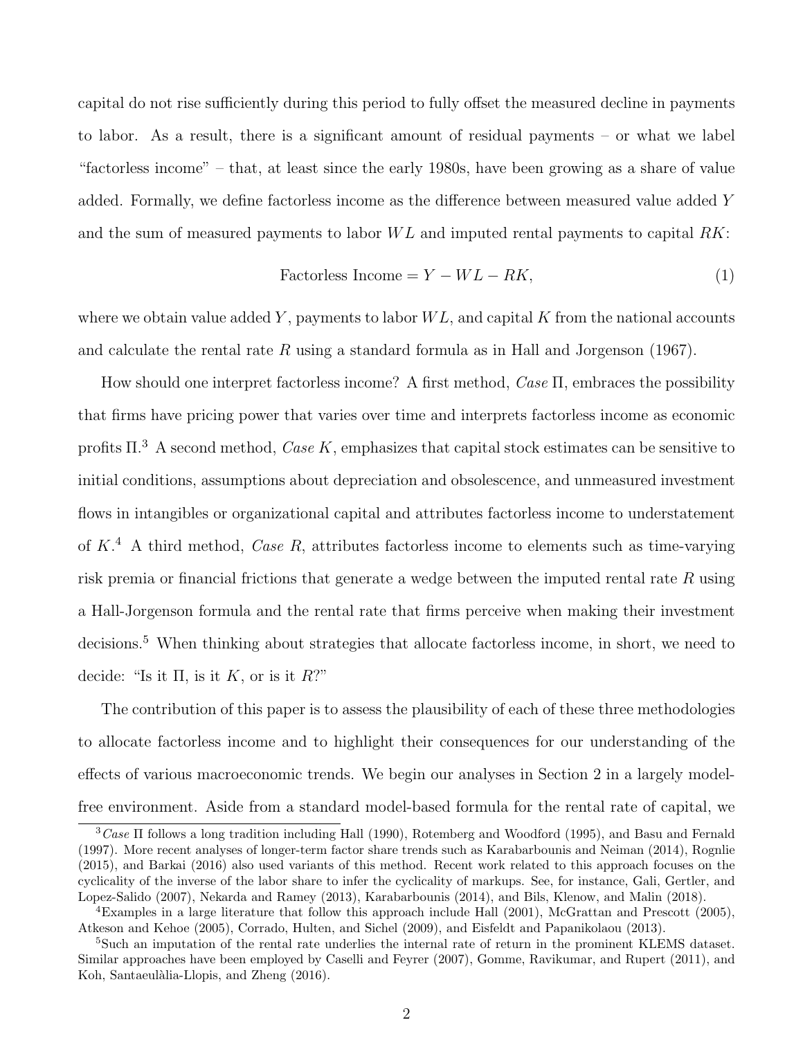capital do not rise sufficiently during this period to fully offset the measured decline in payments to labor. As a result, there is a significant amount of residual payments – or what we label "factorless income" – that, at least since the early 1980s, have been growing as a share of value added. Formally, we define factorless income as the difference between measured value added $Y$ and the sum of measured payments to labor $WL$ and imputed rental payments to capital $RK$:

$$\text{Factorless Income} = Y - WL - RK, \tag{1}$$

where we obtain value added $Y$, payments to labor $WL$, and capital $K$ from the national accounts and calculate the rental rate $R$ using a standard formula as in Hall and Jorgenson (1967).

How should one interpret factorless income? A first method, *Case* $\Pi$, embraces the possibility that firms have pricing power that varies over time and interprets factorless income as economic profits $\Pi$.[3] A second method, *Case* $K$, emphasizes that capital stock estimates can be sensitive to initial conditions, assumptions about depreciation and obsolescence, and unmeasured investment flows in intangibles or organizational capital and attributes factorless income to understatement of $K$.[4] A third method, *Case* $R$, attributes factorless income to elements such as time-varying risk premia or financial frictions that generate a wedge between the imputed rental rate $R$ using a Hall-Jorgenson formula and the rental rate that firms perceive when making their investment decisions.[5] When thinking about strategies that allocate factorless income, in short, we need to decide: "Is it $\Pi$, is it $K$, or is it $R$?"

The contribution of this paper is to assess the plausibility of each of these three methodologies to allocate factorless income and to highlight their consequences for our understanding of the effects of various macroeconomic trends. We begin our analyses in Section 2 in a largely model-free environment. Aside from a standard model-based formula for the rental rate of capital, we

[3] *Case* $\Pi$ follows a long tradition including Hall (1990), Rotemberg and Woodford (1995), and Basu and Fernald (1997). More recent analyses of longer-term factor share trends such as Karabarbounis and Neiman (2014), Rognlie (2015), and Barkai (2016) also used variants of this method. Recent work related to this approach focuses on the cyclicality of the inverse of the labor share to infer the cyclicality of markups. See, for instance, Gali, Gertler, and Lopez-Salido (2007), Nekarda and Ramey (2013), Karabarbounis (2014), and Bils, Klenow, and Malin (2018).

[4] Examples in a large literature that follow this approach include Hall (2001), McGrattan and Prescott (2005), Atkeson and Kehoe (2005), Corrado, Hulten, and Sichel (2009), and Eisfeldt and Papanikolaou (2013).

[5] Such an imputation of the rental rate underlies the internal rate of return in the prominent KLEMS dataset. Similar approaches have been employed by Caselli and Feyrer (2007), Gomme, Ravikumar, and Rupert (2011), and Koh, Santaeulàlia-Llopis, and Zheng (2016).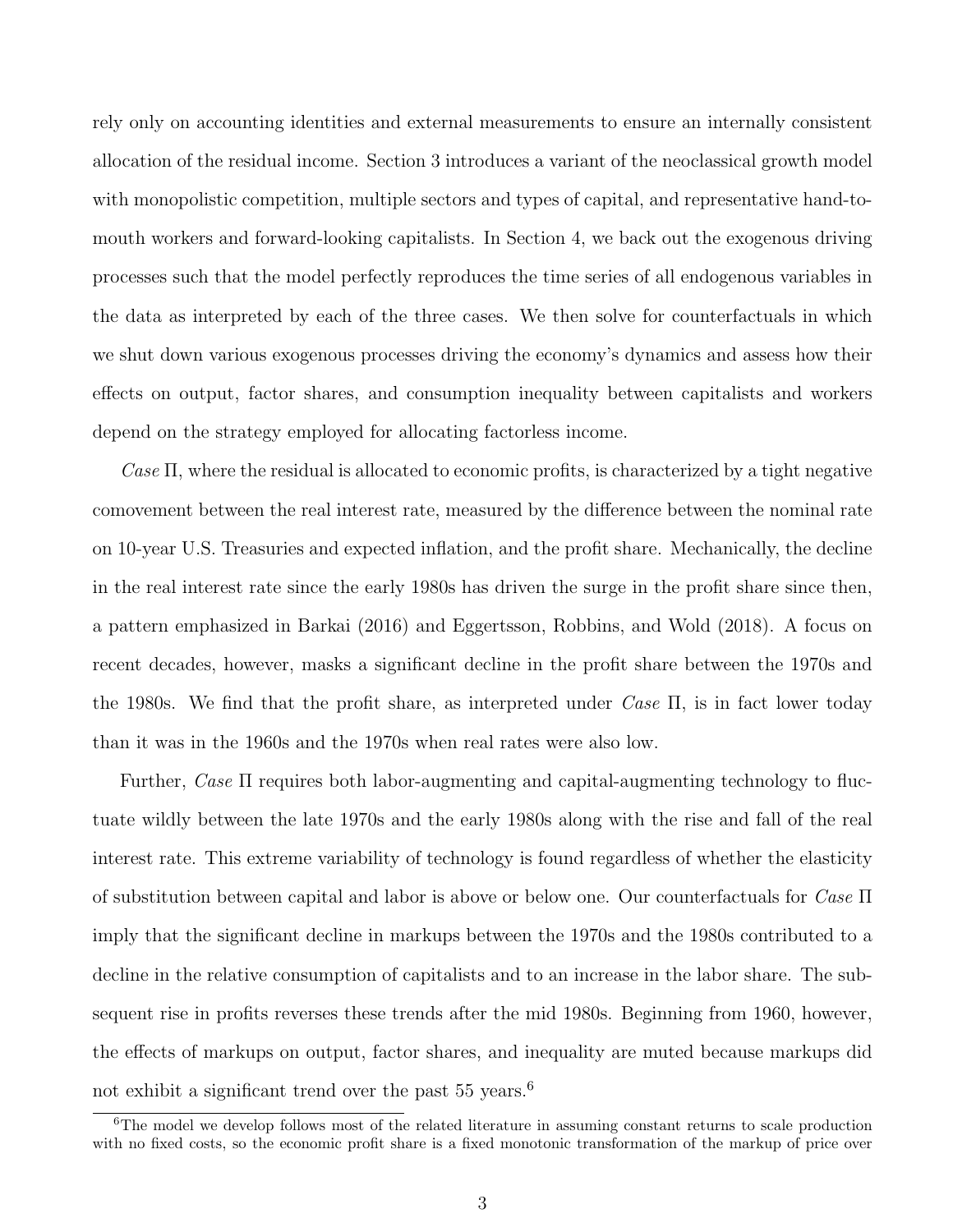rely only on accounting identities and external measurements to ensure an internally consistent allocation of the residual income. Section 3 introduces a variant of the neoclassical growth model with monopolistic competition, multiple sectors and types of capital, and representative hand-to-mouth workers and forward-looking capitalists. In Section 4, we back out the exogenous driving processes such that the model perfectly reproduces the time series of all endogenous variables in the data as interpreted by each of the three cases. We then solve for counterfactuals in which we shut down various exogenous processes driving the economy's dynamics and assess how their effects on output, factor shares, and consumption inequality between capitalists and workers depend on the strategy employed for allocating factorless income.

*Case* Π, where the residual is allocated to economic profits, is characterized by a tight negative comovement between the real interest rate, measured by the difference between the nominal rate on 10-year U.S. Treasuries and expected inflation, and the profit share. Mechanically, the decline in the real interest rate since the early 1980s has driven the surge in the profit share since then, a pattern emphasized in Barkai (2016) and Eggertsson, Robbins, and Wold (2018). A focus on recent decades, however, masks a significant decline in the profit share between the 1970s and the 1980s. We find that the profit share, as interpreted under *Case* Π, is in fact lower today than it was in the 1960s and the 1970s when real rates were also low.

Further, *Case* Π requires both labor-augmenting and capital-augmenting technology to fluctuate wildly between the late 1970s and the early 1980s along with the rise and fall of the real interest rate. This extreme variability of technology is found regardless of whether the elasticity of substitution between capital and labor is above or below one. Our counterfactuals for *Case* Π imply that the significant decline in markups between the 1970s and the 1980s contributed to a decline in the relative consumption of capitalists and to an increase in the labor share. The subsequent rise in profits reverses these trends after the mid 1980s. Beginning from 1960, however, the effects of markups on output, factor shares, and inequality are muted because markups did not exhibit a significant trend over the past 55 years.[6]

[6]The model we develop follows most of the related literature in assuming constant returns to scale production with no fixed costs, so the economic profit share is a fixed monotonic transformation of the markup of price over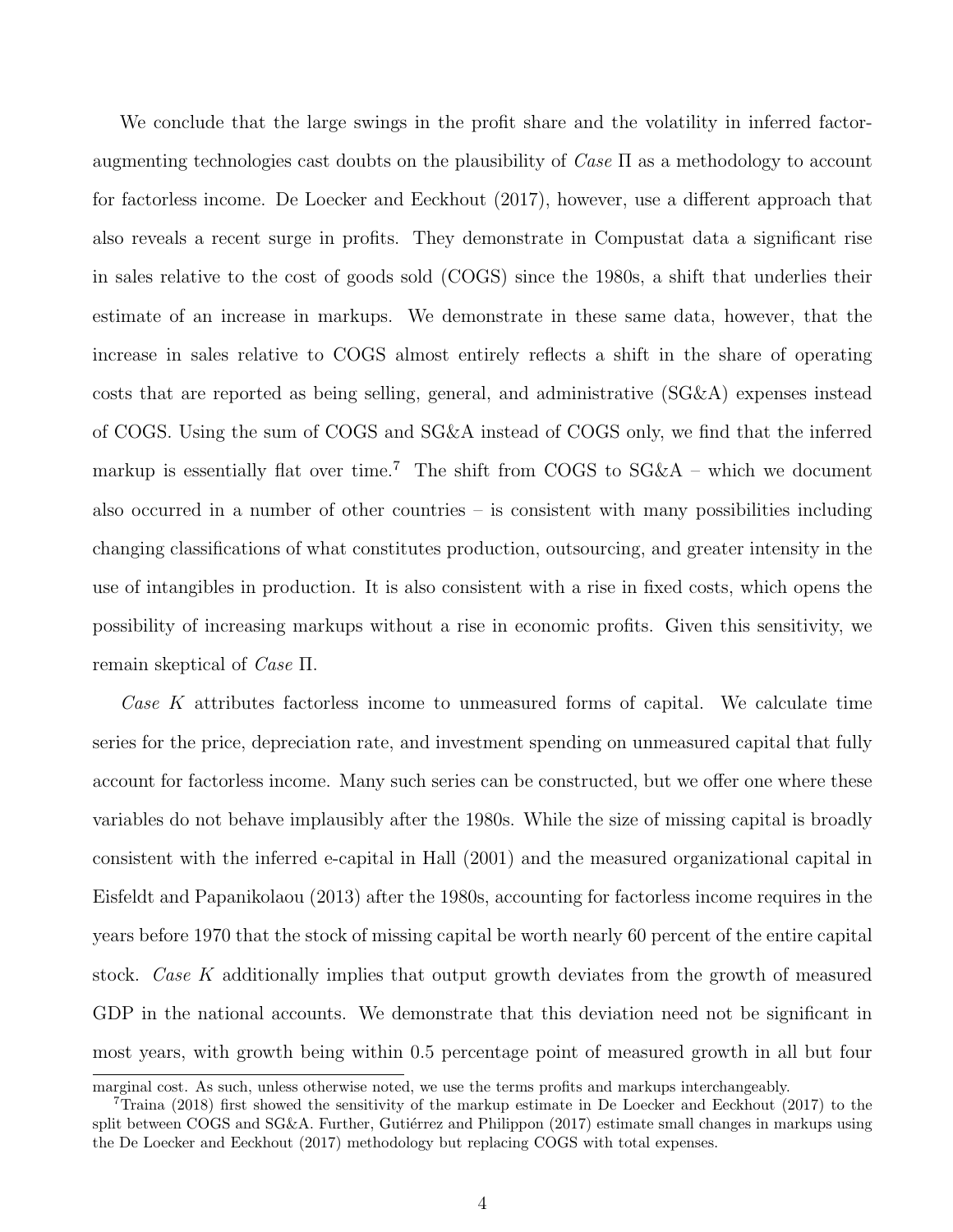We conclude that the large swings in the profit share and the volatility in inferred factor-augmenting technologies cast doubts on the plausibility of *Case* Π as a methodology to account for factorless income. De Loecker and Eeckhout (2017), however, use a different approach that also reveals a recent surge in profits. They demonstrate in Compustat data a significant rise in sales relative to the cost of goods sold (COGS) since the 1980s, a shift that underlies their estimate of an increase in markups. We demonstrate in these same data, however, that the increase in sales relative to COGS almost entirely reflects a shift in the share of operating costs that are reported as being selling, general, and administrative (SG&A) expenses instead of COGS. Using the sum of COGS and SG&A instead of COGS only, we find that the inferred markup is essentially flat over time.[7] The shift from COGS to SG&A – which we document also occurred in a number of other countries – is consistent with many possibilities including changing classifications of what constitutes production, outsourcing, and greater intensity in the use of intangibles in production. It is also consistent with a rise in fixed costs, which opens the possibility of increasing markups without a rise in economic profits. Given this sensitivity, we remain skeptical of *Case* Π.

*Case K* attributes factorless income to unmeasured forms of capital. We calculate time series for the price, depreciation rate, and investment spending on unmeasured capital that fully account for factorless income. Many such series can be constructed, but we offer one where these variables do not behave implausibly after the 1980s. While the size of missing capital is broadly consistent with the inferred e-capital in Hall (2001) and the measured organizational capital in Eisfeldt and Papanikolaou (2013) after the 1980s, accounting for factorless income requires in the years before 1970 that the stock of missing capital be worth nearly 60 percent of the entire capital stock. *Case K* additionally implies that output growth deviates from the growth of measured GDP in the national accounts. We demonstrate that this deviation need not be significant in most years, with growth being within 0.5 percentage point of measured growth in all but four

marginal cost. As such, unless otherwise noted, we use the terms profits and markups interchangeably.

[7] Traina (2018) first showed the sensitivity of the markup estimate in De Loecker and Eeckhout (2017) to the split between COGS and SG&A. Further, Gutiérrez and Philippon (2017) estimate small changes in markups using the De Loecker and Eeckhout (2017) methodology but replacing COGS with total expenses.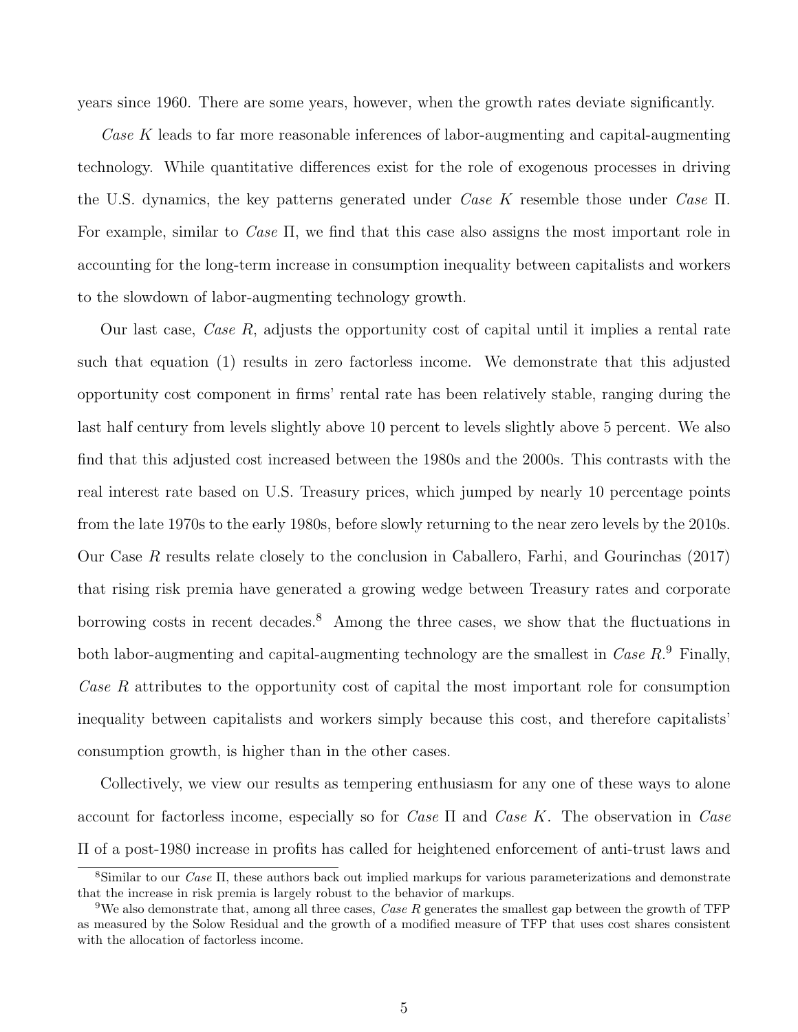years since 1960. There are some years, however, when the growth rates deviate significantly.

*Case K* leads to far more reasonable inferences of labor-augmenting and capital-augmenting technology. While quantitative differences exist for the role of exogenous processes in driving the U.S. dynamics, the key patterns generated under *Case K* resemble those under *Case Π*. For example, similar to *Case Π*, we find that this case also assigns the most important role in accounting for the long-term increase in consumption inequality between capitalists and workers to the slowdown of labor-augmenting technology growth.

Our last case, *Case R*, adjusts the opportunity cost of capital until it implies a rental rate such that equation (1) results in zero factorless income. We demonstrate that this adjusted opportunity cost component in firms' rental rate has been relatively stable, ranging during the last half century from levels slightly above 10 percent to levels slightly above 5 percent. We also find that this adjusted cost increased between the 1980s and the 2000s. This contrasts with the real interest rate based on U.S. Treasury prices, which jumped by nearly 10 percentage points from the late 1970s to the early 1980s, before slowly returning to the near zero levels by the 2010s. Our Case *R* results relate closely to the conclusion in Caballero, Farhi, and Gourinchas (2017) that rising risk premia have generated a growing wedge between Treasury rates and corporate borrowing costs in recent decades.[8] Among the three cases, we show that the fluctuations in both labor-augmenting and capital-augmenting technology are the smallest in *Case R*.[9] Finally, *Case R* attributes to the opportunity cost of capital the most important role for consumption inequality between capitalists and workers simply because this cost, and therefore capitalists' consumption growth, is higher than in the other cases.

Collectively, we view our results as tempering enthusiasm for any one of these ways to alone account for factorless income, especially so for *Case Π* and *Case K*. The observation in *Case Π* of a post-1980 increase in profits has called for heightened enforcement of anti-trust laws and

[8] Similar to our *Case Π*, these authors back out implied markups for various parameterizations and demonstrate that the increase in risk premia is largely robust to the behavior of markups.

[9] We also demonstrate that, among all three cases, *Case R* generates the smallest gap between the growth of TFP as measured by the Solow Residual and the growth of a modified measure of TFP that uses cost shares consistent with the allocation of factorless income.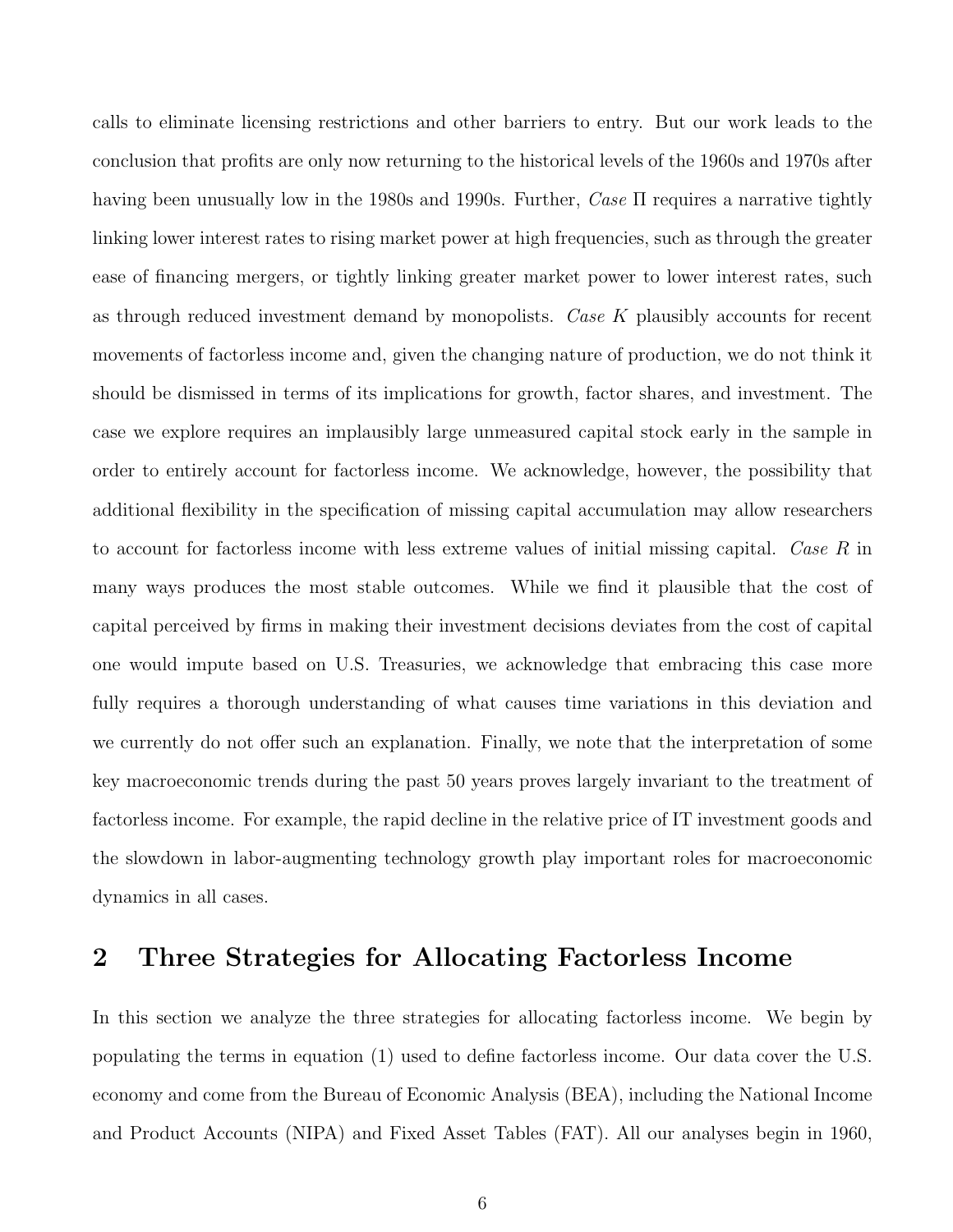calls to eliminate licensing restrictions and other barriers to entry. But our work leads to the conclusion that profits are only now returning to the historical levels of the 1960s and 1970s after having been unusually low in the 1980s and 1990s. Further, *Case* $\Pi$ requires a narrative tightly linking lower interest rates to rising market power at high frequencies, such as through the greater ease of financing mergers, or tightly linking greater market power to lower interest rates, such as through reduced investment demand by monopolists. *Case K* plausibly accounts for recent movements of factorless income and, given the changing nature of production, we do not think it should be dismissed in terms of its implications for growth, factor shares, and investment. The case we explore requires an implausibly large unmeasured capital stock early in the sample in order to entirely account for factorless income. We acknowledge, however, the possibility that additional flexibility in the specification of missing capital accumulation may allow researchers to account for factorless income with less extreme values of initial missing capital. *Case R* in many ways produces the most stable outcomes. While we find it plausible that the cost of capital perceived by firms in making their investment decisions deviates from the cost of capital one would impute based on U.S. Treasuries, we acknowledge that embracing this case more fully requires a thorough understanding of what causes time variations in this deviation and we currently do not offer such an explanation. Finally, we note that the interpretation of some key macroeconomic trends during the past 50 years proves largely invariant to the treatment of factorless income. For example, the rapid decline in the relative price of IT investment goods and the slowdown in labor-augmenting technology growth play important roles for macroeconomic dynamics in all cases.

## 2 Three Strategies for Allocating Factorless Income

In this section we analyze the three strategies for allocating factorless income. We begin by populating the terms in equation (1) used to define factorless income. Our data cover the U.S. economy and come from the Bureau of Economic Analysis (BEA), including the National Income and Product Accounts (NIPA) and Fixed Asset Tables (FAT). All our analyses begin in 1960,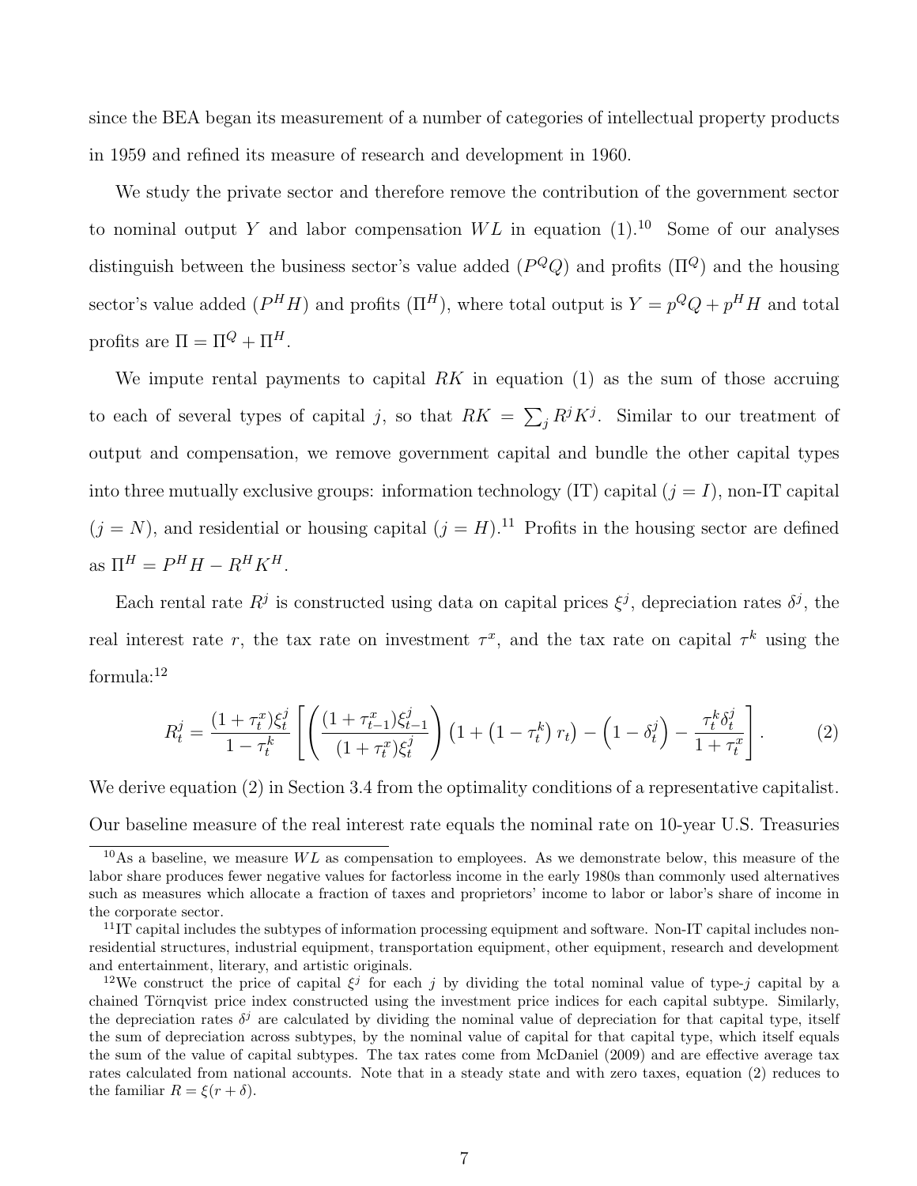since the BEA began its measurement of a number of categories of intellectual property products in 1959 and refined its measure of research and development in 1960.

We study the private sector and therefore remove the contribution of the government sector to nominal output $Y$ and labor compensation $WL$ in equation (1).[10] Some of our analyses distinguish between the business sector's value added ($P^Q Q$) and profits ($\Pi^Q$) and the housing sector's value added ($P^H H$) and profits ($\Pi^H$), where total output is $Y = p^Q Q + p^H H$ and total profits are $\Pi = \Pi^Q + \Pi^H$.

We impute rental payments to capital $RK$ in equation (1) as the sum of those accruing to each of several types of capital $j$, so that $RK = \sum_j R^j K^j$. Similar to our treatment of output and compensation, we remove government capital and bundle the other capital types into three mutually exclusive groups: information technology (IT) capital ($j = I$), non-IT capital ($j = N$), and residential or housing capital ($j = H$).[11] Profits in the housing sector are defined as $\Pi^H = P^H H - R^H K^H$.

Each rental rate $R^j$ is constructed using data on capital prices $\xi^j$, depreciation rates $\delta^j$, the real interest rate $r$, the tax rate on investment $\tau^x$, and the tax rate on capital $\tau^k$ using the formula:[12]

$$R_t^j = \frac{(1+\tau_t^x)\xi_t^j}{1-\tau_t^k} \left[ \left( \frac{(1+\tau_{t-1}^x)\xi_{t-1}^j}{(1+\tau_t^x)\xi_t^j} \right) \left(1 + \left(1 - \tau_t^k\right) r_t\right) - \left(1 - \delta_t^j\right) - \frac{\tau_t^k \delta_t^j}{1+\tau_t^x} \right]. \tag{2}$$

We derive equation (2) in Section 3.4 from the optimality conditions of a representative capitalist. Our baseline measure of the real interest rate equals the nominal rate on 10-year U.S. Treasuries

[10] As a baseline, we measure $WL$ as compensation to employees. As we demonstrate below, this measure of the labor share produces fewer negative values for factorless income in the early 1980s than commonly used alternatives such as measures which allocate a fraction of taxes and proprietors' income to labor or labor's share of income in the corporate sector.

[11] IT capital includes the subtypes of information processing equipment and software. Non-IT capital includes non-residential structures, industrial equipment, transportation equipment, other equipment, research and development and entertainment, literary, and artistic originals.

[12] We construct the price of capital $\xi^j$ for each $j$ by dividing the total nominal value of type-$j$ capital by a chained Törnqvist price index constructed using the investment price indices for each capital subtype. Similarly, the depreciation rates $\delta^j$ are calculated by dividing the nominal value of depreciation for that capital type, itself the sum of depreciation across subtypes, by the nominal value of capital for that capital type, which itself equals the sum of the value of capital subtypes. The tax rates come from McDaniel (2009) and are effective average tax rates calculated from national accounts. Note that in a steady state and with zero taxes, equation (2) reduces to the familiar $R = \xi(r + \delta)$.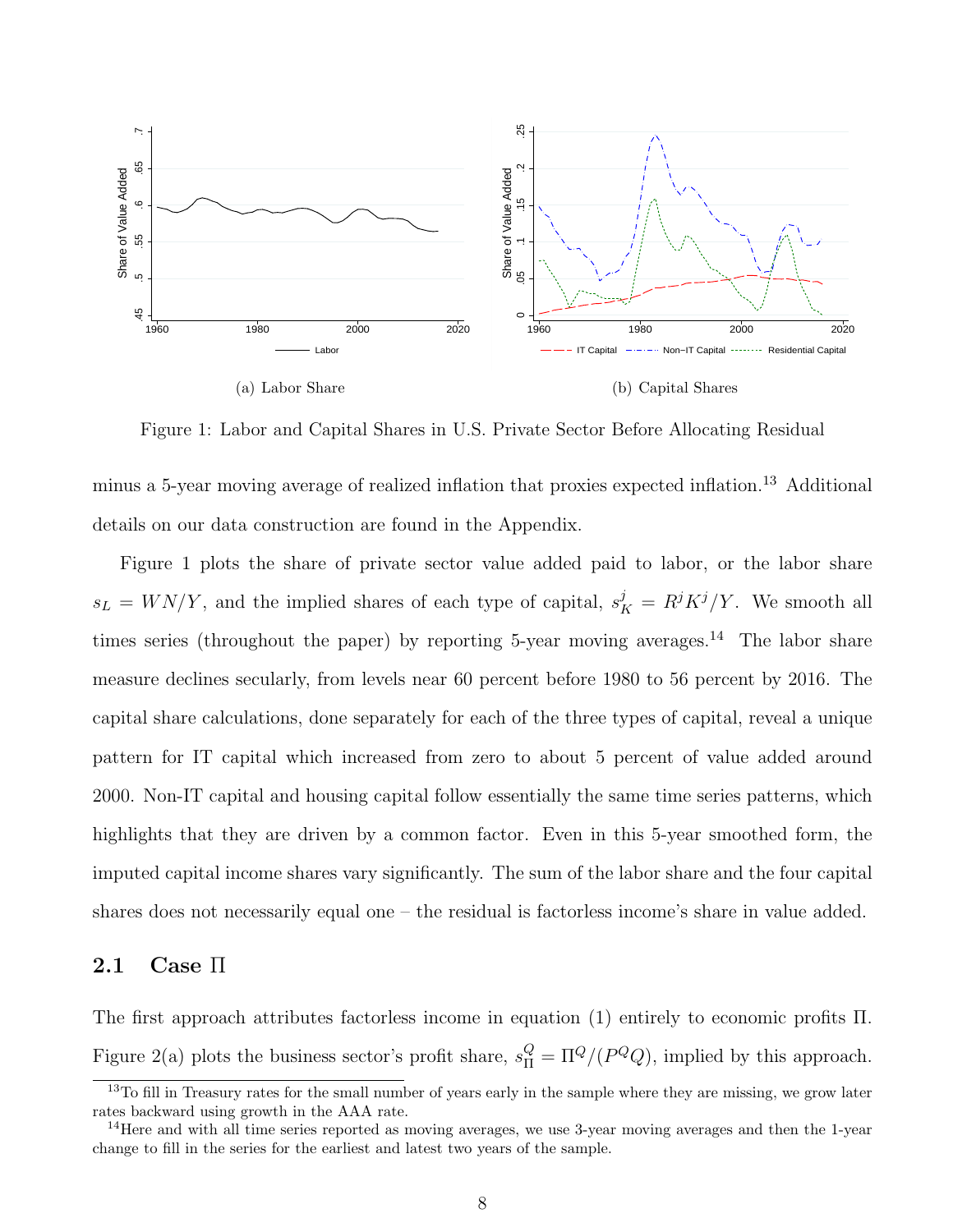(a) Labor Share

(b) Capital Shares

Figure 1: Labor and Capital Shares in U.S. Private Sector Before Allocating Residual

minus a 5-year moving average of realized inflation that proxies expected inflation.[13] Additional details on our data construction are found in the Appendix.

Figure 1 plots the share of private sector value added paid to labor, or the labor share $s_L = WN/Y$, and the implied shares of each type of capital, $s_K^j = R^j K^j / Y$. We smooth all times series (throughout the paper) by reporting 5-year moving averages.[14] The labor share measure declines secularly, from levels near 60 percent before 1980 to 56 percent by 2016. The capital share calculations, done separately for each of the three types of capital, reveal a unique pattern for IT capital which increased from zero to about 5 percent of value added around 2000. Non-IT capital and housing capital follow essentially the same time series patterns, which highlights that they are driven by a common factor. Even in this 5-year smoothed form, the imputed capital income shares vary significantly. The sum of the labor share and the four capital shares does not necessarily equal one – the residual is factorless income's share in value added.

## 2.1 Case Π

The first approach attributes factorless income in equation (1) entirely to economic profits Π. Figure 2(a) plots the business sector's profit share, $s_\Pi^Q = \Pi^Q / (P^Q Q)$, implied by this approach.

[13] To fill in Treasury rates for the small number of years early in the sample where they are missing, we grow later rates backward using growth in the AAA rate.

[14] Here and with all time series reported as moving averages, we use 3-year moving averages and then the 1-year change to fill in the series for the earliest and latest two years of the sample.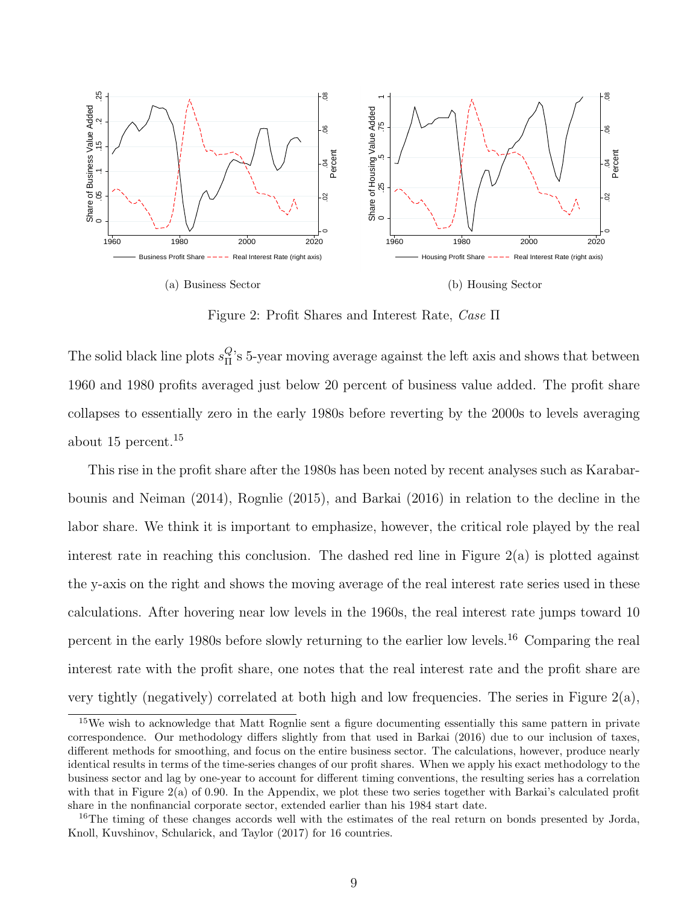(a) Business Sector

(b) Housing Sector

Figure 2: Profit Shares and Interest Rate, *Case* Π

The solid black line plots $s_\Pi^Q$'s 5-year moving average against the left axis and shows that between 1960 and 1980 profits averaged just below 20 percent of business value added. The profit share collapses to essentially zero in the early 1980s before reverting by the 2000s to levels averaging about 15 percent.[15]

This rise in the profit share after the 1980s has been noted by recent analyses such as Karabarbounis and Neiman (2014), Rognlie (2015), and Barkai (2016) in relation to the decline in the labor share. We think it is important to emphasize, however, the critical role played by the real interest rate in reaching this conclusion. The dashed red line in Figure 2(a) is plotted against the y-axis on the right and shows the moving average of the real interest rate series used in these calculations. After hovering near low levels in the 1960s, the real interest rate jumps toward 10 percent in the early 1980s before slowly returning to the earlier low levels.[16] Comparing the real interest rate with the profit share, one notes that the real interest rate and the profit share are very tightly (negatively) correlated at both high and low frequencies. The series in Figure 2(a),

[15] We wish to acknowledge that Matt Rognlie sent a figure documenting essentially this same pattern in private correspondence. Our methodology differs slightly from that used in Barkai (2016) due to our inclusion of taxes, different methods for smoothing, and focus on the entire business sector. The calculations, however, produce nearly identical results in terms of the time-series changes of our profit shares. When we apply his exact methodology to the business sector and lag by one-year to account for different timing conventions, the resulting series has a correlation with that in Figure 2(a) of 0.90. In the Appendix, we plot these two series together with Barkai's calculated profit share in the nonfinancial corporate sector, extended earlier than his 1984 start date.

[16] The timing of these changes accords well with the estimates of the real return on bonds presented by Jorda, Knoll, Kuvshinov, Schularick, and Taylor (2017) for 16 countries.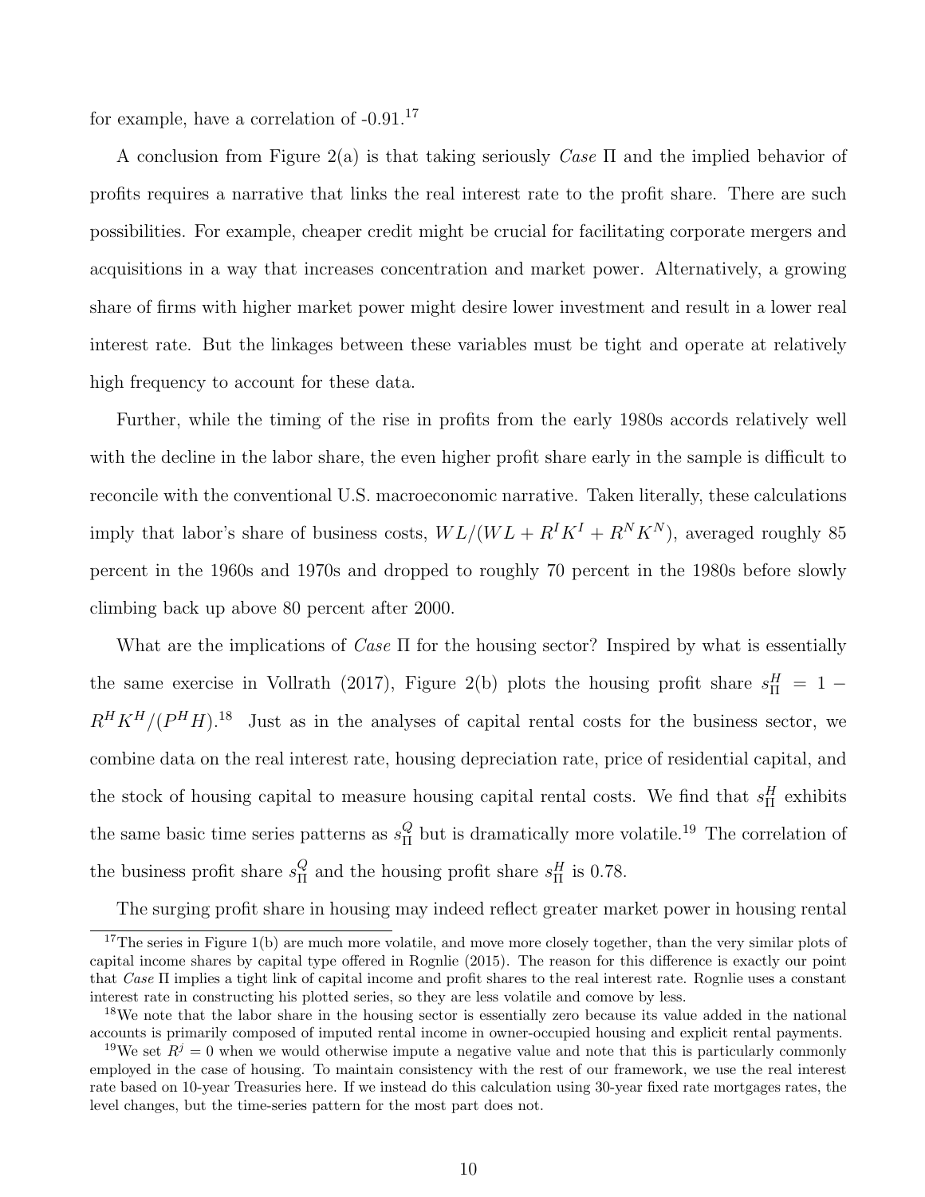for example, have a correlation of -0.91.[17]

A conclusion from Figure 2(a) is that taking seriously *Case* $\Pi$ and the implied behavior of profits requires a narrative that links the real interest rate to the profit share. There are such possibilities. For example, cheaper credit might be crucial for facilitating corporate mergers and acquisitions in a way that increases concentration and market power. Alternatively, a growing share of firms with higher market power might desire lower investment and result in a lower real interest rate. But the linkages between these variables must be tight and operate at relatively high frequency to account for these data.

Further, while the timing of the rise in profits from the early 1980s accords relatively well with the decline in the labor share, the even higher profit share early in the sample is difficult to reconcile with the conventional U.S. macroeconomic narrative. Taken literally, these calculations imply that labor's share of business costs, $WL/(WL + R^I K^I + R^N K^N)$, averaged roughly 85 percent in the 1960s and 1970s and dropped to roughly 70 percent in the 1980s before slowly climbing back up above 80 percent after 2000.

What are the implications of *Case* $\Pi$ for the housing sector? Inspired by what is essentially the same exercise in Vollrath (2017), Figure 2(b) plots the housing profit share $s_\Pi^H = 1 - R^H K^H/(P^H H)$.[18] Just as in the analyses of capital rental costs for the business sector, we combine data on the real interest rate, housing depreciation rate, price of residential capital, and the stock of housing capital to measure housing capital rental costs. We find that $s_\Pi^H$ exhibits the same basic time series patterns as $s_\Pi^Q$ but is dramatically more volatile.[19] The correlation of the business profit share $s_\Pi^Q$ and the housing profit share $s_\Pi^H$ is 0.78.

The surging profit share in housing may indeed reflect greater market power in housing rental

[17] The series in Figure 1(b) are much more volatile, and move more closely together, than the very similar plots of capital income shares by capital type offered in Rognlie (2015). The reason for this difference is exactly our point that *Case* $\Pi$ implies a tight link of capital income and profit shares to the real interest rate. Rognlie uses a constant interest rate in constructing his plotted series, so they are less volatile and comove by less.

[18] We note that the labor share in the housing sector is essentially zero because its value added in the national accounts is primarily composed of imputed rental income in owner-occupied housing and explicit rental payments.

[19] We set $R^j = 0$ when we would otherwise impute a negative value and note that this is particularly commonly employed in the case of housing. To maintain consistency with the rest of our framework, we use the real interest rate based on 10-year Treasuries here. If we instead do this calculation using 30-year fixed rate mortgages rates, the level changes, but the time-series pattern for the most part does not.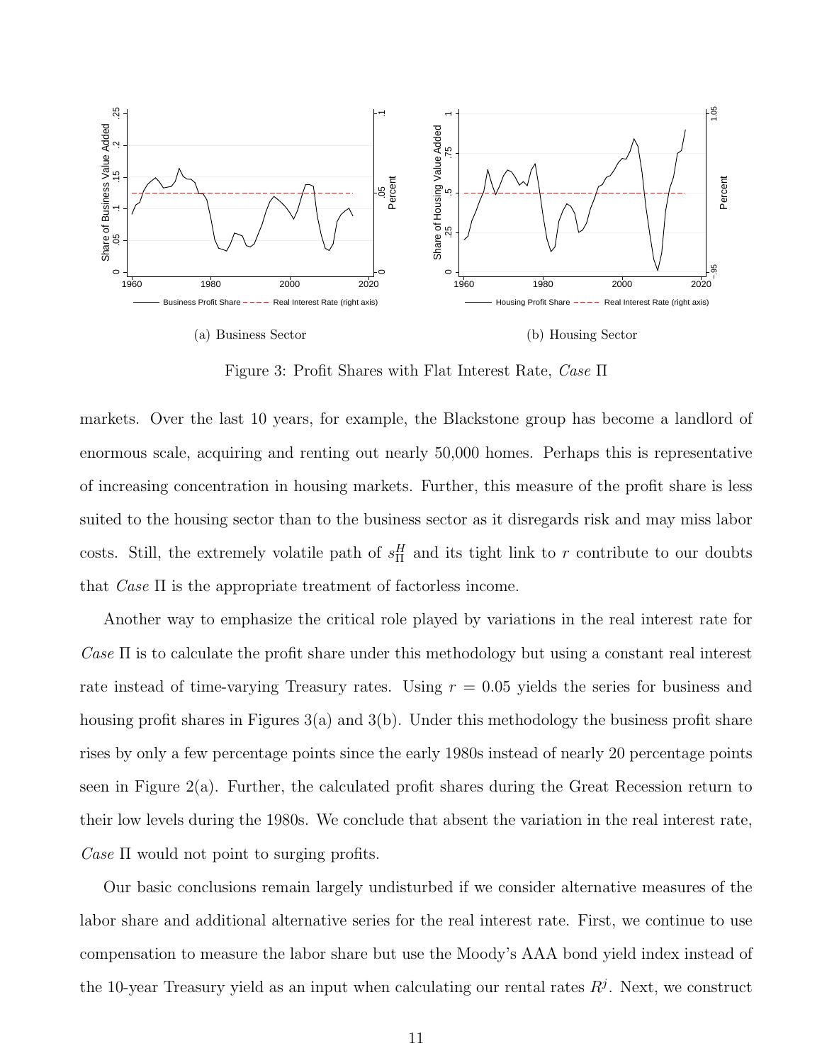(a) Business Sector

(b) Housing Sector

Figure 3: Profit Shares with Flat Interest Rate, *Case* Π

markets. Over the last 10 years, for example, the Blackstone group has become a landlord of enormous scale, acquiring and renting out nearly 50,000 homes. Perhaps this is representative of increasing concentration in housing markets. Further, this measure of the profit share is less suited to the housing sector than to the business sector as it disregards risk and may miss labor costs. Still, the extremely volatile path of $s^H_\Pi$ and its tight link to $r$ contribute to our doubts that *Case* Π is the appropriate treatment of factorless income.

Another way to emphasize the critical role played by variations in the real interest rate for *Case* Π is to calculate the profit share under this methodology but using a constant real interest rate instead of time-varying Treasury rates. Using $r = 0.05$ yields the series for business and housing profit shares in Figures 3(a) and 3(b). Under this methodology the business profit share rises by only a few percentage points since the early 1980s instead of nearly 20 percentage points seen in Figure 2(a). Further, the calculated profit shares during the Great Recession return to their low levels during the 1980s. We conclude that absent the variation in the real interest rate, *Case* Π would not point to surging profits.

Our basic conclusions remain largely undisturbed if we consider alternative measures of the labor share and additional alternative series for the real interest rate. First, we continue to use compensation to measure the labor share but use the Moody's AAA bond yield index instead of the 10-year Treasury yield as an input when calculating our rental rates $R^j$. Next, we construct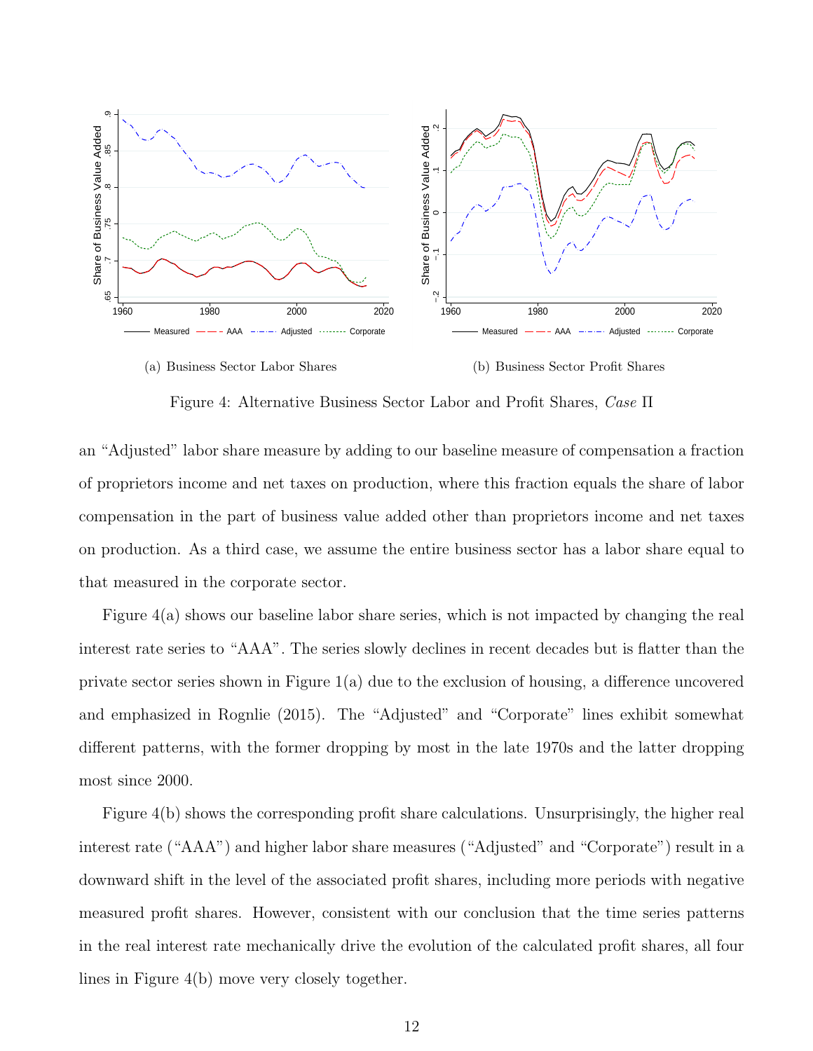(a) Business Sector Labor Shares

(b) Business Sector Profit Shares

Figure 4: Alternative Business Sector Labor and Profit Shares, *Case* Π

an "Adjusted" labor share measure by adding to our baseline measure of compensation a fraction of proprietors income and net taxes on production, where this fraction equals the share of labor compensation in the part of business value added other than proprietors income and net taxes on production. As a third case, we assume the entire business sector has a labor share equal to that measured in the corporate sector.

Figure 4(a) shows our baseline labor share series, which is not impacted by changing the real interest rate series to "AAA". The series slowly declines in recent decades but is flatter than the private sector series shown in Figure 1(a) due to the exclusion of housing, a difference uncovered and emphasized in Rognlie (2015). The "Adjusted" and "Corporate" lines exhibit somewhat different patterns, with the former dropping by most in the late 1970s and the latter dropping most since 2000.

Figure 4(b) shows the corresponding profit share calculations. Unsurprisingly, the higher real interest rate ("AAA") and higher labor share measures ("Adjusted" and "Corporate") result in a downward shift in the level of the associated profit shares, including more periods with negative measured profit shares. However, consistent with our conclusion that the time series patterns in the real interest rate mechanically drive the evolution of the calculated profit shares, all four lines in Figure 4(b) move very closely together.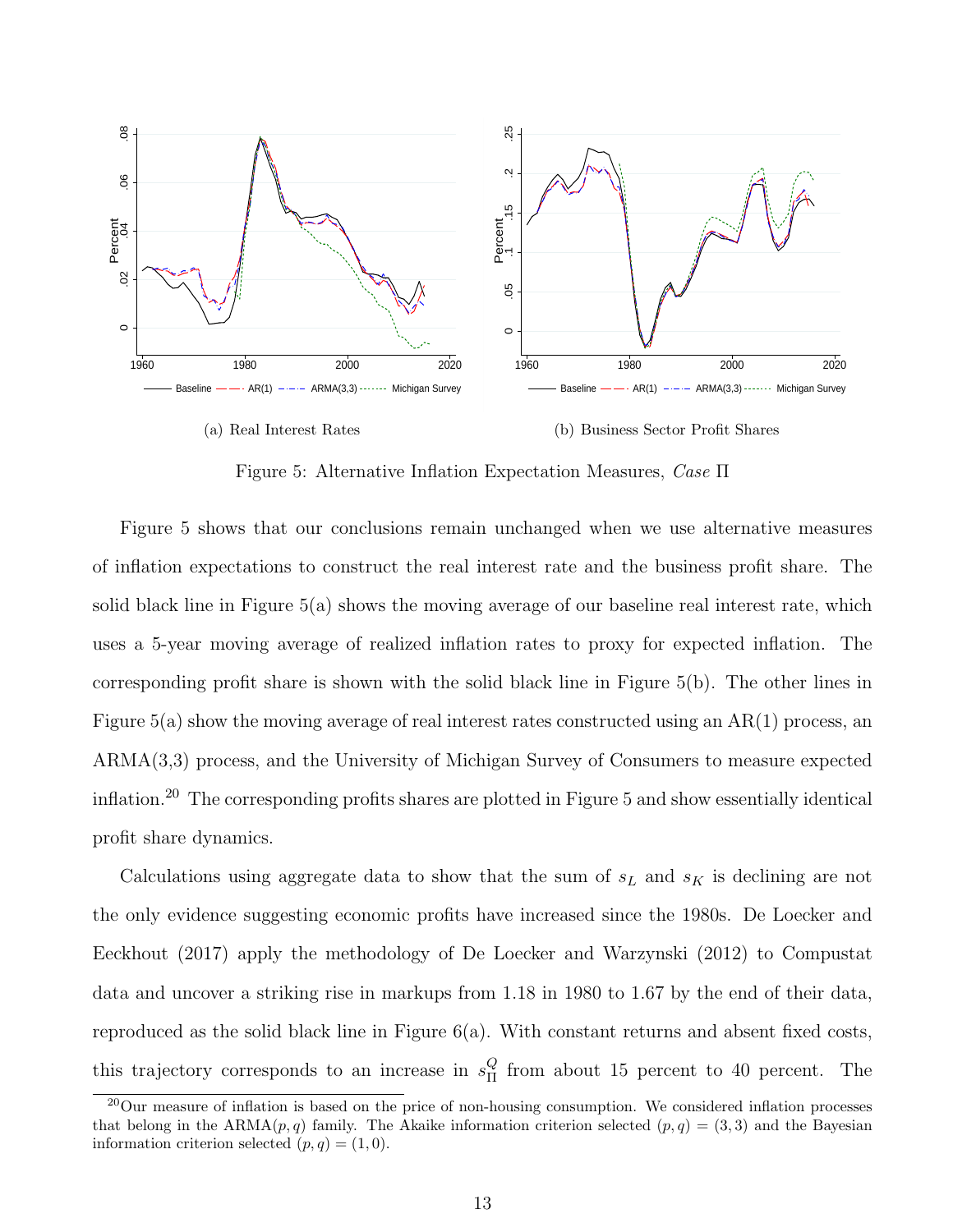(a) Real Interest Rates

(b) Business Sector Profit Shares

Figure 5: Alternative Inflation Expectation Measures, *Case* II

Figure 5 shows that our conclusions remain unchanged when we use alternative measures of inflation expectations to construct the real interest rate and the business profit share. The solid black line in Figure 5(a) shows the moving average of our baseline real interest rate, which uses a 5-year moving average of realized inflation rates to proxy for expected inflation. The corresponding profit share is shown with the solid black line in Figure 5(b). The other lines in Figure 5(a) show the moving average of real interest rates constructed using an AR(1) process, an ARMA(3,3) process, and the University of Michigan Survey of Consumers to measure expected inflation.[20] The corresponding profits shares are plotted in Figure 5 and show essentially identical profit share dynamics.

Calculations using aggregate data to show that the sum of $s_L$ and $s_K$ is declining are not the only evidence suggesting economic profits have increased since the 1980s. De Loecker and Eeckhout (2017) apply the methodology of De Loecker and Warzynski (2012) to Compustat data and uncover a striking rise in markups from 1.18 in 1980 to 1.67 by the end of their data, reproduced as the solid black line in Figure 6(a). With constant returns and absent fixed costs, this trajectory corresponds to an increase in $s_{\Pi}^{Q}$ from about 15 percent to 40 percent. The

[20] Our measure of inflation is based on the price of non-housing consumption. We considered inflation processes that belong in the ARMA$(p, q)$ family. The Akaike information criterion selected $(p, q) = (3, 3)$ and the Bayesian information criterion selected $(p, q) = (1, 0)$.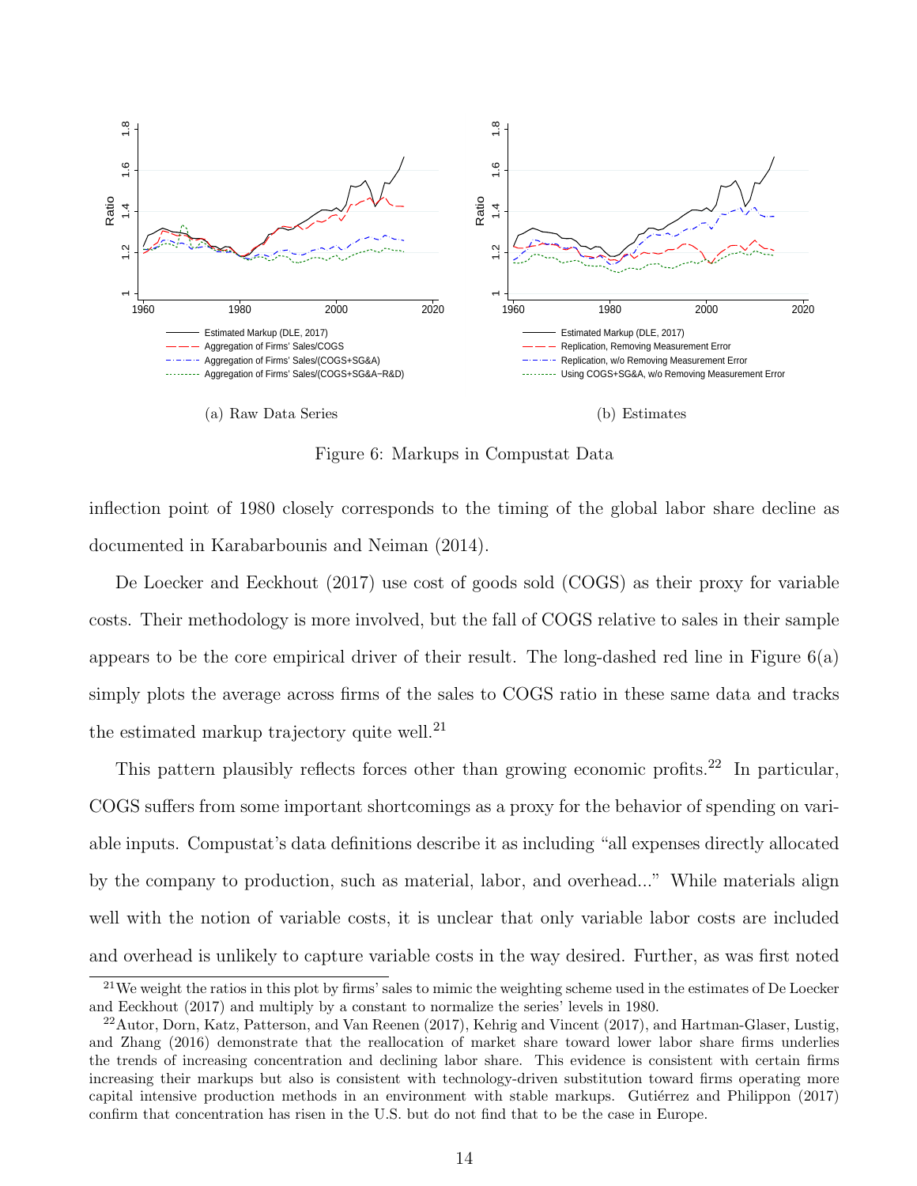(a) Raw Data Series

(b) Estimates

Figure 6: Markups in Compustat Data

inflection point of 1980 closely corresponds to the timing of the global labor share decline as documented in Karabarbounis and Neiman (2014).

De Loecker and Eeckhout (2017) use cost of goods sold (COGS) as their proxy for variable costs. Their methodology is more involved, but the fall of COGS relative to sales in their sample appears to be the core empirical driver of their result. The long-dashed red line in Figure 6(a) simply plots the average across firms of the sales to COGS ratio in these same data and tracks the estimated markup trajectory quite well.[21]

This pattern plausibly reflects forces other than growing economic profits.[22] In particular, COGS suffers from some important shortcomings as a proxy for the behavior of spending on variable inputs. Compustat's data definitions describe it as including "all expenses directly allocated by the company to production, such as material, labor, and overhead..." While materials align well with the notion of variable costs, it is unclear that only variable labor costs are included and overhead is unlikely to capture variable costs in the way desired. Further, as was first noted

[21] We weight the ratios in this plot by firms' sales to mimic the weighting scheme used in the estimates of De Loecker and Eeckhout (2017) and multiply by a constant to normalize the series' levels in 1980.

[22] Autor, Dorn, Katz, Patterson, and Van Reenen (2017), Kehrig and Vincent (2017), and Hartman-Glaser, Lustig, and Zhang (2016) demonstrate that the reallocation of market share toward lower labor share firms underlies the trends of increasing concentration and declining labor share. This evidence is consistent with certain firms increasing their markups but also is consistent with technology-driven substitution toward firms operating more capital intensive production methods in an environment with stable markups. Gutiérrez and Philippon (2017) confirm that concentration has risen in the U.S. but do not find that to be the case in Europe.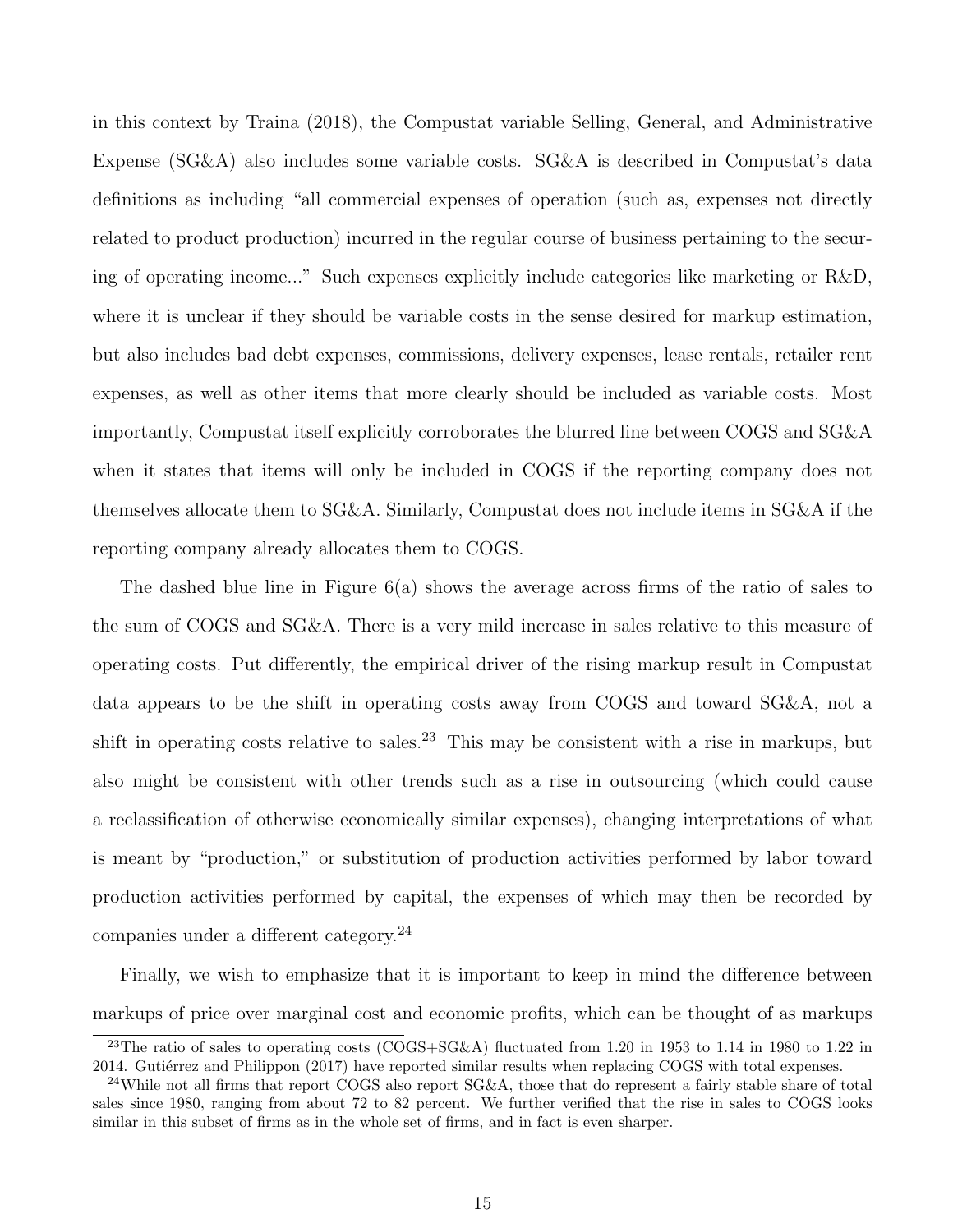in this context by Traina (2018), the Compustat variable Selling, General, and Administrative Expense (SG&A) also includes some variable costs. SG&A is described in Compustat's data definitions as including "all commercial expenses of operation (such as, expenses not directly related to product production) incurred in the regular course of business pertaining to the securing of operating income..." Such expenses explicitly include categories like marketing or R&D, where it is unclear if they should be variable costs in the sense desired for markup estimation, but also includes bad debt expenses, commissions, delivery expenses, lease rentals, retailer rent expenses, as well as other items that more clearly should be included as variable costs. Most importantly, Compustat itself explicitly corroborates the blurred line between COGS and SG&A when it states that items will only be included in COGS if the reporting company does not themselves allocate them to SG&A. Similarly, Compustat does not include items in SG&A if the reporting company already allocates them to COGS.

The dashed blue line in Figure 6(a) shows the average across firms of the ratio of sales to the sum of COGS and SG&A. There is a very mild increase in sales relative to this measure of operating costs. Put differently, the empirical driver of the rising markup result in Compustat data appears to be the shift in operating costs away from COGS and toward SG&A, not a shift in operating costs relative to sales.[23] This may be consistent with a rise in markups, but also might be consistent with other trends such as a rise in outsourcing (which could cause a reclassification of otherwise economically similar expenses), changing interpretations of what is meant by "production," or substitution of production activities performed by labor toward production activities performed by capital, the expenses of which may then be recorded by companies under a different category.[24]

Finally, we wish to emphasize that it is important to keep in mind the difference between markups of price over marginal cost and economic profits, which can be thought of as markups

[23] The ratio of sales to operating costs (COGS+SG&A) fluctuated from 1.20 in 1953 to 1.14 in 1980 to 1.22 in 2014. Gutiérrez and Philippon (2017) have reported similar results when replacing COGS with total expenses.

[24] While not all firms that report COGS also report SG&A, those that do represent a fairly stable share of total sales since 1980, ranging from about 72 to 82 percent. We further verified that the rise in sales to COGS looks similar in this subset of firms as in the whole set of firms, and in fact is even sharper.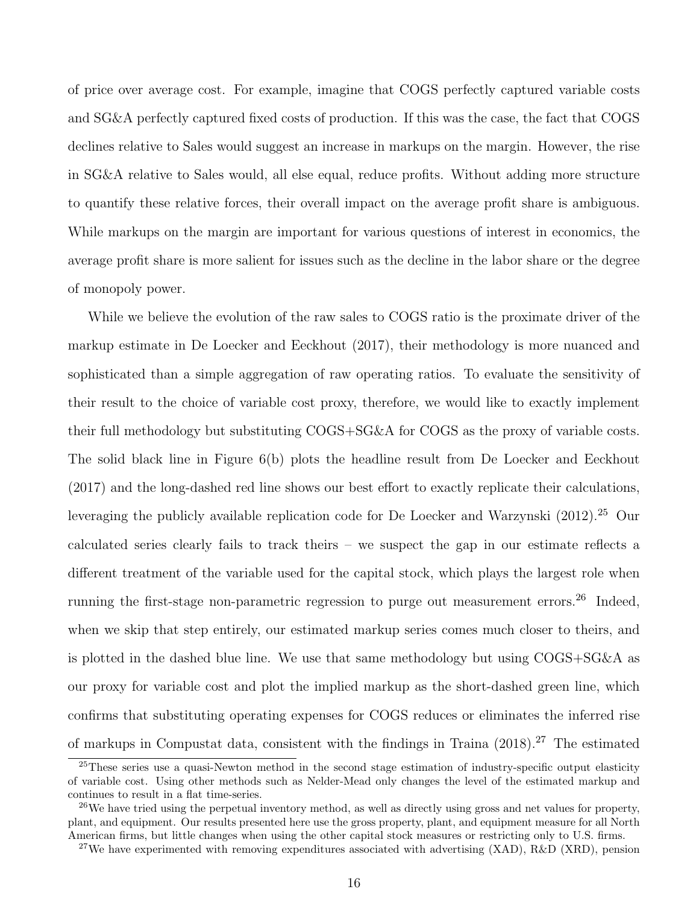of price over average cost. For example, imagine that COGS perfectly captured variable costs and SG&A perfectly captured fixed costs of production. If this was the case, the fact that COGS declines relative to Sales would suggest an increase in markups on the margin. However, the rise in SG&A relative to Sales would, all else equal, reduce profits. Without adding more structure to quantify these relative forces, their overall impact on the average profit share is ambiguous. While markups on the margin are important for various questions of interest in economics, the average profit share is more salient for issues such as the decline in the labor share or the degree of monopoly power.

While we believe the evolution of the raw sales to COGS ratio is the proximate driver of the markup estimate in De Loecker and Eeckhout (2017), their methodology is more nuanced and sophisticated than a simple aggregation of raw operating ratios. To evaluate the sensitivity of their result to the choice of variable cost proxy, therefore, we would like to exactly implement their full methodology but substituting COGS+SG&A for COGS as the proxy of variable costs. The solid black line in Figure 6(b) plots the headline result from De Loecker and Eeckhout (2017) and the long-dashed red line shows our best effort to exactly replicate their calculations, leveraging the publicly available replication code for De Loecker and Warzynski (2012).[25] Our calculated series clearly fails to track theirs – we suspect the gap in our estimate reflects a different treatment of the variable used for the capital stock, which plays the largest role when running the first-stage non-parametric regression to purge out measurement errors.[26] Indeed, when we skip that step entirely, our estimated markup series comes much closer to theirs, and is plotted in the dashed blue line. We use that same methodology but using COGS+SG&A as our proxy for variable cost and plot the implied markup as the short-dashed green line, which confirms that substituting operating expenses for COGS reduces or eliminates the inferred rise of markups in Compustat data, consistent with the findings in Traina (2018).[27] The estimated

[25] These series use a quasi-Newton method in the second stage estimation of industry-specific output elasticity of variable cost. Using other methods such as Nelder-Mead only changes the level of the estimated markup and continues to result in a flat time-series.

[26] We have tried using the perpetual inventory method, as well as directly using gross and net values for property, plant, and equipment. Our results presented here use the gross property, plant, and equipment measure for all North American firms, but little changes when using the other capital stock measures or restricting only to U.S. firms.

[27] We have experimented with removing expenditures associated with advertising (XAD), R&D (XRD), pension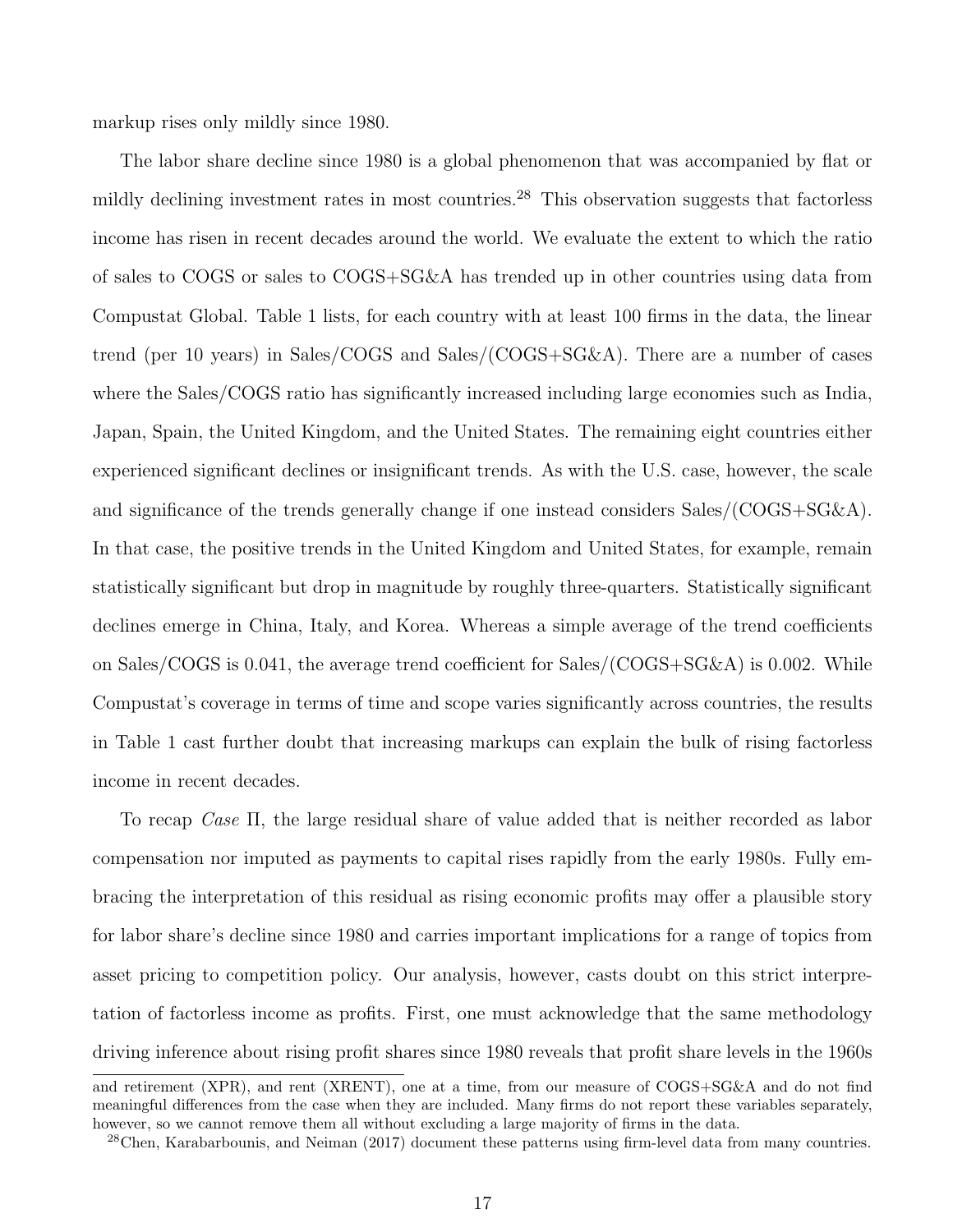markup rises only mildly since 1980.

The labor share decline since 1980 is a global phenomenon that was accompanied by flat or mildly declining investment rates in most countries.[28] This observation suggests that factorless income has risen in recent decades around the world. We evaluate the extent to which the ratio of sales to COGS or sales to COGS+SG&A has trended up in other countries using data from Compustat Global. Table 1 lists, for each country with at least 100 firms in the data, the linear trend (per 10 years) in Sales/COGS and Sales/(COGS+SG&A). There are a number of cases where the Sales/COGS ratio has significantly increased including large economies such as India, Japan, Spain, the United Kingdom, and the United States. The remaining eight countries either experienced significant declines or insignificant trends. As with the U.S. case, however, the scale and significance of the trends generally change if one instead considers Sales/(COGS+SG&A). In that case, the positive trends in the United Kingdom and United States, for example, remain statistically significant but drop in magnitude by roughly three-quarters. Statistically significant declines emerge in China, Italy, and Korea. Whereas a simple average of the trend coefficients on Sales/COGS is 0.041, the average trend coefficient for Sales/(COGS+SG&A) is 0.002. While Compustat's coverage in terms of time and scope varies significantly across countries, the results in Table 1 cast further doubt that increasing markups can explain the bulk of rising factorless income in recent decades.

To recap *Case* Π, the large residual share of value added that is neither recorded as labor compensation nor imputed as payments to capital rises rapidly from the early 1980s. Fully embracing the interpretation of this residual as rising economic profits may offer a plausible story for labor share's decline since 1980 and carries important implications for a range of topics from asset pricing to competition policy. Our analysis, however, casts doubt on this strict interpretation of factorless income as profits. First, one must acknowledge that the same methodology driving inference about rising profit shares since 1980 reveals that profit share levels in the 1960s

and retirement (XPR), and rent (XRENT), one at a time, from our measure of COGS+SG&A and do not find meaningful differences from the case when they are included. Many firms do not report these variables separately, however, so we cannot remove them all without excluding a large majority of firms in the data.

[28] Chen, Karabarbounis, and Neiman (2017) document these patterns using firm-level data from many countries.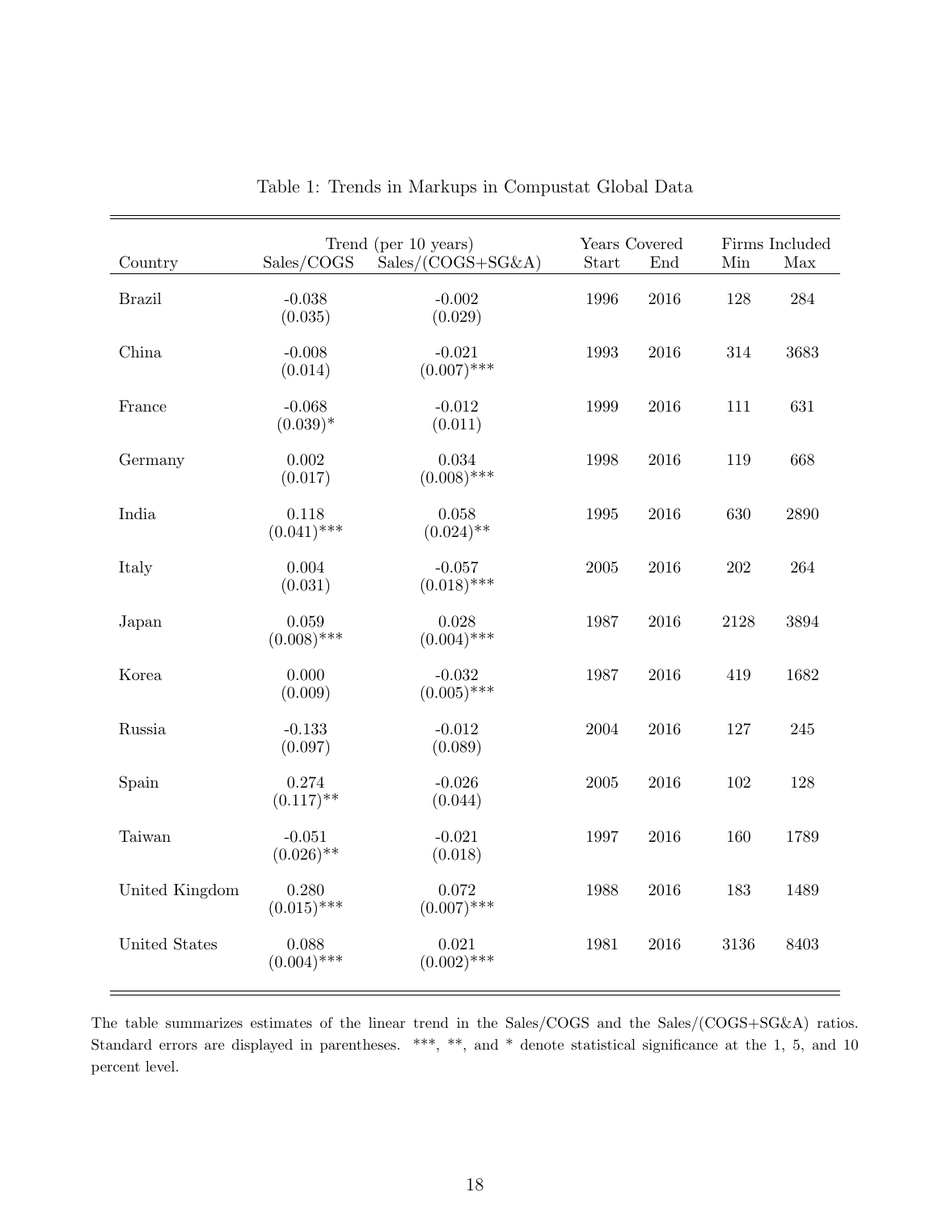Table 1: Trends in Markups in Compustat Global Data

| Country | Trend (per 10 years) | | Years Covered | | Firms Included | |
|---|---|---|---|---|---|---|
| | Sales/COGS | Sales/(COGS+SG&A) | Start | End | Min | Max |
| Brazil | -0.038<br>(0.035) | -0.002<br>(0.029) | 1996 | 2016 | 128 | 284 |
| China | -0.008<br>(0.014) | -0.021<br>(0.007)*** | 1993 | 2016 | 314 | 3683 |
| France | -0.068<br>(0.039)* | -0.012<br>(0.011) | 1999 | 2016 | 111 | 631 |
| Germany | 0.002<br>(0.017) | 0.034<br>(0.008)*** | 1998 | 2016 | 119 | 668 |
| India | 0.118<br>(0.041)*** | 0.058<br>(0.024)** | 1995 | 2016 | 630 | 2890 |
| Italy | 0.004<br>(0.031) | -0.057<br>(0.018)*** | 2005 | 2016 | 202 | 264 |
| Japan | 0.059<br>(0.008)*** | 0.028<br>(0.004)*** | 1987 | 2016 | 2128 | 3894 |
| Korea | 0.000<br>(0.009) | -0.032<br>(0.005)*** | 1987 | 2016 | 419 | 1682 |
| Russia | -0.133<br>(0.097) | -0.012<br>(0.089) | 2004 | 2016 | 127 | 245 |
| Spain | 0.274<br>(0.117)** | -0.026<br>(0.044) | 2005 | 2016 | 102 | 128 |
| Taiwan | -0.051<br>(0.026)** | -0.021<br>(0.018) | 1997 | 2016 | 160 | 1789 |
| United Kingdom | 0.280<br>(0.015)*** | 0.072<br>(0.007)*** | 1988 | 2016 | 183 | 1489 |
| United States | 0.088<br>(0.004)*** | 0.021<br>(0.002)*** | 1981 | 2016 | 3136 | 8403 |

The table summarizes estimates of the linear trend in the Sales/COGS and the Sales/(COGS+SG&A) ratios. Standard errors are displayed in parentheses. ***, **, and * denote statistical significance at the 1, 5, and 10 percent level.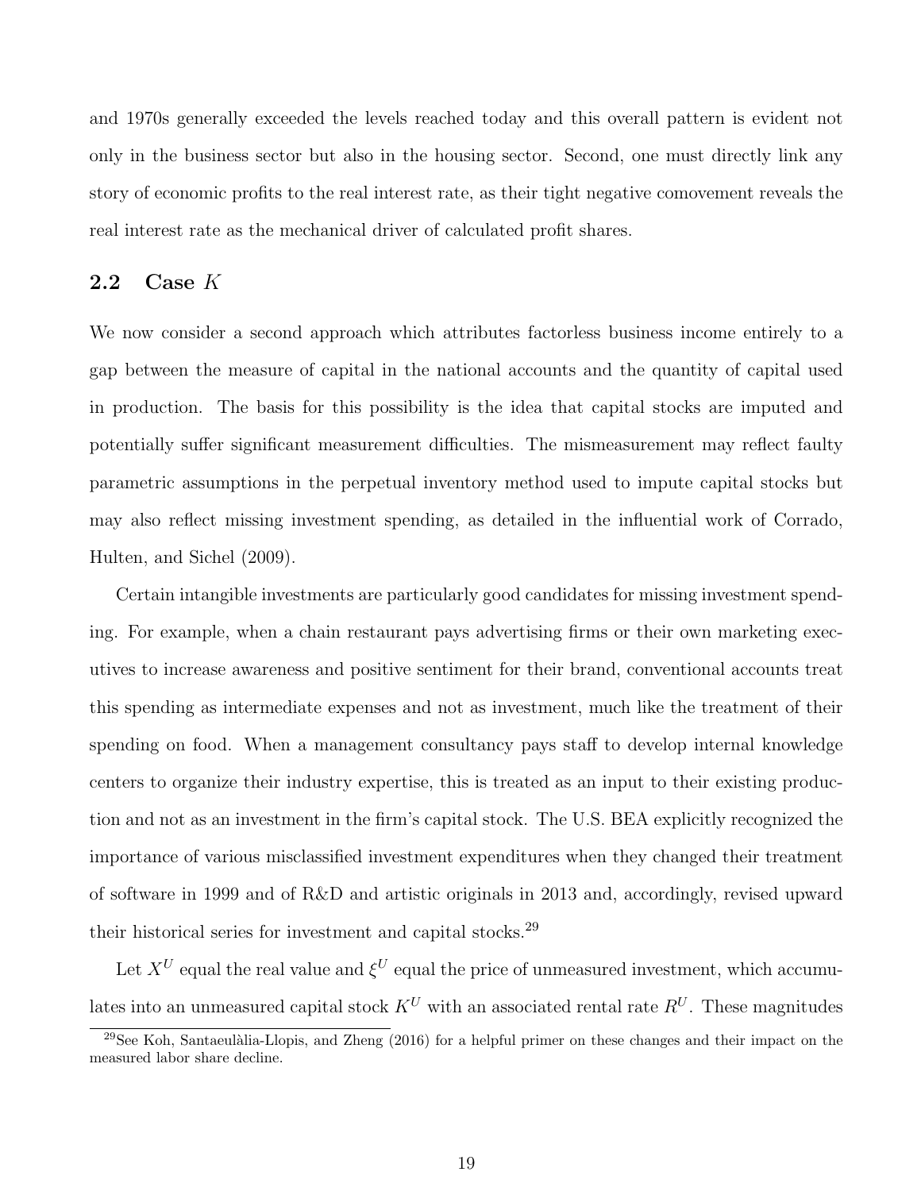and 1970s generally exceeded the levels reached today and this overall pattern is evident not only in the business sector but also in the housing sector. Second, one must directly link any story of economic profits to the real interest rate, as their tight negative comovement reveals the real interest rate as the mechanical driver of calculated profit shares.

## 2.2 Case $K$

We now consider a second approach which attributes factorless business income entirely to a gap between the measure of capital in the national accounts and the quantity of capital used in production. The basis for this possibility is the idea that capital stocks are imputed and potentially suffer significant measurement difficulties. The mismeasurement may reflect faulty parametric assumptions in the perpetual inventory method used to impute capital stocks but may also reflect missing investment spending, as detailed in the influential work of Corrado, Hulten, and Sichel (2009).

Certain intangible investments are particularly good candidates for missing investment spending. For example, when a chain restaurant pays advertising firms or their own marketing executives to increase awareness and positive sentiment for their brand, conventional accounts treat this spending as intermediate expenses and not as investment, much like the treatment of their spending on food. When a management consultancy pays staff to develop internal knowledge centers to organize their industry expertise, this is treated as an input to their existing production and not as an investment in the firm's capital stock. The U.S. BEA explicitly recognized the importance of various misclassified investment expenditures when they changed their treatment of software in 1999 and of R&D and artistic originals in 2013 and, accordingly, revised upward their historical series for investment and capital stocks.[29]

Let $X^U$ equal the real value and $\xi^U$ equal the price of unmeasured investment, which accumulates into an unmeasured capital stock $K^U$ with an associated rental rate $R^U$. These magnitudes

[29]See Koh, Santaeulàlia-Llopis, and Zheng (2016) for a helpful primer on these changes and their impact on the measured labor share decline.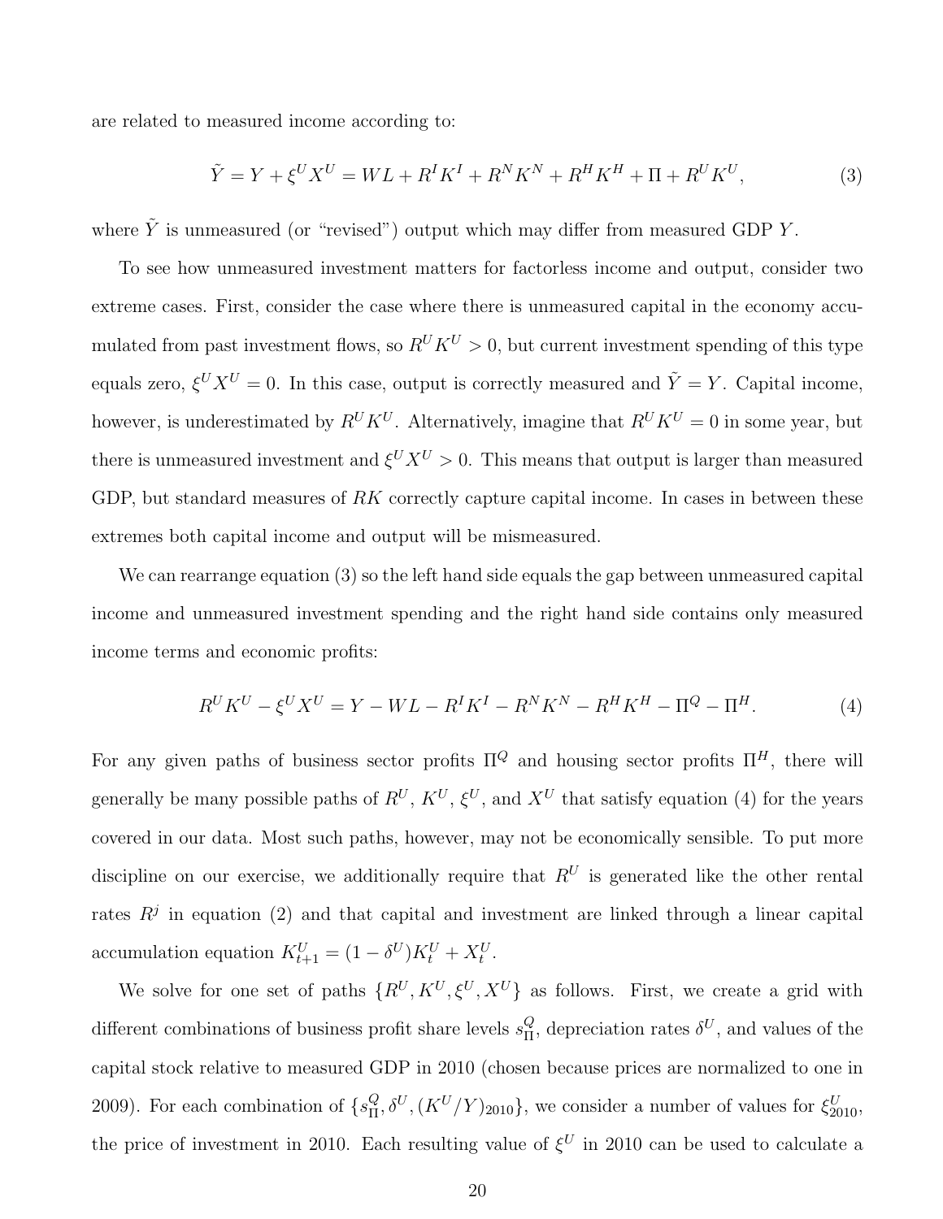are related to measured income according to:

$$\tilde{Y} = Y + \xi^U X^U = WL + R^I K^I + R^N K^N + R^H K^H + \Pi + R^U K^U, \tag{3}$$

where $\tilde{Y}$ is unmeasured (or "revised") output which may differ from measured GDP $Y$.

To see how unmeasured investment matters for factorless income and output, consider two extreme cases. First, consider the case where there is unmeasured capital in the economy accumulated from past investment flows, so $R^U K^U > 0$, but current investment spending of this type equals zero, $\xi^U X^U = 0$. In this case, output is correctly measured and $\tilde{Y} = Y$. Capital income, however, is underestimated by $R^U K^U$. Alternatively, imagine that $R^U K^U = 0$ in some year, but there is unmeasured investment and $\xi^U X^U > 0$. This means that output is larger than measured GDP, but standard measures of $RK$ correctly capture capital income. In cases in between these extremes both capital income and output will be mismeasured.

We can rearrange equation (3) so the left hand side equals the gap between unmeasured capital income and unmeasured investment spending and the right hand side contains only measured income terms and economic profits:

$$R^U K^U - \xi^U X^U = Y - WL - R^I K^I - R^N K^N - R^H K^H - \Pi^Q - \Pi^H. \tag{4}$$

For any given paths of business sector profits $\Pi^Q$ and housing sector profits $\Pi^H$, there will generally be many possible paths of $R^U$, $K^U$, $\xi^U$, and $X^U$ that satisfy equation (4) for the years covered in our data. Most such paths, however, may not be economically sensible. To put more discipline on our exercise, we additionally require that $R^U$ is generated like the other rental rates $R^j$ in equation (2) and that capital and investment are linked through a linear capital accumulation equation $K^U_{t+1} = (1 - \delta^U) K^U_t + X^U_t$.

We solve for one set of paths $\{R^U, K^U, \xi^U, X^U\}$ as follows. First, we create a grid with different combinations of business profit share levels $s^Q_\Pi$, depreciation rates $\delta^U$, and values of the capital stock relative to measured GDP in 2010 (chosen because prices are normalized to one in 2009). For each combination of $\{s^Q_\Pi, \delta^U, (K^U/Y)_{2010}\}$, we consider a number of values for $\xi^U_{2010}$, the price of investment in 2010. Each resulting value of $\xi^U$ in 2010 can be used to calculate a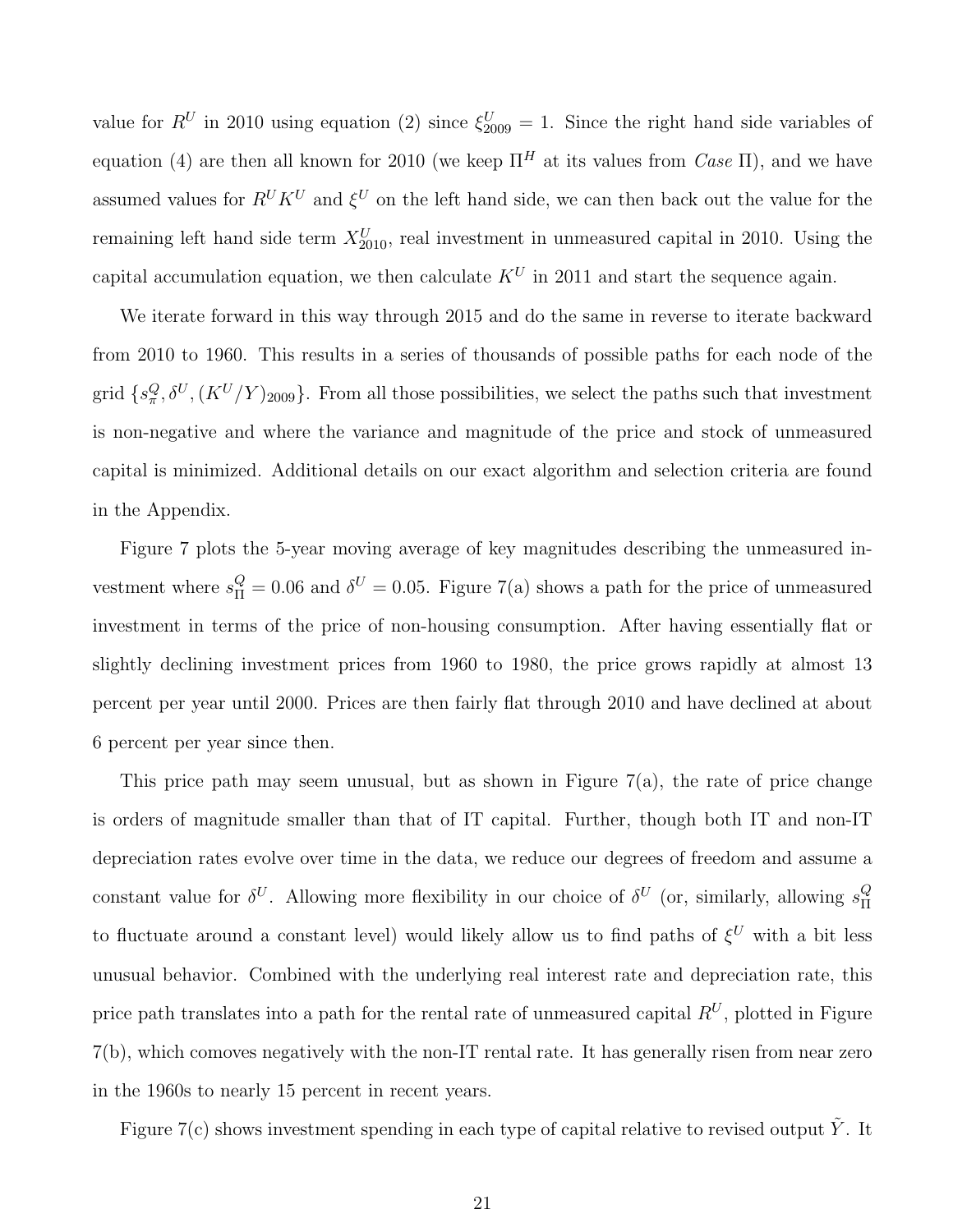value for $R^U$ in 2010 using equation (2) since $\xi^U_{2009} = 1$. Since the right hand side variables of equation (4) are then all known for 2010 (we keep $\Pi^H$ at its values from *Case* $\Pi$), and we have assumed values for $R^U K^U$ and $\xi^U$ on the left hand side, we can then back out the value for the remaining left hand side term $X^U_{2010}$, real investment in unmeasured capital in 2010. Using the capital accumulation equation, we then calculate $K^U$ in 2011 and start the sequence again.

We iterate forward in this way through 2015 and do the same in reverse to iterate backward from 2010 to 1960. This results in a series of thousands of possible paths for each node of the grid $\{s^Q_\pi, \delta^U, (K^U/Y)_{2009}\}$. From all those possibilities, we select the paths such that investment is non-negative and where the variance and magnitude of the price and stock of unmeasured capital is minimized. Additional details on our exact algorithm and selection criteria are found in the Appendix.

Figure 7 plots the 5-year moving average of key magnitudes describing the unmeasured investment where $s^Q_\Pi = 0.06$ and $\delta^U = 0.05$. Figure 7(a) shows a path for the price of unmeasured investment in terms of the price of non-housing consumption. After having essentially flat or slightly declining investment prices from 1960 to 1980, the price grows rapidly at almost 13 percent per year until 2000. Prices are then fairly flat through 2010 and have declined at about 6 percent per year since then.

This price path may seem unusual, but as shown in Figure 7(a), the rate of price change is orders of magnitude smaller than that of IT capital. Further, though both IT and non-IT depreciation rates evolve over time in the data, we reduce our degrees of freedom and assume a constant value for $\delta^U$. Allowing more flexibility in our choice of $\delta^U$ (or, similarly, allowing $s^Q_\Pi$ to fluctuate around a constant level) would likely allow us to find paths of $\xi^U$ with a bit less unusual behavior. Combined with the underlying real interest rate and depreciation rate, this price path translates into a path for the rental rate of unmeasured capital $R^U$, plotted in Figure 7(b), which comoves negatively with the non-IT rental rate. It has generally risen from near zero in the 1960s to nearly 15 percent in recent years.

Figure 7(c) shows investment spending in each type of capital relative to revised output $\tilde{Y}$. It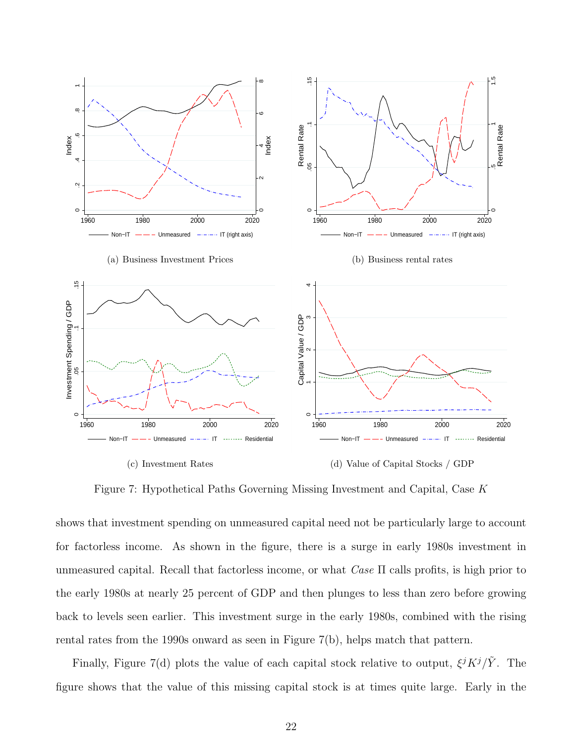(a) Business Investment Prices

(b) Business rental rates

(c) Investment Rates

(d) Value of Capital Stocks / GDP

Figure 7: Hypothetical Paths Governing Missing Investment and Capital, Case $K$

shows that investment spending on unmeasured capital need not be particularly large to account for factorless income. As shown in the figure, there is a surge in early 1980s investment in unmeasured capital. Recall that factorless income, or what *Case* Π calls profits, is high prior to the early 1980s at nearly 25 percent of GDP and then plunges to less than zero before growing back to levels seen earlier. This investment surge in the early 1980s, combined with the rising rental rates from the 1990s onward as seen in Figure 7(b), helps match that pattern.

Finally, Figure 7(d) plots the value of each capital stock relative to output, $\xi^j K^j/\tilde{Y}$. The figure shows that the value of this missing capital stock is at times quite large. Early in the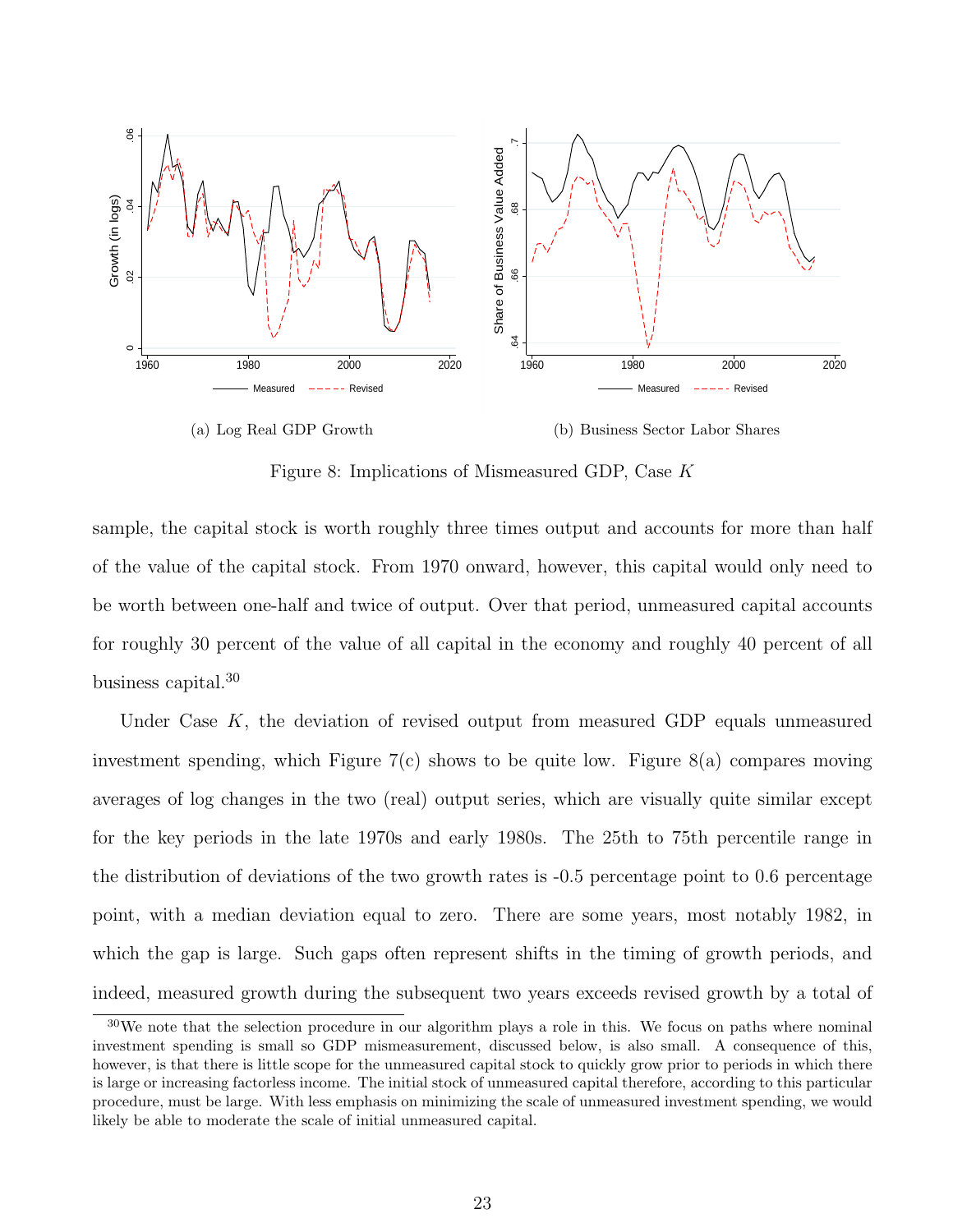(a) Log Real GDP Growth

(b) Business Sector Labor Shares

Figure 8: Implications of Mismeasured GDP, Case $K$

sample, the capital stock is worth roughly three times output and accounts for more than half of the value of the capital stock. From 1970 onward, however, this capital would only need to be worth between one-half and twice of output. Over that period, unmeasured capital accounts for roughly 30 percent of the value of all capital in the economy and roughly 40 percent of all business capital.[30]

Under Case $K$, the deviation of revised output from measured GDP equals unmeasured investment spending, which Figure 7(c) shows to be quite low. Figure 8(a) compares moving averages of log changes in the two (real) output series, which are visually quite similar except for the key periods in the late 1970s and early 1980s. The 25th to 75th percentile range in the distribution of deviations of the two growth rates is -0.5 percentage point to 0.6 percentage point, with a median deviation equal to zero. There are some years, most notably 1982, in which the gap is large. Such gaps often represent shifts in the timing of growth periods, and indeed, measured growth during the subsequent two years exceeds revised growth by a total of

[30] We note that the selection procedure in our algorithm plays a role in this. We focus on paths where nominal investment spending is small so GDP mismeasurement, discussed below, is also small. A consequence of this, however, is that there is little scope for the unmeasured capital stock to quickly grow prior to periods in which there is large or increasing factorless income. The initial stock of unmeasured capital therefore, according to this particular procedure, must be large. With less emphasis on minimizing the scale of unmeasured investment spending, we would likely be able to moderate the scale of initial unmeasured capital.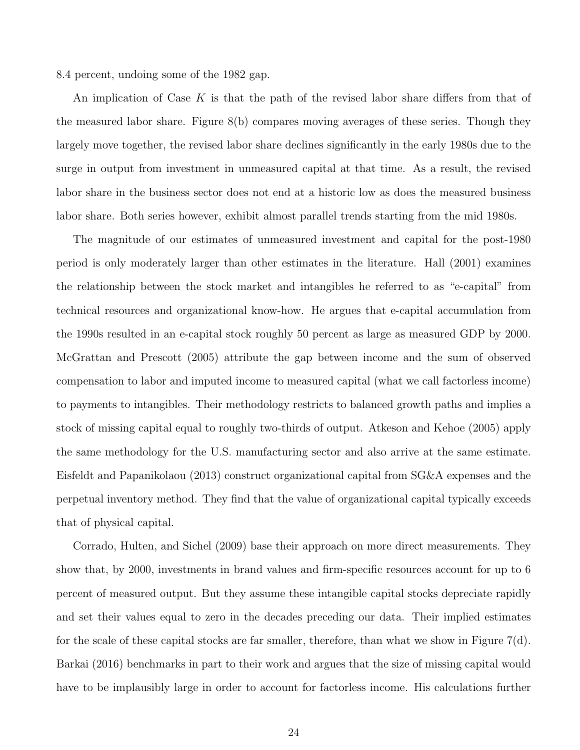8.4 percent, undoing some of the 1982 gap.

An implication of Case $K$ is that the path of the revised labor share differs from that of the measured labor share. Figure 8(b) compares moving averages of these series. Though they largely move together, the revised labor share declines significantly in the early 1980s due to the surge in output from investment in unmeasured capital at that time. As a result, the revised labor share in the business sector does not end at a historic low as does the measured business labor share. Both series however, exhibit almost parallel trends starting from the mid 1980s.

The magnitude of our estimates of unmeasured investment and capital for the post-1980 period is only moderately larger than other estimates in the literature. Hall (2001) examines the relationship between the stock market and intangibles he referred to as "e-capital" from technical resources and organizational know-how. He argues that e-capital accumulation from the 1990s resulted in an e-capital stock roughly 50 percent as large as measured GDP by 2000. McGrattan and Prescott (2005) attribute the gap between income and the sum of observed compensation to labor and imputed income to measured capital (what we call factorless income) to payments to intangibles. Their methodology restricts to balanced growth paths and implies a stock of missing capital equal to roughly two-thirds of output. Atkeson and Kehoe (2005) apply the same methodology for the U.S. manufacturing sector and also arrive at the same estimate. Eisfeldt and Papanikolaou (2013) construct organizational capital from SG&A expenses and the perpetual inventory method. They find that the value of organizational capital typically exceeds that of physical capital.

Corrado, Hulten, and Sichel (2009) base their approach on more direct measurements. They show that, by 2000, investments in brand values and firm-specific resources account for up to 6 percent of measured output. But they assume these intangible capital stocks depreciate rapidly and set their values equal to zero in the decades preceding our data. Their implied estimates for the scale of these capital stocks are far smaller, therefore, than what we show in Figure 7(d). Barkai (2016) benchmarks in part to their work and argues that the size of missing capital would have to be implausibly large in order to account for factorless income. His calculations further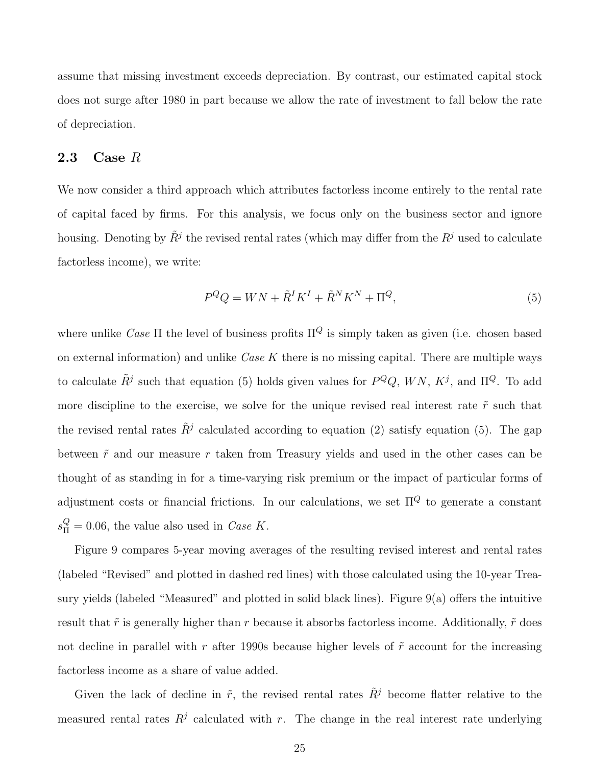assume that missing investment exceeds depreciation. By contrast, our estimated capital stock does not surge after 1980 in part because we allow the rate of investment to fall below the rate of depreciation.

## 2.3 Case $R$

We now consider a third approach which attributes factorless income entirely to the rental rate of capital faced by firms. For this analysis, we focus only on the business sector and ignore housing. Denoting by $\tilde{R}^j$ the revised rental rates (which may differ from the $R^j$ used to calculate factorless income), we write:

$$P^Q Q = WN + \tilde{R}^I K^I + \tilde{R}^N K^N + \Pi^Q, \tag{5}$$

where unlike *Case* $\Pi$ the level of business profits $\Pi^Q$ is simply taken as given (i.e. chosen based on external information) and unlike *Case* $K$ there is no missing capital. There are multiple ways to calculate $\tilde{R}^j$ such that equation (5) holds given values for $P^Q Q$, $WN$, $K^j$, and $\Pi^Q$. To add more discipline to the exercise, we solve for the unique revised real interest rate $\tilde{r}$ such that the revised rental rates $\tilde{R}^j$ calculated according to equation (2) satisfy equation (5). The gap between $\tilde{r}$ and our measure $r$ taken from Treasury yields and used in the other cases can be thought of as standing in for a time-varying risk premium or the impact of particular forms of adjustment costs or financial frictions. In our calculations, we set $\Pi^Q$ to generate a constant $s_\Pi^Q = 0.06$, the value also used in *Case* $K$.

Figure 9 compares 5-year moving averages of the resulting revised interest and rental rates (labeled "Revised" and plotted in dashed red lines) with those calculated using the 10-year Treasury yields (labeled "Measured" and plotted in solid black lines). Figure 9(a) offers the intuitive result that $\tilde{r}$ is generally higher than $r$ because it absorbs factorless income. Additionally, $\tilde{r}$ does not decline in parallel with $r$ after 1990s because higher levels of $\tilde{r}$ account for the increasing factorless income as a share of value added.

Given the lack of decline in $\tilde{r}$, the revised rental rates $\tilde{R}^j$ become flatter relative to the measured rental rates $R^j$ calculated with $r$. The change in the real interest rate underlying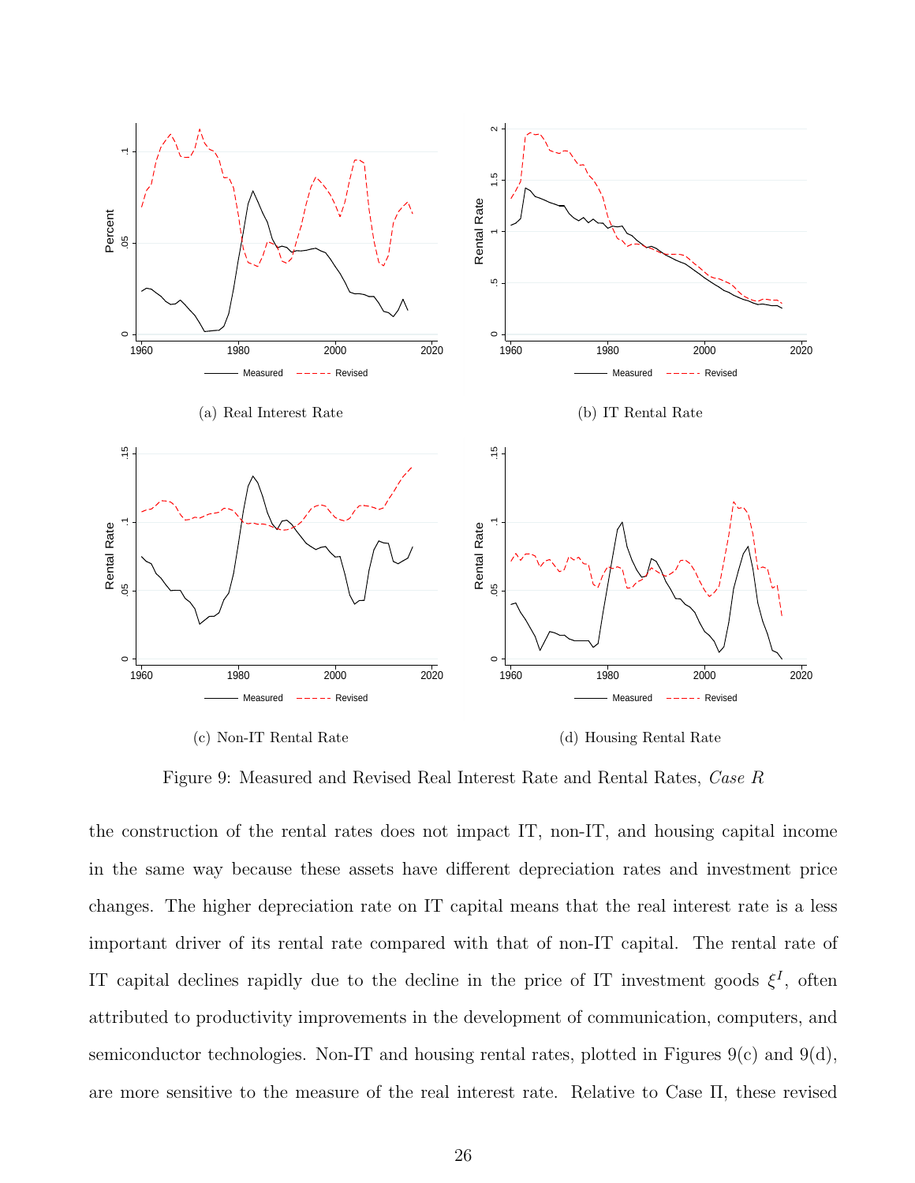(a) Real Interest Rate

(b) IT Rental Rate

(c) Non-IT Rental Rate

(d) Housing Rental Rate

Figure 9: Measured and Revised Real Interest Rate and Rental Rates, *Case R*

the construction of the rental rates does not impact IT, non-IT, and housing capital income in the same way because these assets have different depreciation rates and investment price changes. The higher depreciation rate on IT capital means that the real interest rate is a less important driver of its rental rate compared with that of non-IT capital. The rental rate of IT capital declines rapidly due to the decline in the price of IT investment goods $\xi^I$, often attributed to productivity improvements in the development of communication, computers, and semiconductor technologies. Non-IT and housing rental rates, plotted in Figures 9(c) and 9(d), are more sensitive to the measure of the real interest rate. Relative to Case Π, these revised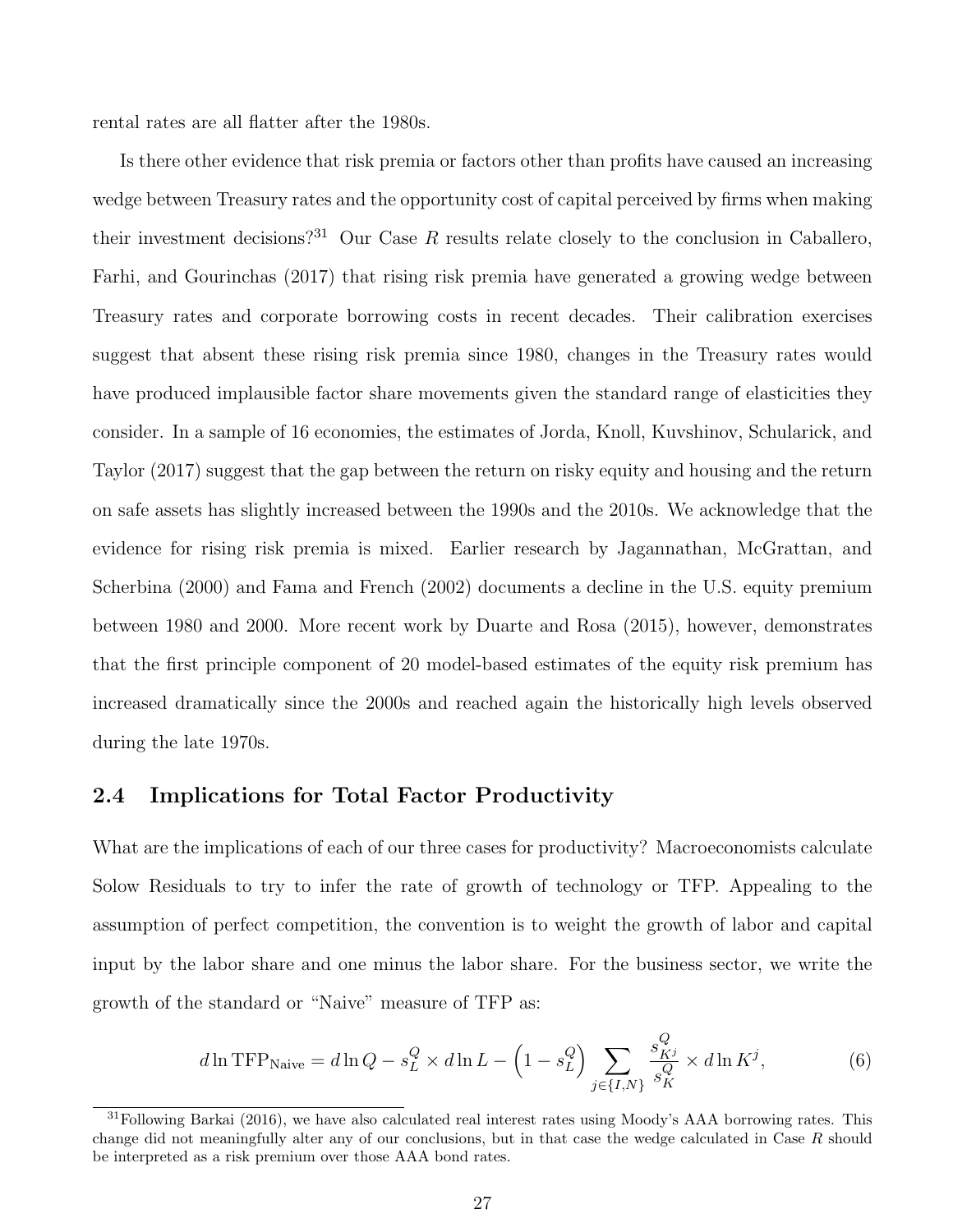rental rates are all flatter after the 1980s.

Is there other evidence that risk premia or factors other than profits have caused an increasing wedge between Treasury rates and the opportunity cost of capital perceived by firms when making their investment decisions?[31] Our Case $R$ results relate closely to the conclusion in Caballero, Farhi, and Gourinchas (2017) that rising risk premia have generated a growing wedge between Treasury rates and corporate borrowing costs in recent decades. Their calibration exercises suggest that absent these rising risk premia since 1980, changes in the Treasury rates would have produced implausible factor share movements given the standard range of elasticities they consider. In a sample of 16 economies, the estimates of Jorda, Knoll, Kuvshinov, Schularick, and Taylor (2017) suggest that the gap between the return on risky equity and housing and the return on safe assets has slightly increased between the 1990s and the 2010s. We acknowledge that the evidence for rising risk premia is mixed. Earlier research by Jagannathan, McGrattan, and Scherbina (2000) and Fama and French (2002) documents a decline in the U.S. equity premium between 1980 and 2000. More recent work by Duarte and Rosa (2015), however, demonstrates that the first principle component of 20 model-based estimates of the equity risk premium has increased dramatically since the 2000s and reached again the historically high levels observed during the late 1970s.

## 2.4 Implications for Total Factor Productivity

What are the implications of each of our three cases for productivity? Macroeconomists calculate Solow Residuals to try to infer the rate of growth of technology or TFP. Appealing to the assumption of perfect competition, the convention is to weight the growth of labor and capital input by the labor share and one minus the labor share. For the business sector, we write the growth of the standard or "Naive" measure of TFP as:

$$d\ln \text{TFP}_{\text{Naive}} = d\ln Q - s_L^Q \times d\ln L - \left(1 - s_L^Q\right) \sum_{j\in\{I,N\}} \frac{s_{K^j}^Q}{s_K^Q} \times d\ln K^j, \tag{6}$$

[31] Following Barkai (2016), we have also calculated real interest rates using Moody's AAA borrowing rates. This change did not meaningfully alter any of our conclusions, but in that case the wedge calculated in Case $R$ should be interpreted as a risk premium over those AAA bond rates.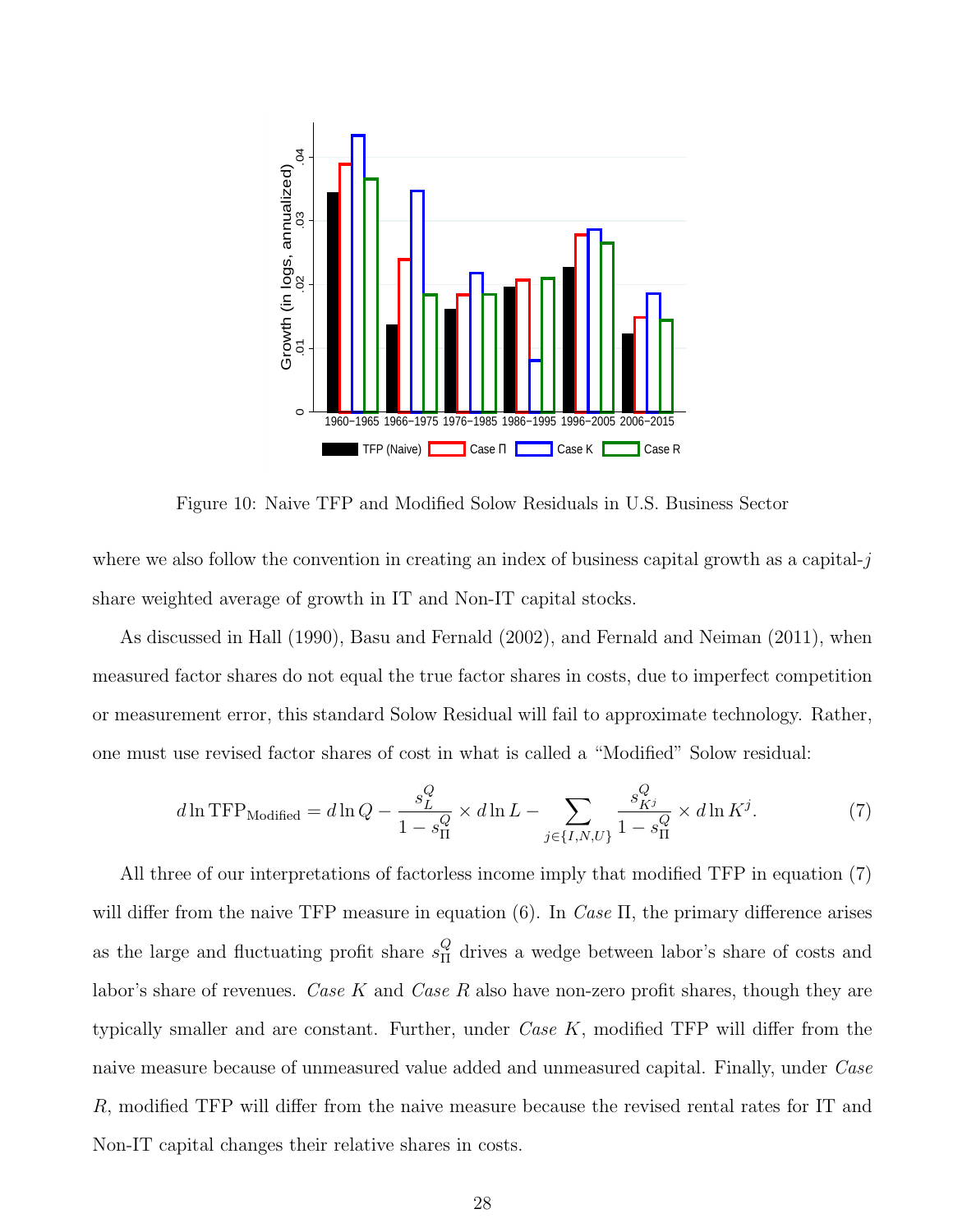Figure 10: Naive TFP and Modified Solow Residuals in U.S. Business Sector

where we also follow the convention in creating an index of business capital growth as a capital-$j$ share weighted average of growth in IT and Non-IT capital stocks.

As discussed in Hall (1990), Basu and Fernald (2002), and Fernald and Neiman (2011), when measured factor shares do not equal the true factor shares in costs, due to imperfect competition or measurement error, this standard Solow Residual will fail to approximate technology. Rather, one must use revised factor shares of cost in what is called a "Modified" Solow residual:

$$d \ln \text{TFP}_{\text{Modified}} = d \ln Q - \frac{s_L^Q}{1 - s_\Pi^Q} \times d \ln L - \sum_{j \in \{I,N,U\}} \frac{s_{K^j}^Q}{1 - s_\Pi^Q} \times d \ln K^j. \tag{7}$$

All three of our interpretations of factorless income imply that modified TFP in equation (7) will differ from the naive TFP measure in equation (6). In *Case* $\Pi$, the primary difference arises as the large and fluctuating profit share $s_\Pi^Q$ drives a wedge between labor's share of costs and labor's share of revenues. *Case K* and *Case R* also have non-zero profit shares, though they are typically smaller and are constant. Further, under *Case K*, modified TFP will differ from the naive measure because of unmeasured value added and unmeasured capital. Finally, under *Case R*, modified TFP will differ from the naive measure because the revised rental rates for IT and Non-IT capital changes their relative shares in costs.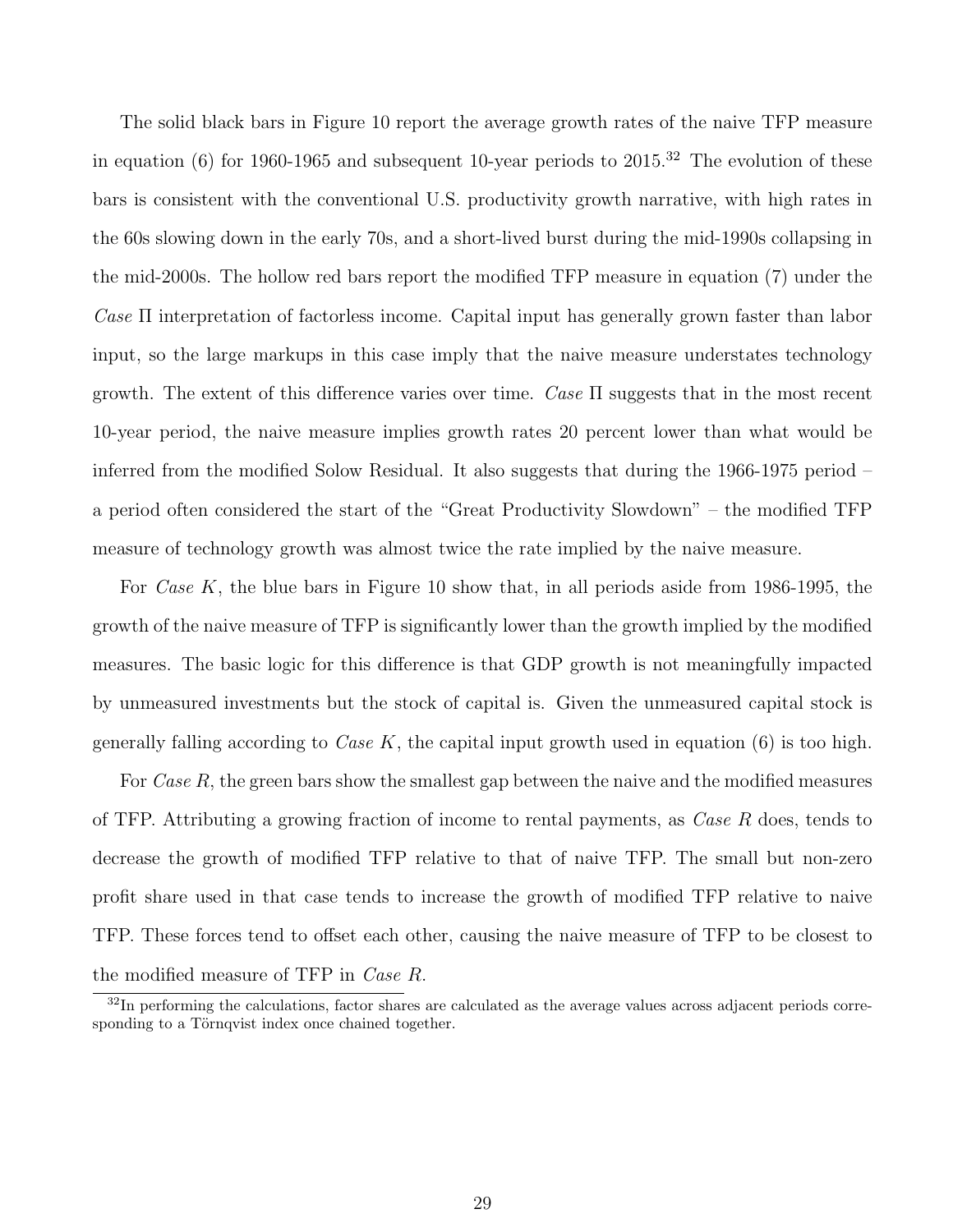The solid black bars in Figure 10 report the average growth rates of the naive TFP measure in equation (6) for 1960-1965 and subsequent 10-year periods to 2015.[32] The evolution of these bars is consistent with the conventional U.S. productivity growth narrative, with high rates in the 60s slowing down in the early 70s, and a short-lived burst during the mid-1990s collapsing in the mid-2000s. The hollow red bars report the modified TFP measure in equation (7) under the *Case* $\Pi$ interpretation of factorless income. Capital input has generally grown faster than labor input, so the large markups in this case imply that the naive measure understates technology growth. The extent of this difference varies over time. *Case* $\Pi$ suggests that in the most recent 10-year period, the naive measure implies growth rates 20 percent lower than what would be inferred from the modified Solow Residual. It also suggests that during the 1966-1975 period – a period often considered the start of the "Great Productivity Slowdown" – the modified TFP measure of technology growth was almost twice the rate implied by the naive measure.

For *Case* $K$, the blue bars in Figure 10 show that, in all periods aside from 1986-1995, the growth of the naive measure of TFP is significantly lower than the growth implied by the modified measures. The basic logic for this difference is that GDP growth is not meaningfully impacted by unmeasured investments but the stock of capital is. Given the unmeasured capital stock is generally falling according to *Case* $K$, the capital input growth used in equation (6) is too high.

For *Case* $R$, the green bars show the smallest gap between the naive and the modified measures of TFP. Attributing a growing fraction of income to rental payments, as *Case* $R$ does, tends to decrease the growth of modified TFP relative to that of naive TFP. The small but non-zero profit share used in that case tends to increase the growth of modified TFP relative to naive TFP. These forces tend to offset each other, causing the naive measure of TFP to be closest to the modified measure of TFP in *Case* $R$.

[32] In performing the calculations, factor shares are calculated as the average values across adjacent periods corresponding to a Törnqvist index once chained together.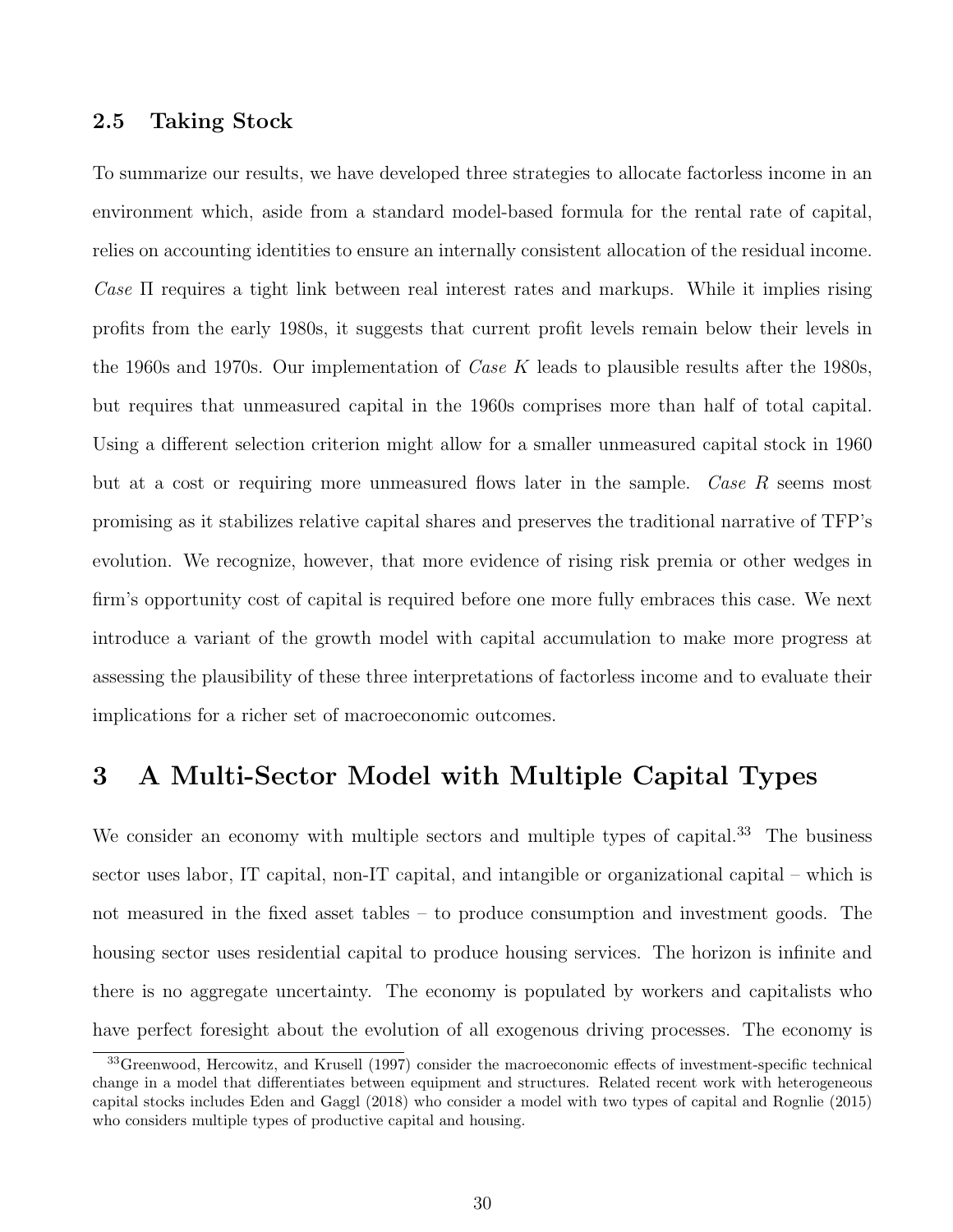### 2.5 Taking Stock

To summarize our results, we have developed three strategies to allocate factorless income in an environment which, aside from a standard model-based formula for the rental rate of capital, relies on accounting identities to ensure an internally consistent allocation of the residual income. *Case* Π requires a tight link between real interest rates and markups. While it implies rising profits from the early 1980s, it suggests that current profit levels remain below their levels in the 1960s and 1970s. Our implementation of *Case K* leads to plausible results after the 1980s, but requires that unmeasured capital in the 1960s comprises more than half of total capital. Using a different selection criterion might allow for a smaller unmeasured capital stock in 1960 but at a cost or requiring more unmeasured flows later in the sample. *Case R* seems most promising as it stabilizes relative capital shares and preserves the traditional narrative of TFP's evolution. We recognize, however, that more evidence of rising risk premia or other wedges in firm's opportunity cost of capital is required before one more fully embraces this case. We next introduce a variant of the growth model with capital accumulation to make more progress at assessing the plausibility of these three interpretations of factorless income and to evaluate their implications for a richer set of macroeconomic outcomes.

# 3 A Multi-Sector Model with Multiple Capital Types

We consider an economy with multiple sectors and multiple types of capital.[33] The business sector uses labor, IT capital, non-IT capital, and intangible or organizational capital – which is not measured in the fixed asset tables – to produce consumption and investment goods. The housing sector uses residential capital to produce housing services. The horizon is infinite and there is no aggregate uncertainty. The economy is populated by workers and capitalists who have perfect foresight about the evolution of all exogenous driving processes. The economy is

[33] Greenwood, Hercowitz, and Krusell (1997) consider the macroeconomic effects of investment-specific technical change in a model that differentiates between equipment and structures. Related recent work with heterogeneous capital stocks includes Eden and Gaggl (2018) who consider a model with two types of capital and Rognlie (2015) who considers multiple types of productive capital and housing.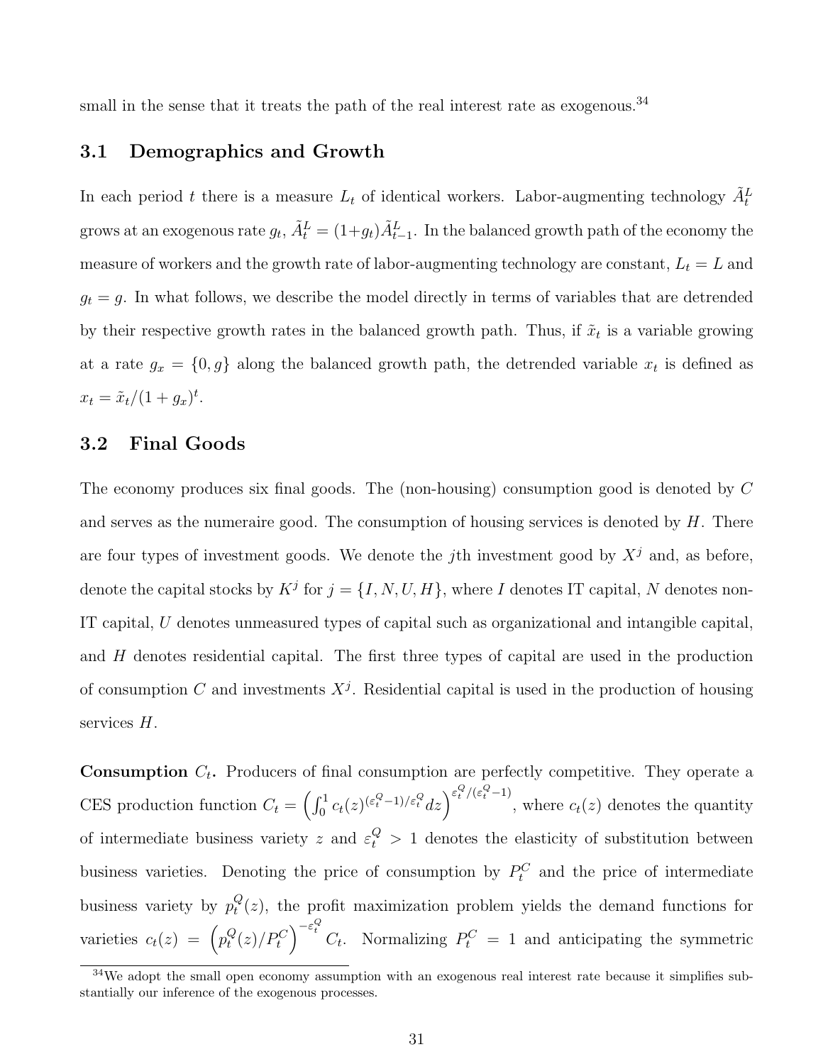small in the sense that it treats the path of the real interest rate as exogenous.[34]

### 3.1 Demographics and Growth

In each period $t$ there is a measure $L_t$ of identical workers. Labor-augmenting technology $\tilde{A}_t^L$ grows at an exogenous rate $g_t$, $\tilde{A}_t^L = (1+g_t)\tilde{A}_{t-1}^L$. In the balanced growth path of the economy the measure of workers and the growth rate of labor-augmenting technology are constant, $L_t = L$ and $g_t = g$. In what follows, we describe the model directly in terms of variables that are detrended by their respective growth rates in the balanced growth path. Thus, if $\tilde{x}_t$ is a variable growing at a rate $g_x = \{0, g\}$ along the balanced growth path, the detrended variable $x_t$ is defined as $x_t = \tilde{x}_t/(1+g_x)^t$.

### 3.2 Final Goods

The economy produces six final goods. The (non-housing) consumption good is denoted by $C$ and serves as the numeraire good. The consumption of housing services is denoted by $H$. There are four types of investment goods. We denote the $j$th investment good by $X^j$ and, as before, denote the capital stocks by $K^j$ for $j = \{I, N, U, H\}$, where $I$ denotes IT capital, $N$ denotes non-IT capital, $U$ denotes unmeasured types of capital such as organizational and intangible capital, and $H$ denotes residential capital. The first three types of capital are used in the production of consumption $C$ and investments $X^j$. Residential capital is used in the production of housing services $H$.

**Consumption $C_t$.** Producers of final consumption are perfectly competitive. They operate a CES production function $C_t = \left(\int_0^1 c_t(z)^{(\varepsilon_t^Q-1)/\varepsilon_t^Q} dz\right)^{\varepsilon_t^Q/(\varepsilon_t^Q-1)}$, where $c_t(z)$ denotes the quantity of intermediate business variety $z$ and $\varepsilon_t^Q > 1$ denotes the elasticity of substitution between business varieties. Denoting the price of consumption by $P_t^C$ and the price of intermediate business variety by $p_t^Q(z)$, the profit maximization problem yields the demand functions for varieties $c_t(z) = \left(p_t^Q(z)/P_t^C\right)^{-\varepsilon_t^Q} C_t$. Normalizing $P_t^C = 1$ and anticipating the symmetric

[34] We adopt the small open economy assumption with an exogenous real interest rate because it simplifies substantially our inference of the exogenous processes.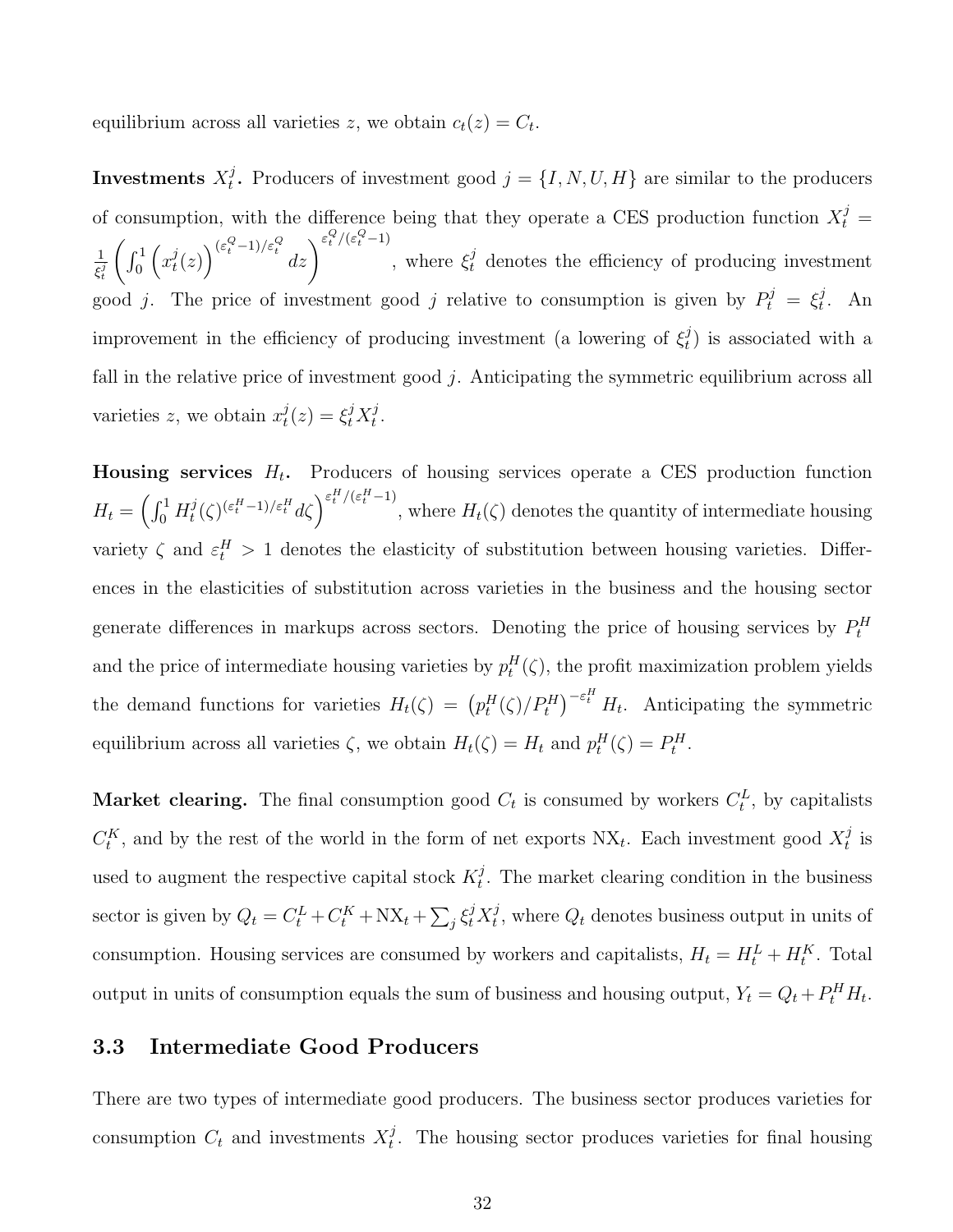equilibrium across all varieties $z$, we obtain $c_t(z) = C_t$.

**Investments $X_t^j$.** Producers of investment good $j = \{I, N, U, H\}$ are similar to the producers of consumption, with the difference being that they operate a CES production function $X_t^j = \frac{1}{\xi_t^j} \left( \int_0^1 \left( x_t^j(z) \right)^{(\varepsilon_t^Q - 1)/\varepsilon_t^Q} dz \right)^{\varepsilon_t^Q/(\varepsilon_t^Q - 1)}$, where $\xi_t^j$ denotes the efficiency of producing investment good $j$. The price of investment good $j$ relative to consumption is given by $P_t^j = \xi_t^j$. An improvement in the efficiency of producing investment (a lowering of $\xi_t^j$) is associated with a fall in the relative price of investment good $j$. Anticipating the symmetric equilibrium across all varieties $z$, we obtain $x_t^j(z) = \xi_t^j X_t^j$.

**Housing services $H_t$.** Producers of housing services operate a CES production function $H_t = \left( \int_0^1 H_t^j(\zeta)^{(\varepsilon_t^H - 1)/\varepsilon_t^H} d\zeta \right)^{\varepsilon_t^H/(\varepsilon_t^H - 1)}$, where $H_t(\zeta)$ denotes the quantity of intermediate housing variety $\zeta$ and $\varepsilon_t^H > 1$ denotes the elasticity of substitution between housing varieties. Differences in the elasticities of substitution across varieties in the business and the housing sector generate differences in markups across sectors. Denoting the price of housing services by $P_t^H$ and the price of intermediate housing varieties by $p_t^H(\zeta)$, the profit maximization problem yields the demand functions for varieties $H_t(\zeta) = \left( p_t^H(\zeta)/P_t^H \right)^{-\varepsilon_t^H} H_t$. Anticipating the symmetric equilibrium across all varieties $\zeta$, we obtain $H_t(\zeta) = H_t$ and $p_t^H(\zeta) = P_t^H$.

**Market clearing.** The final consumption good $C_t$ is consumed by workers $C_t^L$, by capitalists $C_t^K$, and by the rest of the world in the form of net exports $\text{NX}_t$. Each investment good $X_t^j$ is used to augment the respective capital stock $K_t^j$. The market clearing condition in the business sector is given by $Q_t = C_t^L + C_t^K + \text{NX}_t + \sum_j \xi_t^j X_t^j$, where $Q_t$ denotes business output in units of consumption. Housing services are consumed by workers and capitalists, $H_t = H_t^L + H_t^K$. Total output in units of consumption equals the sum of business and housing output, $Y_t = Q_t + P_t^H H_t$.

### 3.3 Intermediate Good Producers

There are two types of intermediate good producers. The business sector produces varieties for consumption $C_t$ and investments $X_t^j$. The housing sector produces varieties for final housing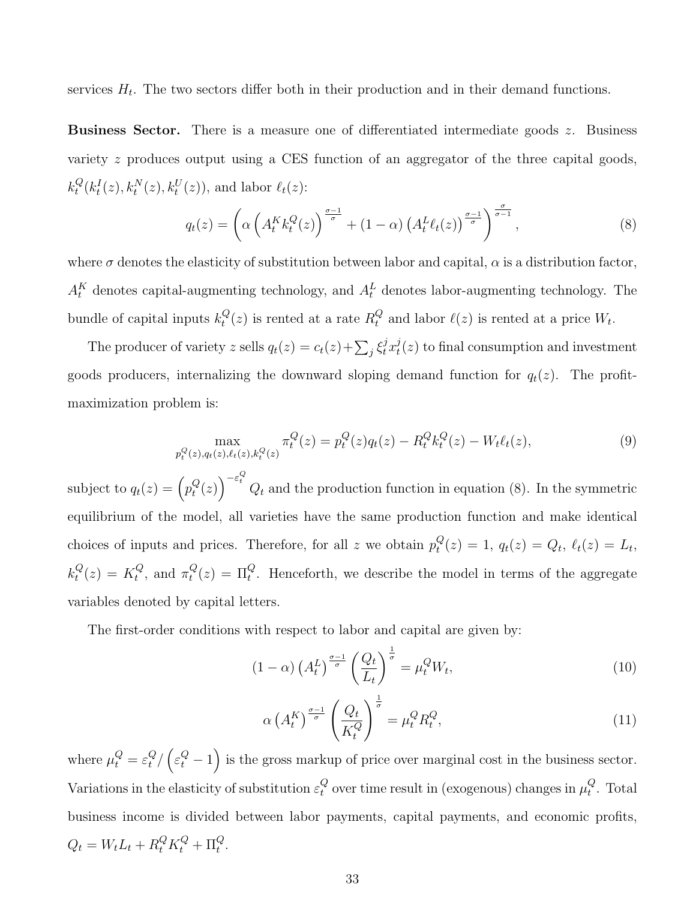services $H_t$. The two sectors differ both in their production and in their demand functions.

**Business Sector.** There is a measure one of differentiated intermediate goods $z$. Business variety $z$ produces output using a CES function of an aggregator of the three capital goods, $k_t^Q(k_t^I(z), k_t^N(z), k_t^U(z))$, and labor $\ell_t(z)$:

$$q_t(z) = \left( \alpha \left( A_t^K k_t^Q(z) \right)^{\frac{\sigma-1}{\sigma}} + (1-\alpha) \left( A_t^L \ell_t(z) \right)^{\frac{\sigma-1}{\sigma}} \right)^{\frac{\sigma}{\sigma-1}}, \tag{8}$$

where $\sigma$ denotes the elasticity of substitution between labor and capital, $\alpha$ is a distribution factor, $A_t^K$ denotes capital-augmenting technology, and $A_t^L$ denotes labor-augmenting technology. The bundle of capital inputs $k_t^Q(z)$ is rented at a rate $R_t^Q$ and labor $\ell(z)$ is rented at a price $W_t$.

The producer of variety $z$ sells $q_t(z) = c_t(z) + \sum_j \xi_t^j x_t^j(z)$ to final consumption and investment goods producers, internalizing the downward sloping demand function for $q_t(z)$. The profit-maximization problem is:

$$\max_{p_t^Q(z), q_t(z), \ell_t(z), k_t^Q(z)} \pi_t^Q(z) = p_t^Q(z) q_t(z) - R_t^Q k_t^Q(z) - W_t \ell_t(z), \tag{9}$$

subject to $q_t(z) = \left( p_t^Q(z) \right)^{-\varepsilon_t^Q} Q_t$ and the production function in equation (8). In the symmetric equilibrium of the model, all varieties have the same production function and make identical choices of inputs and prices. Therefore, for all $z$ we obtain $p_t^Q(z) = 1$, $q_t(z) = Q_t$, $\ell_t(z) = L_t$, $k_t^Q(z) = K_t^Q$, and $\pi_t^Q(z) = \Pi_t^Q$. Henceforth, we describe the model in terms of the aggregate variables denoted by capital letters.

The first-order conditions with respect to labor and capital are given by:

$$(1-\alpha) \left( A_t^L \right)^{\frac{\sigma-1}{\sigma}} \left( \frac{Q_t}{L_t} \right)^{\frac{1}{\sigma}} = \mu_t^Q W_t, \tag{10}$$

$$\alpha \left( A_t^K \right)^{\frac{\sigma-1}{\sigma}} \left( \frac{Q_t}{K_t^Q} \right)^{\frac{1}{\sigma}} = \mu_t^Q R_t^Q, \tag{11}$$

where $\mu_t^Q = \varepsilon_t^Q / \left( \varepsilon_t^Q - 1 \right)$ is the gross markup of price over marginal cost in the business sector. Variations in the elasticity of substitution $\varepsilon_t^Q$ over time result in (exogenous) changes in $\mu_t^Q$. Total business income is divided between labor payments, capital payments, and economic profits, $Q_t = W_t L_t + R_t^Q K_t^Q + \Pi_t^Q$.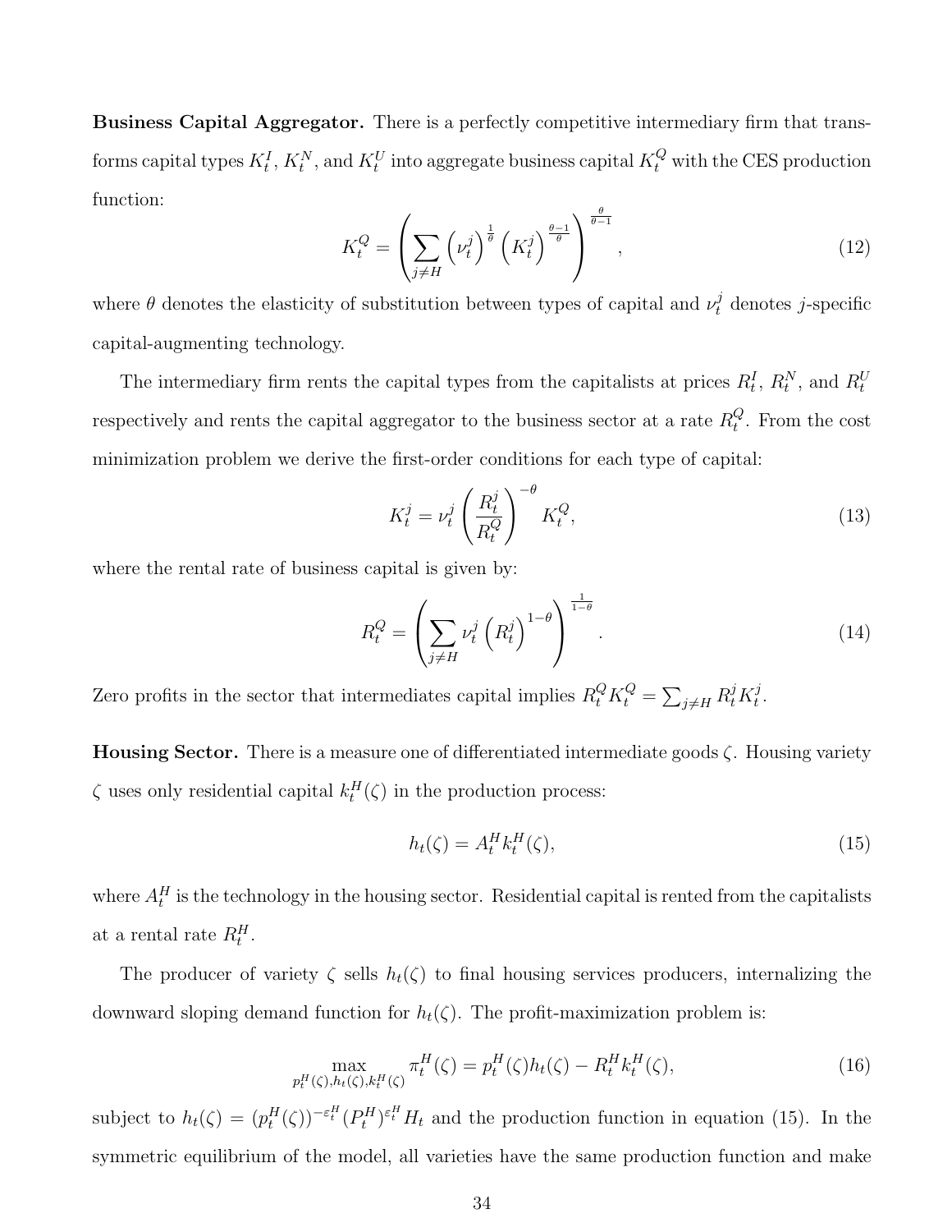**Business Capital Aggregator.** There is a perfectly competitive intermediary firm that transforms capital types $K_t^I$, $K_t^N$, and $K_t^U$ into aggregate business capital $K_t^Q$ with the CES production function:

$$K_t^Q = \left( \sum_{j \neq H} \left( \nu_t^j \right)^{\frac{1}{\theta}} \left( K_t^j \right)^{\frac{\theta - 1}{\theta}} \right)^{\frac{\theta}{\theta - 1}}, \tag{12}$$

where $\theta$ denotes the elasticity of substitution between types of capital and $\nu_t^j$ denotes $j$-specific capital-augmenting technology.

The intermediary firm rents the capital types from the capitalists at prices $R_t^I$, $R_t^N$, and $R_t^U$ respectively and rents the capital aggregator to the business sector at a rate $R_t^Q$. From the cost minimization problem we derive the first-order conditions for each type of capital:

$$K_t^j = \nu_t^j \left( \frac{R_t^j}{R_t^Q} \right)^{-\theta} K_t^Q, \tag{13}$$

where the rental rate of business capital is given by:

$$R_t^Q = \left( \sum_{j \neq H} \nu_t^j \left( R_t^j \right)^{1-\theta} \right)^{\frac{1}{1-\theta}}. \tag{14}$$

Zero profits in the sector that intermediates capital implies $R_t^Q K_t^Q = \sum_{j \neq H} R_t^j K_t^j$.

**Housing Sector.** There is a measure one of differentiated intermediate goods $\zeta$. Housing variety $\zeta$ uses only residential capital $k_t^H(\zeta)$ in the production process:

$$h_t(\zeta) = A_t^H k_t^H(\zeta), \tag{15}$$

where $A_t^H$ is the technology in the housing sector. Residential capital is rented from the capitalists at a rental rate $R_t^H$.

The producer of variety $\zeta$ sells $h_t(\zeta)$ to final housing services producers, internalizing the downward sloping demand function for $h_t(\zeta)$. The profit-maximization problem is:

$$\max_{p_t^H(\zeta), h_t(\zeta), k_t^H(\zeta)} \pi_t^H(\zeta) = p_t^H(\zeta) h_t(\zeta) - R_t^H k_t^H(\zeta), \tag{16}$$

subject to $h_t(\zeta) = (p_t^H(\zeta))^{-\varepsilon_t^H} (P_t^H)^{\varepsilon_t^H} H_t$ and the production function in equation (15). In the symmetric equilibrium of the model, all varieties have the same production function and make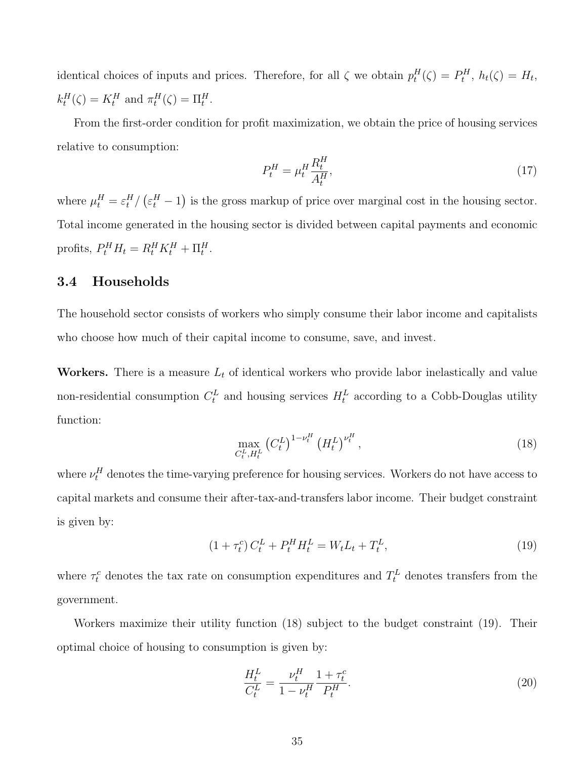identical choices of inputs and prices. Therefore, for all $\zeta$ we obtain $p_t^H(\zeta) = P_t^H$, $h_t(\zeta) = H_t$, $k_t^H(\zeta) = K_t^H$ and $\pi_t^H(\zeta) = \Pi_t^H$.

From the first-order condition for profit maximization, we obtain the price of housing services relative to consumption:

$$P_t^H = \mu_t^H \frac{R_t^H}{A_t^H}, \tag{17}$$

where $\mu_t^H = \varepsilon_t^H / \left(\varepsilon_t^H - 1\right)$ is the gross markup of price over marginal cost in the housing sector. Total income generated in the housing sector is divided between capital payments and economic profits, $P_t^H H_t = R_t^H K_t^H + \Pi_t^H$.

### 3.4 Households

The household sector consists of workers who simply consume their labor income and capitalists who choose how much of their capital income to consume, save, and invest.

**Workers.** There is a measure $L_t$ of identical workers who provide labor inelastically and value non-residential consumption $C_t^L$ and housing services $H_t^L$ according to a Cobb-Douglas utility function:

$$\max_{C_t^L, H_t^L} \left(C_t^L\right)^{1-\nu_t^H} \left(H_t^L\right)^{\nu_t^H}, \tag{18}$$

where $\nu_t^H$ denotes the time-varying preference for housing services. Workers do not have access to capital markets and consume their after-tax-and-transfers labor income. Their budget constraint is given by:

$$\left(1 + \tau_t^c\right) C_t^L + P_t^H H_t^L = W_t L_t + T_t^L, \tag{19}$$

where $\tau_t^c$ denotes the tax rate on consumption expenditures and $T_t^L$ denotes transfers from the government.

Workers maximize their utility function (18) subject to the budget constraint (19). Their optimal choice of housing to consumption is given by:

$$\frac{H_t^L}{C_t^L} = \frac{\nu_t^H}{1 - \nu_t^H} \frac{1 + \tau_t^c}{P_t^H}. \tag{20}$$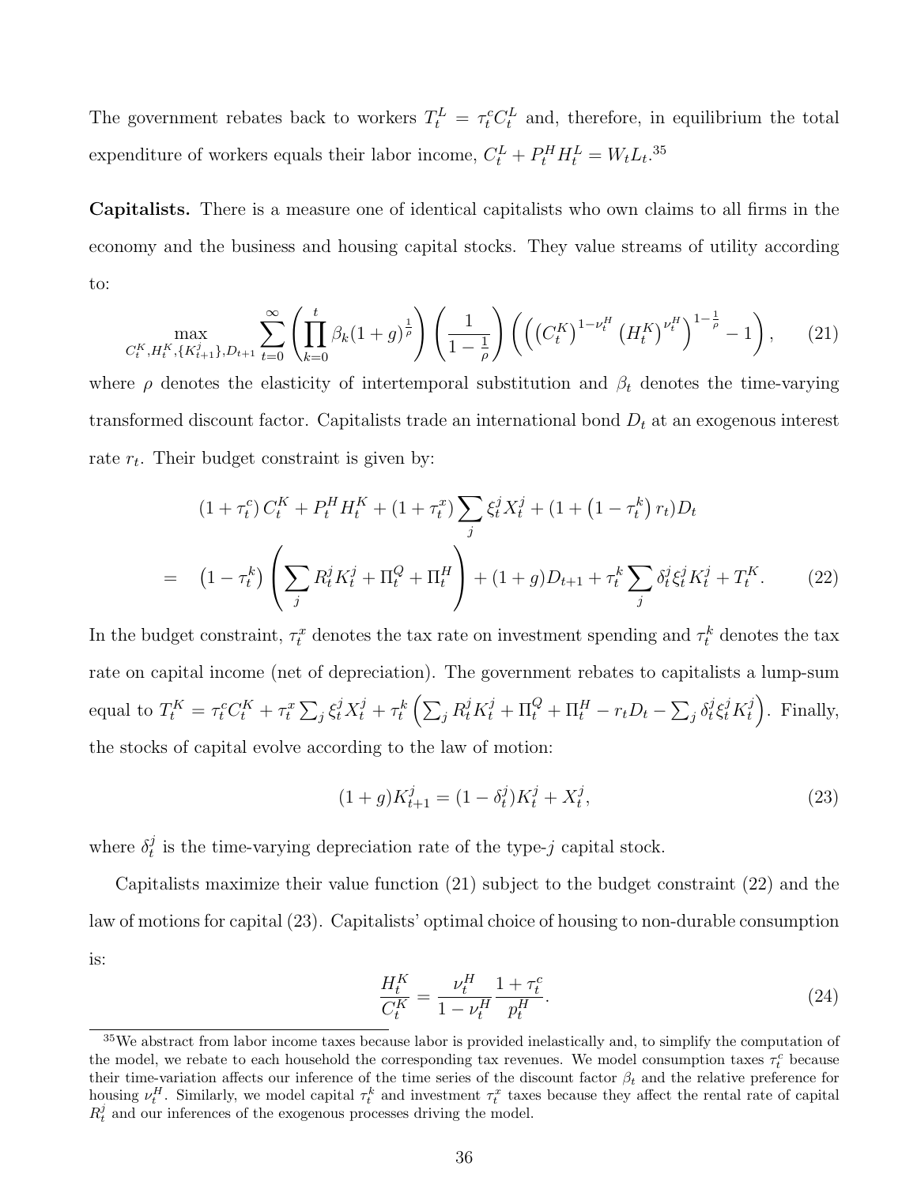The government rebates back to workers $T_t^L = \tau_t^c C_t^L$ and, therefore, in equilibrium the total expenditure of workers equals their labor income, $C_t^L + P_t^H H_t^L = W_t L_t$.[35]

**Capitalists.** There is a measure one of identical capitalists who own claims to all firms in the economy and the business and housing capital stocks. They value streams of utility according to:

$$\max_{C_t^K, H_t^K, \{K_{t+1}^j\}, D_{t+1}} \sum_{t=0}^{\infty} \left( \prod_{k=0}^{t} \beta_k (1+g)^{\frac{1}{\rho}} \right) \left( \frac{1}{1-\frac{1}{\rho}} \right) \left( \left( \left(C_t^K\right)^{1-\nu_t^H} \left(H_t^K\right)^{\nu_t^H} \right)^{1-\frac{1}{\rho}} - 1 \right), \tag{21}$$

where $\rho$ denotes the elasticity of intertemporal substitution and $\beta_t$ denotes the time-varying transformed discount factor. Capitalists trade an international bond $D_t$ at an exogenous interest rate $r_t$. Their budget constraint is given by:

$$\begin{aligned} &(1+\tau_t^c) C_t^K + P_t^H H_t^K + (1+\tau_t^x) \sum_j \xi_t^j X_t^j + (1 + \left(1-\tau_t^k\right) r_t) D_t \\ = \quad & \left(1-\tau_t^k\right) \left( \sum_j R_t^j K_t^j + \Pi_t^Q + \Pi_t^H \right) + (1+g) D_{t+1} + \tau_t^k \sum_j \delta_t^j \xi_t^j K_t^j + T_t^K. \end{aligned} \tag{22}$$

In the budget constraint, $\tau_t^x$ denotes the tax rate on investment spending and $\tau_t^k$ denotes the tax rate on capital income (net of depreciation). The government rebates to capitalists a lump-sum equal to $T_t^K = \tau_t^c C_t^K + \tau_t^x \sum_j \xi_t^j X_t^j + \tau_t^k \left( \sum_j R_t^j K_t^j + \Pi_t^Q + \Pi_t^H - r_t D_t - \sum_j \delta_t^j \xi_t^j K_t^j \right)$. Finally, the stocks of capital evolve according to the law of motion:

$$(1+g) K_{t+1}^j = (1-\delta_t^j) K_t^j + X_t^j, \tag{23}$$

where $\delta_t^j$ is the time-varying depreciation rate of the type-$j$ capital stock.

Capitalists maximize their value function (21) subject to the budget constraint (22) and the law of motions for capital (23). Capitalists' optimal choice of housing to non-durable consumption is:

$$\frac{H_t^K}{C_t^K} = \frac{\nu_t^H}{1-\nu_t^H} \frac{1+\tau_t^c}{p_t^H}. \tag{24}$$

[35] We abstract from labor income taxes because labor is provided inelastically and, to simplify the computation of the model, we rebate to each household the corresponding tax revenues. We model consumption taxes $\tau_t^c$ because their time-variation affects our inference of the time series of the discount factor $\beta_t$ and the relative preference for housing $\nu_t^H$. Similarly, we model capital $\tau_t^k$ and investment $\tau_t^x$ taxes because they affect the rental rate of capital $R_t^j$ and our inferences of the exogenous processes driving the model.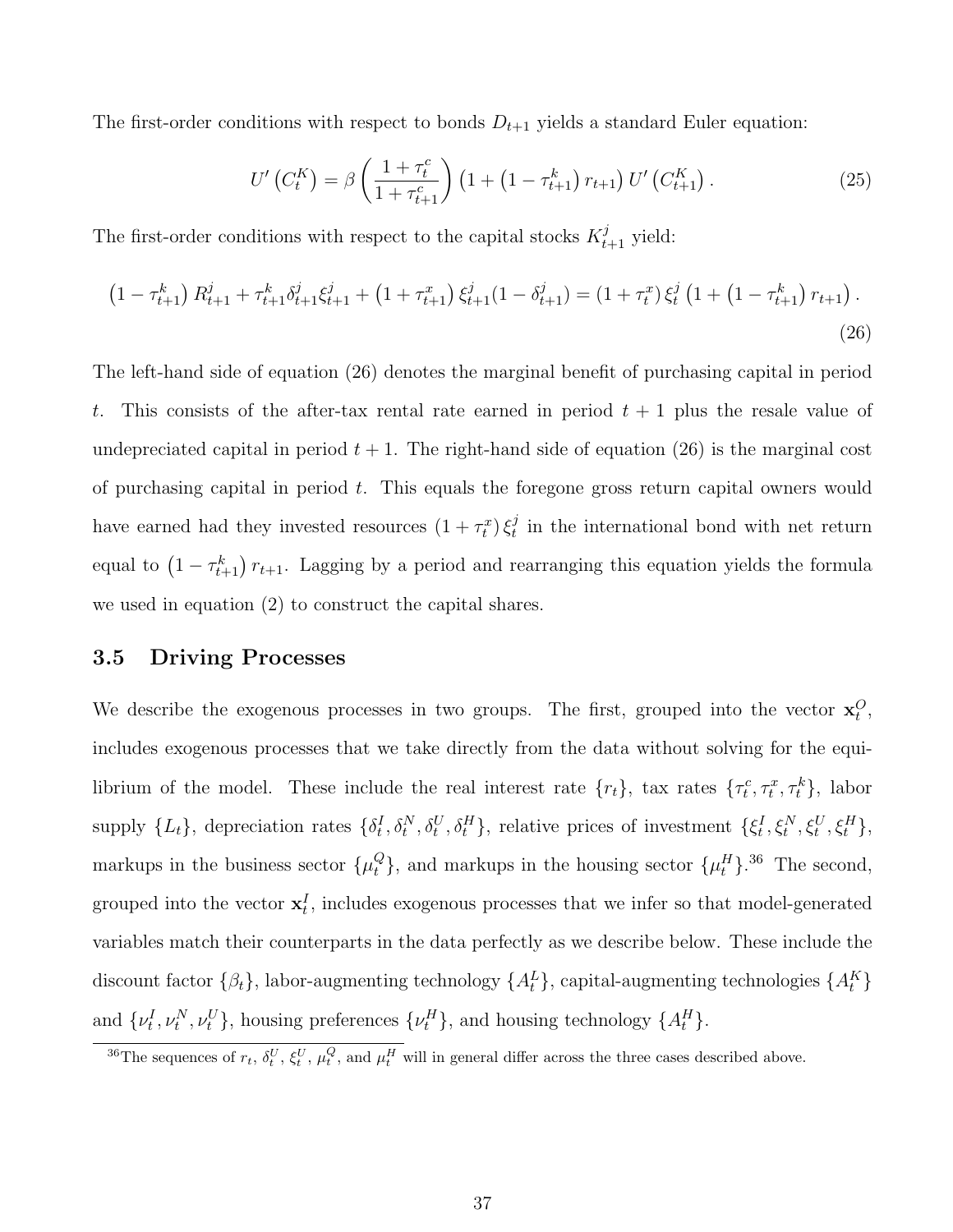The first-order conditions with respect to bonds $D_{t+1}$ yields a standard Euler equation:

$$U'\left(C_t^K\right) = \beta \left(\frac{1+\tau_t^c}{1+\tau_{t+1}^c}\right)\left(1+\left(1-\tau_{t+1}^k\right) r_{t+1}\right) U'\left(C_{t+1}^K\right). \tag{25}$$

The first-order conditions with respect to the capital stocks $K_{t+1}^j$ yield:

$$\left(1-\tau_{t+1}^k\right) R_{t+1}^j + \tau_{t+1}^k \delta_{t+1}^j \xi_{t+1}^j + \left(1+\tau_{t+1}^x\right) \xi_{t+1}^j (1-\delta_{t+1}^j) = \left(1+\tau_t^x\right) \xi_t^j \left(1+\left(1-\tau_{t+1}^k\right) r_{t+1}\right). \tag{26}$$

The left-hand side of equation (26) denotes the marginal benefit of purchasing capital in period $t$. This consists of the after-tax rental rate earned in period $t+1$ plus the resale value of undepreciated capital in period $t+1$. The right-hand side of equation (26) is the marginal cost of purchasing capital in period $t$. This equals the foregone gross return capital owners would have earned had they invested resources $\left(1+\tau_t^x\right)\xi_t^j$ in the international bond with net return equal to $\left(1-\tau_{t+1}^k\right) r_{t+1}$. Lagging by a period and rearranging this equation yields the formula we used in equation (2) to construct the capital shares.

### 3.5 Driving Processes

We describe the exogenous processes in two groups. The first, grouped into the vector $\mathbf{x}_t^O$, includes exogenous processes that we take directly from the data without solving for the equilibrium of the model. These include the real interest rate $\{r_t\}$, tax rates $\{\tau_t^c, \tau_t^x, \tau_t^k\}$, labor supply $\{L_t\}$, depreciation rates $\{\delta_t^I, \delta_t^N, \delta_t^U, \delta_t^H\}$, relative prices of investment $\{\xi_t^I, \xi_t^N, \xi_t^U, \xi_t^H\}$, markups in the business sector $\{\mu_t^Q\}$, and markups in the housing sector $\{\mu_t^H\}$.[36] The second, grouped into the vector $\mathbf{x}_t^I$, includes exogenous processes that we infer so that model-generated variables match their counterparts in the data perfectly as we describe below. These include the discount factor $\{\beta_t\}$, labor-augmenting technology $\{A_t^L\}$, capital-augmenting technologies $\{A_t^K\}$ and $\{\nu_t^I, \nu_t^N, \nu_t^U\}$, housing preferences $\{\nu_t^H\}$, and housing technology $\{A_t^H\}$.

[36] The sequences of $r_t$, $\delta_t^U$, $\xi_t^U$, $\mu_t^Q$, and $\mu_t^H$ will in general differ across the three cases described above.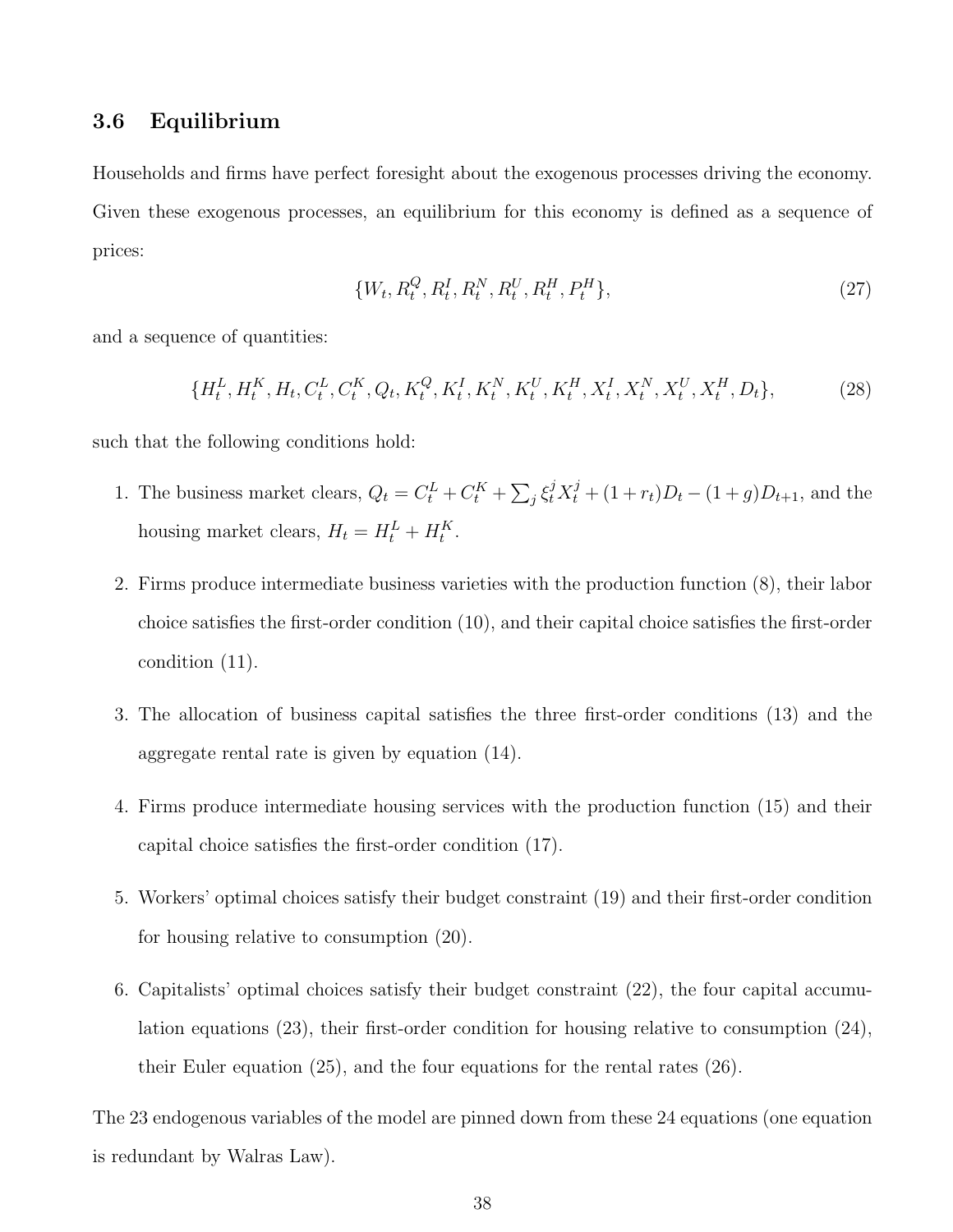### 3.6 Equilibrium

Households and firms have perfect foresight about the exogenous processes driving the economy. Given these exogenous processes, an equilibrium for this economy is defined as a sequence of prices:

$$\{W_t, R_t^Q, R_t^I, R_t^N, R_t^U, R_t^H, P_t^H\}, \tag{27}$$

and a sequence of quantities:

$$\{H_t^L, H_t^K, H_t, C_t^L, C_t^K, Q_t, K_t^Q, K_t^I, K_t^N, K_t^U, K_t^H, X_t^I, X_t^N, X_t^U, X_t^H, D_t\}, \tag{28}$$

such that the following conditions hold:

1. The business market clears, $Q_t = C_t^L + C_t^K + \sum_j \xi_t^j X_t^j + (1 + r_t)D_t - (1 + g)D_{t+1}$, and the housing market clears, $H_t = H_t^L + H_t^K$.
2. Firms produce intermediate business varieties with the production function (8), their labor choice satisfies the first-order condition (10), and their capital choice satisfies the first-order condition (11).
3. The allocation of business capital satisfies the three first-order conditions (13) and the aggregate rental rate is given by equation (14).
4. Firms produce intermediate housing services with the production function (15) and their capital choice satisfies the first-order condition (17).
5. Workers' optimal choices satisfy their budget constraint (19) and their first-order condition for housing relative to consumption (20).
6. Capitalists' optimal choices satisfy their budget constraint (22), the four capital accumulation equations (23), their first-order condition for housing relative to consumption (24), their Euler equation (25), and the four equations for the rental rates (26).

The 23 endogenous variables of the model are pinned down from these 24 equations (one equation is redundant by Walras Law).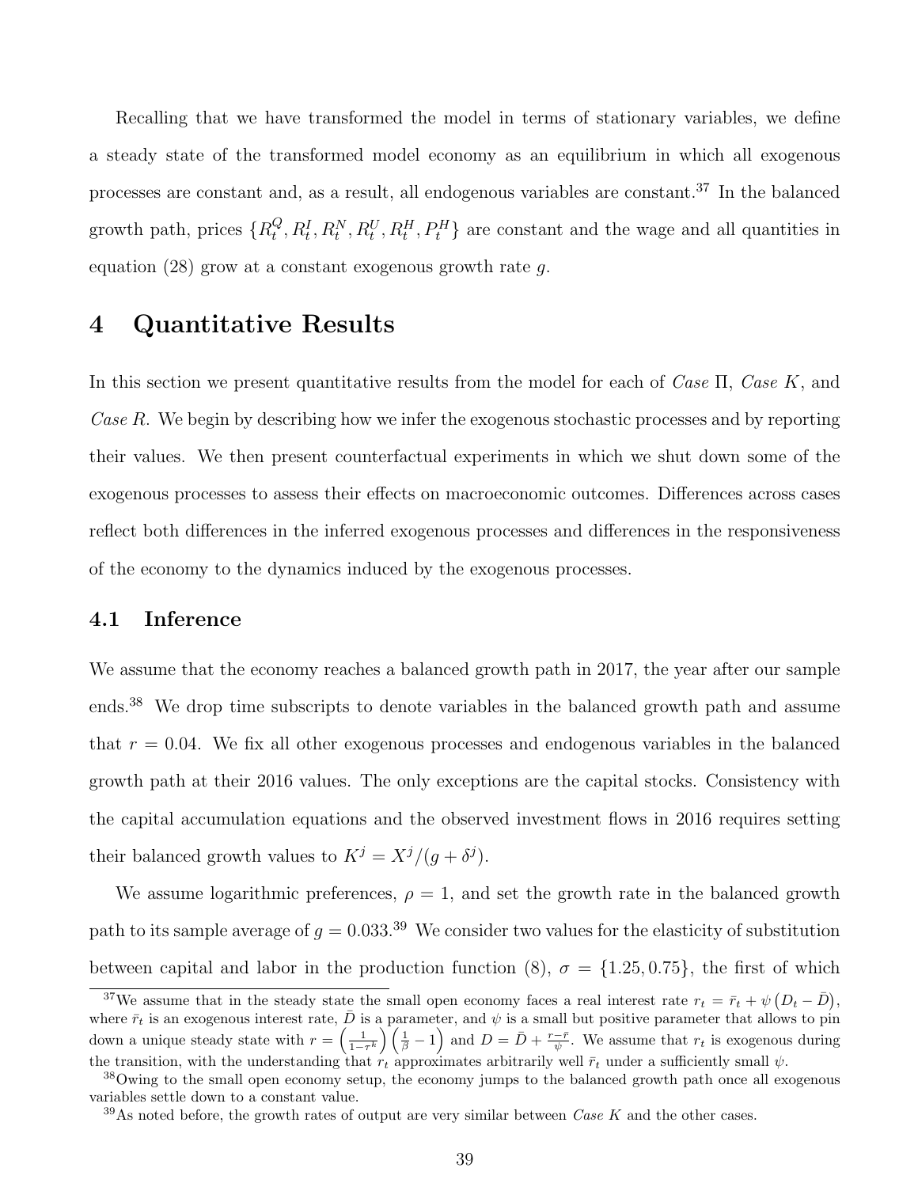Recalling that we have transformed the model in terms of stationary variables, we define a steady state of the transformed model economy as an equilibrium in which all exogenous processes are constant and, as a result, all endogenous variables are constant.[37] In the balanced growth path, prices $\{R_t^Q, R_t^I, R_t^N, R_t^U, R_t^H, P_t^H\}$ are constant and the wage and all quantities in equation (28) grow at a constant exogenous growth rate $g$.

# 4 Quantitative Results

In this section we present quantitative results from the model for each of *Case* Π, *Case K*, and *Case R*. We begin by describing how we infer the exogenous stochastic processes and by reporting their values. We then present counterfactual experiments in which we shut down some of the exogenous processes to assess their effects on macroeconomic outcomes. Differences across cases reflect both differences in the inferred exogenous processes and differences in the responsiveness of the economy to the dynamics induced by the exogenous processes.

## 4.1 Inference

We assume that the economy reaches a balanced growth path in 2017, the year after our sample ends.[38] We drop time subscripts to denote variables in the balanced growth path and assume that $r = 0.04$. We fix all other exogenous processes and endogenous variables in the balanced growth path at their 2016 values. The only exceptions are the capital stocks. Consistency with the capital accumulation equations and the observed investment flows in 2016 requires setting their balanced growth values to $K^j = X^j/(g + \delta^j)$.

We assume logarithmic preferences, $\rho = 1$, and set the growth rate in the balanced growth path to its sample average of $g = 0.033$.[39] We consider two values for the elasticity of substitution between capital and labor in the production function (8), $\sigma = \{1.25, 0.75\}$, the first of which

[37] We assume that in the steady state the small open economy faces a real interest rate $r_t = \bar{r}_t + \psi\left(D_t - \bar{D}\right)$, where $\bar{r}_t$ is an exogenous interest rate, $\bar{D}$ is a parameter, and $\psi$ is a small but positive parameter that allows to pin down a unique steady state with $r = \left(\frac{1}{1-\tau^k}\right)\left(\frac{1}{\beta} - 1\right)$ and $D = \bar{D} + \frac{r-\bar{r}}{\psi}$. We assume that $r_t$ is exogenous during the transition, with the understanding that $\bar{r}_t$ approximates arbitrarily well $\bar{r}_t$ under a sufficiently small $\psi$.

[38] Owing to the small open economy setup, the economy jumps to the balanced growth path once all exogenous variables settle down to a constant value.

[39] As noted before, the growth rates of output are very similar between *Case K* and the other cases.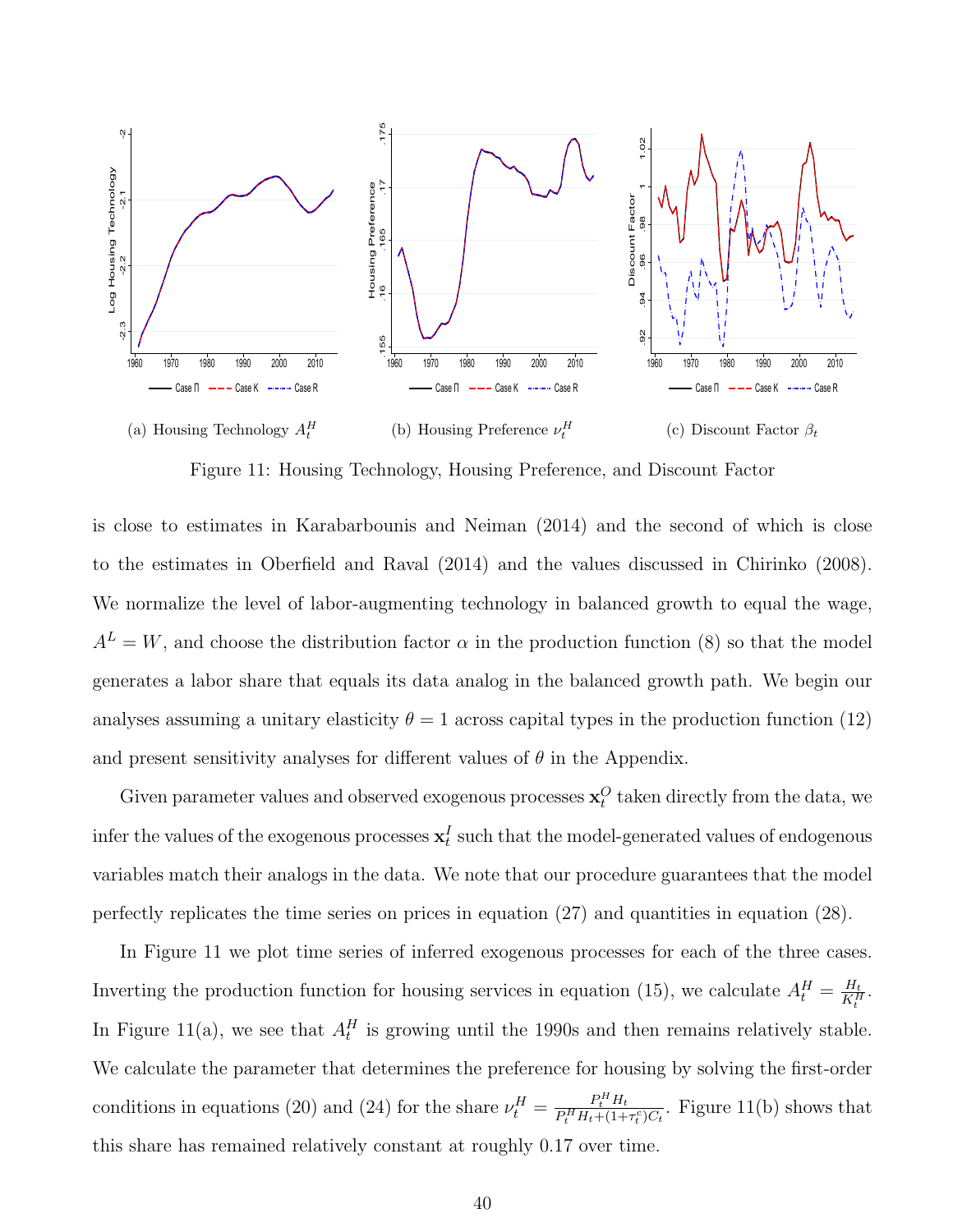(a) Housing Technology $A_t^H$

(b) Housing Preference $\nu_t^H$

(c) Discount Factor $\beta_t$

Figure 11: Housing Technology, Housing Preference, and Discount Factor

is close to estimates in Karabarbounis and Neiman (2014) and the second of which is close to the estimates in Oberfield and Raval (2014) and the values discussed in Chirinko (2008). We normalize the level of labor-augmenting technology in balanced growth to equal the wage, $A^L = W$, and choose the distribution factor $\alpha$ in the production function (8) so that the model generates a labor share that equals its data analog in the balanced growth path. We begin our analyses assuming a unitary elasticity $\theta = 1$ across capital types in the production function (12) and present sensitivity analyses for different values of $\theta$ in the Appendix.

Given parameter values and observed exogenous processes $\mathbf{x}_t^O$ taken directly from the data, we infer the values of the exogenous processes $\mathbf{x}_t^I$ such that the model-generated values of endogenous variables match their analogs in the data. We note that our procedure guarantees that the model perfectly replicates the time series on prices in equation (27) and quantities in equation (28).

In Figure 11 we plot time series of inferred exogenous processes for each of the three cases. Inverting the production function for housing services in equation (15), we calculate $A_t^H = \frac{H_t}{K_t^H}$. In Figure 11(a), we see that $A_t^H$ is growing until the 1990s and then remains relatively stable. We calculate the parameter that determines the preference for housing by solving the first-order conditions in equations (20) and (24) for the share $\nu_t^H = \frac{P_t^H H_t}{P_t^H H_t + (1+\tau_t^c) C_t}$. Figure 11(b) shows that this share has remained relatively constant at roughly 0.17 over time.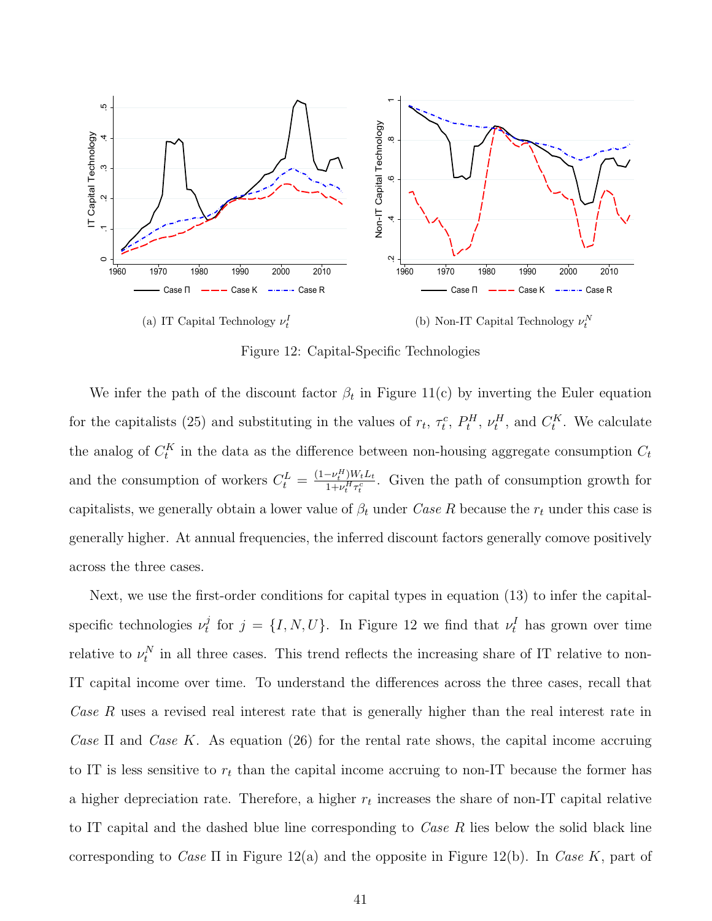(a) IT Capital Technology $\nu_t^I$

(b) Non-IT Capital Technology $\nu_t^N$

Figure 12: Capital-Specific Technologies

We infer the path of the discount factor $\beta_t$ in Figure 11(c) by inverting the Euler equation for the capitalists (25) and substituting in the values of $r_t$, $\tau_t^c$, $P_t^H$, $\nu_t^H$, and $C_t^K$. We calculate the analog of $C_t^K$ in the data as the difference between non-housing aggregate consumption $C_t$ and the consumption of workers $C_t^L = \frac{(1-\nu_t^H)W_tL_t}{1+\nu_t^H\tau_t^c}$. Given the path of consumption growth for capitalists, we generally obtain a lower value of $\beta_t$ under *Case R* because the $r_t$ under this case is generally higher. At annual frequencies, the inferred discount factors generally comove positively across the three cases.

Next, we use the first-order conditions for capital types in equation (13) to infer the capital-specific technologies $\nu_t^j$ for $j = \{I, N, U\}$. In Figure 12 we find that $\nu_t^I$ has grown over time relative to $\nu_t^N$ in all three cases. This trend reflects the increasing share of IT relative to non-IT capital income over time. To understand the differences across the three cases, recall that *Case R* uses a revised real interest rate that is generally higher than the real interest rate in *Case* Π and *Case K*. As equation (26) for the rental rate shows, the capital income accruing to IT is less sensitive to $r_t$ than the capital income accruing to non-IT because the former has a higher depreciation rate. Therefore, a higher $r_t$ increases the share of non-IT capital relative to IT capital and the dashed blue line corresponding to *Case R* lies below the solid black line corresponding to *Case* Π in Figure 12(a) and the opposite in Figure 12(b). In *Case K*, part of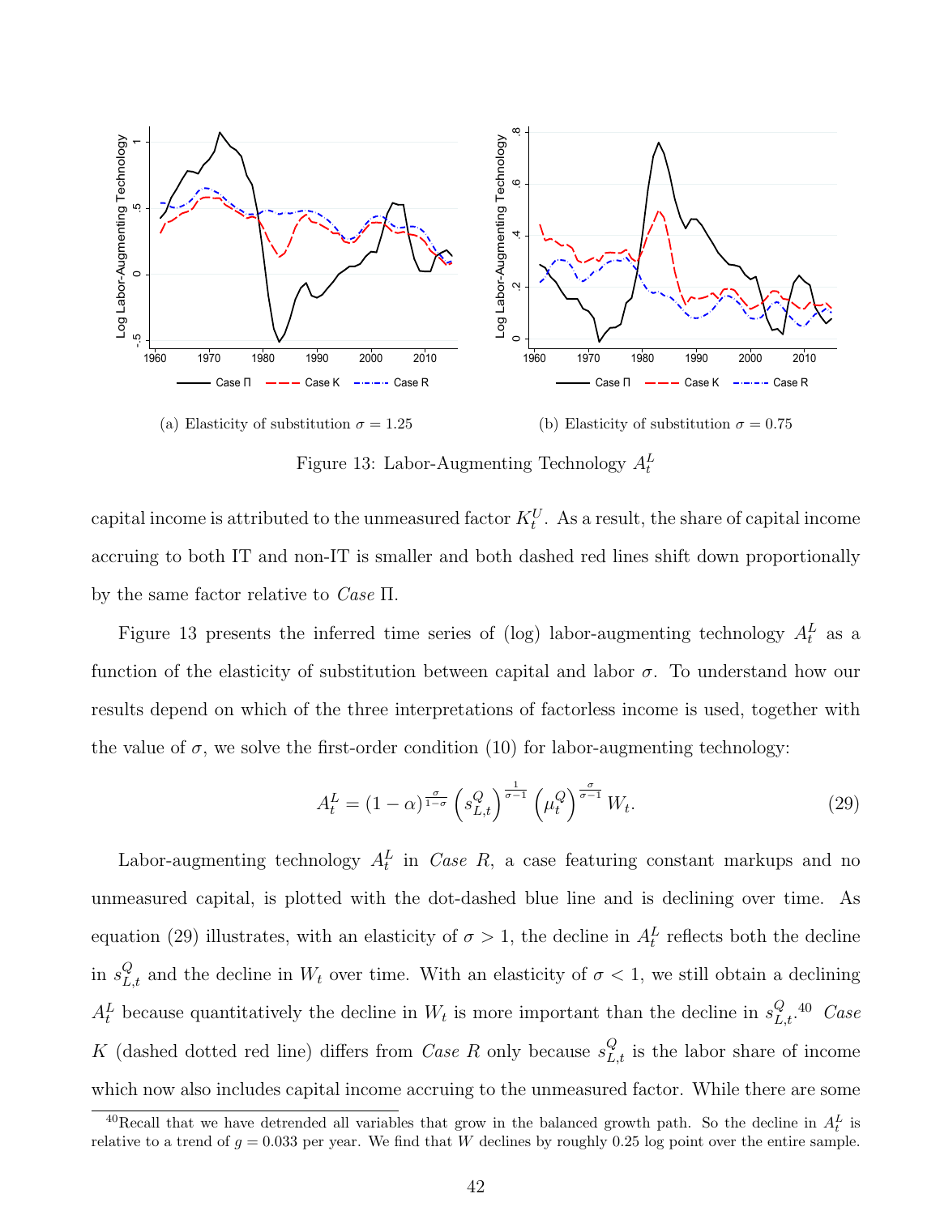(a) Elasticity of substitution $\sigma = 1.25$

(b) Elasticity of substitution $\sigma = 0.75$

Figure 13: Labor-Augmenting Technology $A_t^L$

capital income is attributed to the unmeasured factor $K_t^U$. As a result, the share of capital income accruing to both IT and non-IT is smaller and both dashed red lines shift down proportionally by the same factor relative to *Case* Π.

Figure 13 presents the inferred time series of (log) labor-augmenting technology $A_t^L$ as a function of the elasticity of substitution between capital and labor $\sigma$. To understand how our results depend on which of the three interpretations of factorless income is used, together with the value of $\sigma$, we solve the first-order condition (10) for labor-augmenting technology:

$$A_t^L = (1-\alpha)^{\frac{\sigma}{1-\sigma}} \left(s_{L,t}^Q\right)^{\frac{1}{\sigma-1}} \left(\mu_t^Q\right)^{\frac{\sigma}{\sigma-1}} W_t. \tag{29}$$

Labor-augmenting technology $A_t^L$ in *Case R*, a case featuring constant markups and no unmeasured capital, is plotted with the dot-dashed blue line and is declining over time. As equation (29) illustrates, with an elasticity of $\sigma > 1$, the decline in $A_t^L$ reflects both the decline in $s_{L,t}^Q$ and the decline in $W_t$ over time. With an elasticity of $\sigma < 1$, we still obtain a declining $A_t^L$ because quantitatively the decline in $W_t$ is more important than the decline in $s_{L,t}^Q$.[40] *Case K* (dashed dotted red line) differs from *Case R* only because $s_{L,t}^Q$ is the labor share of income which now also includes capital income accruing to the unmeasured factor. While there are some

[40] Recall that we have detrended all variables that grow in the balanced growth path. So the decline in $A_t^L$ is relative to a trend of $g = 0.033$ per year. We find that $W$ declines by roughly 0.25 log point over the entire sample.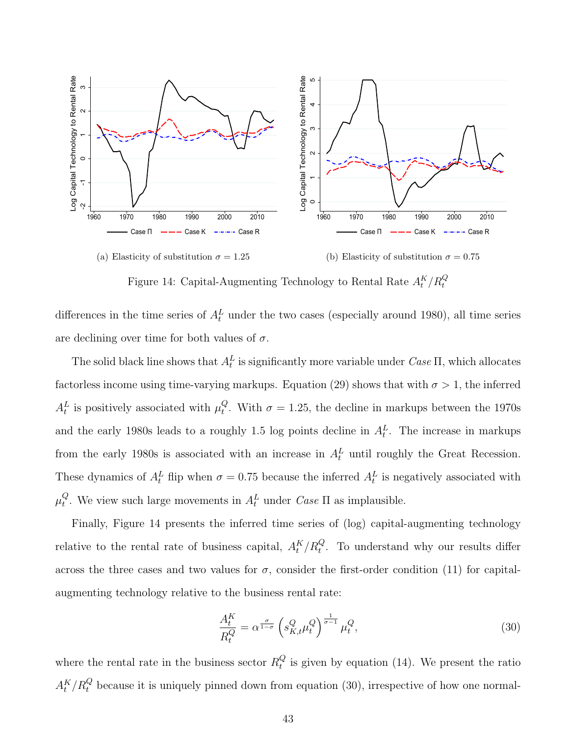(a) Elasticity of substitution $\sigma = 1.25$

(b) Elasticity of substitution $\sigma = 0.75$

Figure 14: Capital-Augmenting Technology to Rental Rate $A_t^K/R_t^Q$

differences in the time series of $A_t^L$ under the two cases (especially around 1980), all time series are declining over time for both values of $\sigma$.

The solid black line shows that $A_t^L$ is significantly more variable under *Case* $\Pi$, which allocates factorless income using time-varying markups. Equation (29) shows that with $\sigma > 1$, the inferred $A_t^L$ is positively associated with $\mu_t^Q$. With $\sigma = 1.25$, the decline in markups between the 1970s and the early 1980s leads to a roughly 1.5 log points decline in $A_t^L$. The increase in markups from the early 1980s is associated with an increase in $A_t^L$ until roughly the Great Recession. These dynamics of $A_t^L$ flip when $\sigma = 0.75$ because the inferred $A_t^L$ is negatively associated with $\mu_t^Q$. We view such large movements in $A_t^L$ under *Case* $\Pi$ as implausible.

Finally, Figure 14 presents the inferred time series of (log) capital-augmenting technology relative to the rental rate of business capital, $A_t^K/R_t^Q$. To understand why our results differ across the three cases and two values for $\sigma$, consider the first-order condition (11) for capital-augmenting technology relative to the business rental rate:

$$\frac{A_t^K}{R_t^Q} = \alpha^{\frac{\sigma}{1-\sigma}} \left( s_{K,t}^Q \mu_t^Q \right)^{\frac{1}{\sigma-1}} \mu_t^Q, \tag{30}$$

where the rental rate in the business sector $R_t^Q$ is given by equation (14). We present the ratio $A_t^K/R_t^Q$ because it is uniquely pinned down from equation (30), irrespective of how one normal-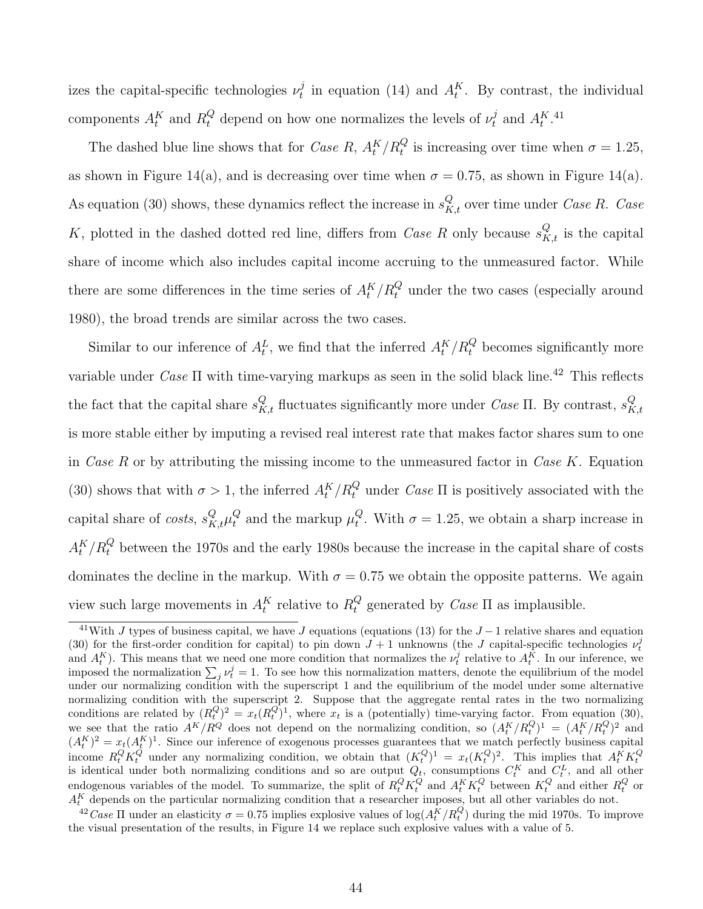izes the capital-specific technologies $\nu_t^j$ in equation (14) and $A_t^K$. By contrast, the individual components $A_t^K$ and $R_t^Q$ depend on how one normalizes the levels of $\nu_t^j$ and $A_t^K$.[41]

The dashed blue line shows that for *Case R*, $A_t^K/R_t^Q$ is increasing over time when $\sigma = 1.25$, as shown in Figure 14(a), and is decreasing over time when $\sigma = 0.75$, as shown in Figure 14(a). As equation (30) shows, these dynamics reflect the increase in $s_{K,t}^Q$ over time under *Case R*. *Case K*, plotted in the dashed dotted red line, differs from *Case R* only because $s_{K,t}^Q$ is the capital share of income which also includes capital income accruing to the unmeasured factor. While there are some differences in the time series of $A_t^K/R_t^Q$ under the two cases (especially around 1980), the broad trends are similar across the two cases.

Similar to our inference of $A_t^L$, we find that the inferred $A_t^K/R_t^Q$ becomes significantly more variable under *Case* $\Pi$ with time-varying markups as seen in the solid black line.[42] This reflects the fact that the capital share $s_{K,t}^Q$ fluctuates significantly more under *Case* $\Pi$. By contrast, $s_{K,t}^Q$ is more stable either by imputing a revised real interest rate that makes factor shares sum to one in *Case R* or by attributing the missing income to the unmeasured factor in *Case K*. Equation (30) shows that with $\sigma > 1$, the inferred $A_t^K/R_t^Q$ under *Case* $\Pi$ is positively associated with the capital share of *costs*, $s_{K,t}^Q\mu_t^Q$ and the markup $\mu_t^Q$. With $\sigma = 1.25$, we obtain a sharp increase in $A_t^K/R_t^Q$ between the 1970s and the early 1980s because the increase in the capital share of costs dominates the decline in the markup. With $\sigma = 0.75$ we obtain the opposite patterns. We again view such large movements in $A_t^K$ relative to $R_t^Q$ generated by *Case* $\Pi$ as implausible.

[41] With $J$ types of business capital, we have $J$ equations (equations (13) for the $J-1$ relative shares and equation (30) for the first-order condition for capital) to pin down $J+1$ unknowns (the $J$ capital-specific technologies $\nu_t^j$ and $A_t^K$). This means that we need one more condition that normalizes the $\nu_t^j$ relative to $A_t^K$. In our inference, we imposed the normalization $\sum_j \nu_t^j = 1$. To see how this normalization matters, denote the equilibrium of the model under our normalizing condition with the superscript 1 and the equilibrium of the model under some alternative normalizing condition with the superscript 2. Suppose that the aggregate rental rates in the two normalizing conditions are related by $(R_t^Q)^2 = x_t(R_t^Q)^1$, where $x_t$ is a (potentially) time-varying factor. From equation (30), we see that the ratio $A^K/R^Q$ does not depend on the normalizing condition, so $(A_t^K/R_t^Q)^1 = (A_t^K/R_t^Q)^2$ and $(A_t^K)^2 = x_t(A_t^K)^1$. Since our inference of exogenous processes guarantees that we match perfectly business capital income $R_t^Q K_t^Q$ under any normalizing condition, we obtain that $(K_t^Q)^1 = x_t(K_t^Q)^2$. This implies that $A_t^K K_t^Q$ is identical under both normalizing conditions and so are output $Q_t$, consumptions $C_t^K$ and $C_t^L$, and all other endogenous variables of the model. To summarize, the split of $R_t^Q K_t^Q$ and $A_t^K K_t^Q$ between $K_t^Q$ and either $R_t^Q$ or $A_t^K$ depends on the particular normalizing condition that a researcher imposes, but all other variables do not.

[42] *Case* $\Pi$ under an elasticity $\sigma = 0.75$ implies explosive values of $\log(A_t^K/R_t^Q)$ during the mid 1970s. To improve the visual presentation of the results, in Figure 14 we replace such explosive values with a value of 5.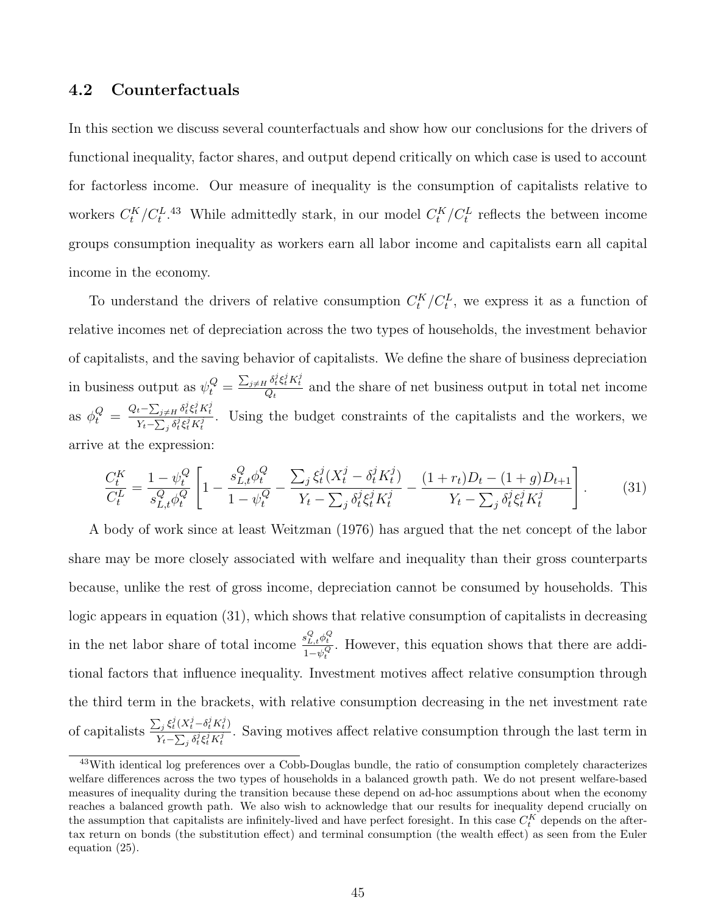### 4.2 Counterfactuals

In this section we discuss several counterfactuals and show how our conclusions for the drivers of functional inequality, factor shares, and output depend critically on which case is used to account for factorless income. Our measure of inequality is the consumption of capitalists relative to workers $C_t^K/C_t^L$.[43] While admittedly stark, in our model $C_t^K/C_t^L$ reflects the between income groups consumption inequality as workers earn all labor income and capitalists earn all capital income in the economy.

To understand the drivers of relative consumption $C_t^K/C_t^L$, we express it as a function of relative incomes net of depreciation across the two types of households, the investment behavior of capitalists, and the saving behavior of capitalists. We define the share of business depreciation in business output as $\psi_t^Q = \frac{\sum_{j \neq H} \delta_t^j \xi_t^j K_t^j}{Q_t}$ and the share of net business output in total net income as $\phi_t^Q = \frac{Q_t - \sum_{j \neq H} \delta_t^j \xi_t^j K_t^j}{Y_t - \sum_j \delta_t^j \xi_t^j K_t^j}$. Using the budget constraints of the capitalists and the workers, we arrive at the expression:

$$\frac{C_t^K}{C_t^L} = \frac{1-\psi_t^Q}{s_{L,t}^Q \phi_t^Q} \left[ 1 - \frac{s_{L,t}^Q \phi_t^Q}{1-\psi_t^Q} - \frac{\sum_j \xi_t^j (X_t^j - \delta_t^j K_t^j)}{Y_t - \sum_j \delta_t^j \xi_t^j K_t^j} - \frac{(1+r_t)D_t - (1+g)D_{t+1}}{Y_t - \sum_j \delta_t^j \xi_t^j K_t^j} \right]. \tag{31}$$

A body of work since at least Weitzman (1976) has argued that the net concept of the labor share may be more closely associated with welfare and inequality than their gross counterparts because, unlike the rest of gross income, depreciation cannot be consumed by households. This logic appears in equation (31), which shows that relative consumption of capitalists in decreasing in the net labor share of total income $\frac{s_{L,t}^Q \phi_t^Q}{1-\psi_t^Q}$. However, this equation shows that there are additional factors that influence inequality. Investment motives affect relative consumption through the third term in the brackets, with relative consumption decreasing in the net investment rate of capitalists $\frac{\sum_j \xi_t^j (X_t^j - \delta_t^j K_t^j)}{Y_t - \sum_j \delta_t^j \xi_t^j K_t^j}$. Saving motives affect relative consumption through the last term in

[43] With identical log preferences over a Cobb-Douglas bundle, the ratio of consumption completely characterizes welfare differences across the two types of households in a balanced growth path. We do not present welfare-based measures of inequality during the transition because these depend on ad-hoc assumptions about when the economy reaches a balanced growth path. We also wish to acknowledge that our results for inequality depend crucially on the assumption that capitalists are infinitely-lived and have perfect foresight. In this case $C_t^K$ depends on the after-tax return on bonds (the substitution effect) and terminal consumption (the wealth effect) as seen from the Euler equation (25).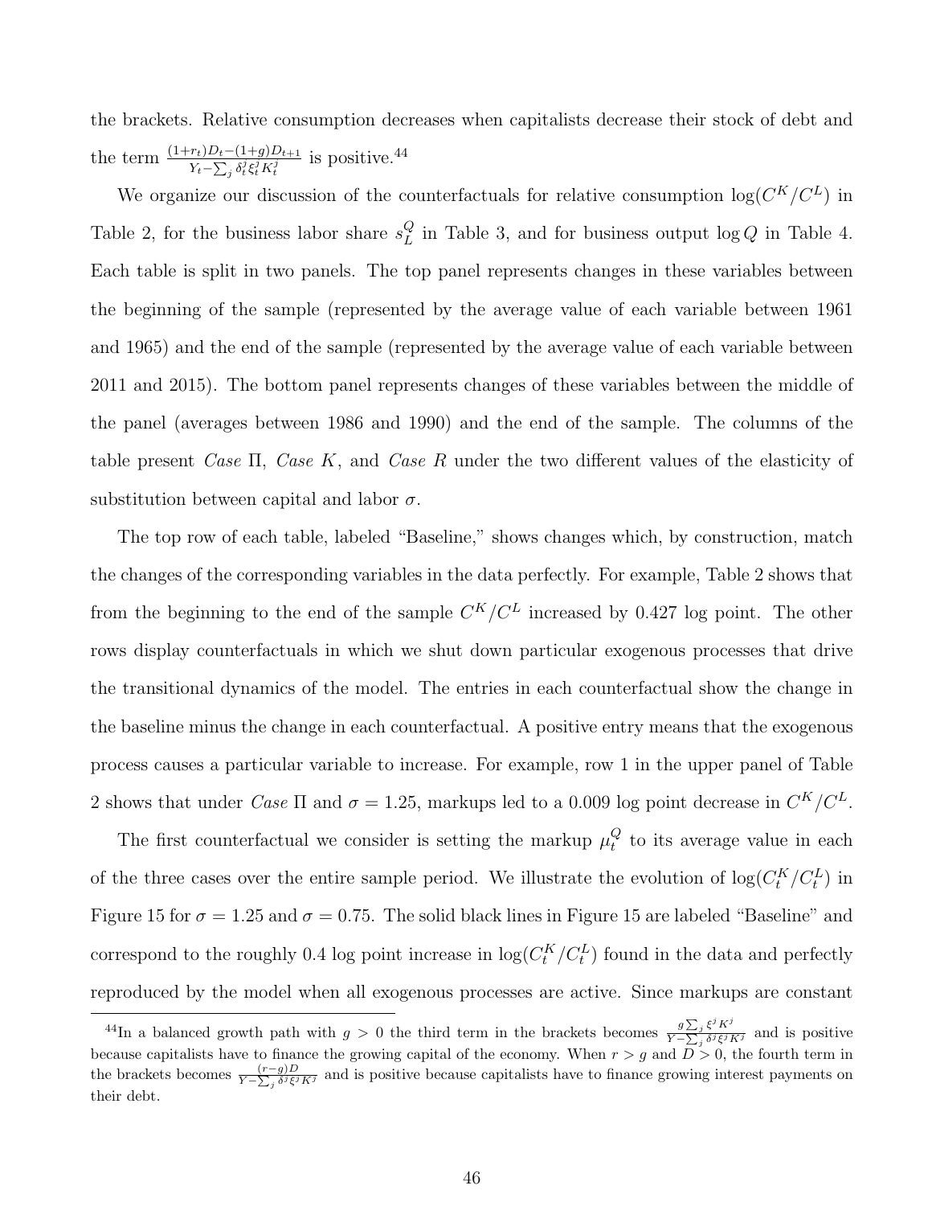the brackets. Relative consumption decreases when capitalists decrease their stock of debt and the term $\frac{(1+r_t)D_t-(1+g)D_{t+1}}{Y_t-\sum_j \delta_t^j \xi_t^j K_t^j}$ is positive.[44]

We organize our discussion of the counterfactuals for relative consumption $\log(C^K/C^L)$ in Table 2, for the business labor share $s_L^Q$ in Table 3, and for business output $\log Q$ in Table 4. Each table is split in two panels. The top panel represents changes in these variables between the beginning of the sample (represented by the average value of each variable between 1961 and 1965) and the end of the sample (represented by the average value of each variable between 2011 and 2015). The bottom panel represents changes of these variables between the middle of the panel (averages between 1986 and 1990) and the end of the sample. The columns of the table present *Case* Π, *Case* $K$, and *Case* $R$ under the two different values of the elasticity of substitution between capital and labor $\sigma$.

The top row of each table, labeled "Baseline," shows changes which, by construction, match the changes of the corresponding variables in the data perfectly. For example, Table 2 shows that from the beginning to the end of the sample $C^K/C^L$ increased by 0.427 log point. The other rows display counterfactuals in which we shut down particular exogenous processes that drive the transitional dynamics of the model. The entries in each counterfactual show the change in the baseline minus the change in each counterfactual. A positive entry means that the exogenous process causes a particular variable to increase. For example, row 1 in the upper panel of Table 2 shows that under *Case* Π and $\sigma = 1.25$, markups led to a 0.009 log point decrease in $C^K/C^L$.

The first counterfactual we consider is setting the markup $\mu_t^Q$ to its average value in each of the three cases over the entire sample period. We illustrate the evolution of $\log(C_t^K/C_t^L)$ in Figure 15 for $\sigma = 1.25$ and $\sigma = 0.75$. The solid black lines in Figure 15 are labeled "Baseline" and correspond to the roughly 0.4 log point increase in $\log(C_t^K/C_t^L)$ found in the data and perfectly reproduced by the model when all exogenous processes are active. Since markups are constant

[44] In a balanced growth path with $g > 0$ the third term in the brackets becomes $\frac{g\sum_j \xi^j K^j}{Y-\sum_j \delta^j \xi^j K^j}$ and is positive because capitalists have to finance the growing capital of the economy. When $r > g$ and $D > 0$, the fourth term in the brackets becomes $\frac{(r-g)D}{Y-\sum_j \delta^j \xi^j K^j}$ and is positive because capitalists have to finance growing interest payments on their debt.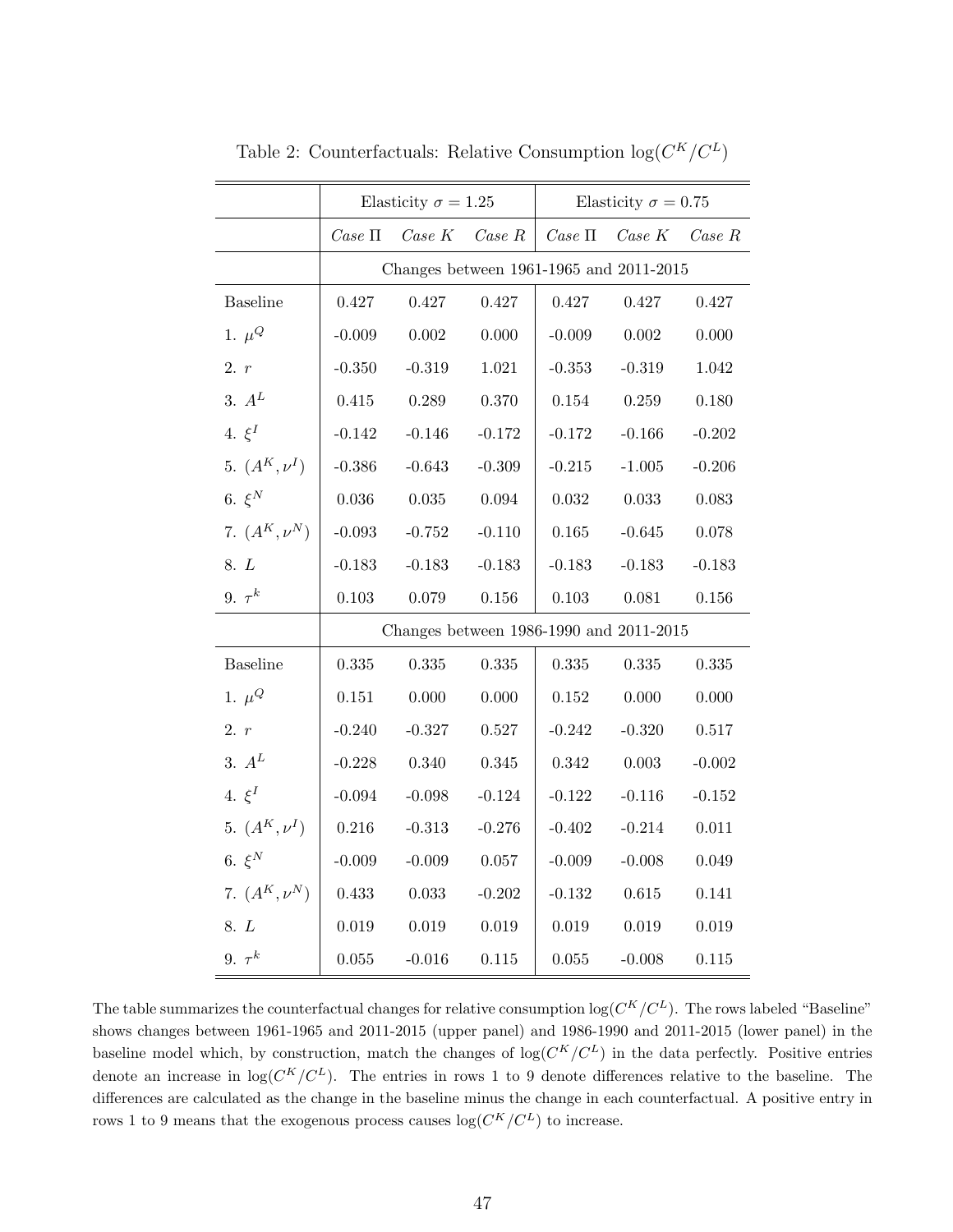Table 2: Counterfactuals: Relative Consumption $\log(C^K/C^L)$

| | Elasticity $\sigma = 1.25$ | | | Elasticity $\sigma = 0.75$ | | |
|---|---|---|---|---|---|---|
| | *Case* $\Pi$ | *Case* $K$ | *Case* $R$ | *Case* $\Pi$ | *Case* $K$ | *Case* $R$ |
| | Changes between 1961-1965 and 2011-2015 | | | | | |
| Baseline | 0.427 | 0.427 | 0.427 | 0.427 | 0.427 | 0.427 |
| 1. $\mu^Q$ | -0.009 | 0.002 | 0.000 | -0.009 | 0.002 | 0.000 |
| 2. $r$ | -0.350 | -0.319 | 1.021 | -0.353 | -0.319 | 1.042 |
| 3. $A^L$ | 0.415 | 0.289 | 0.370 | 0.154 | 0.259 | 0.180 |
| 4. $\xi^I$ | -0.142 | -0.146 | -0.172 | -0.172 | -0.166 | -0.202 |
| 5. $(A^K, \nu^I)$ | -0.386 | -0.643 | -0.309 | -0.215 | -1.005 | -0.206 |
| 6. $\xi^N$ | 0.036 | 0.035 | 0.094 | 0.032 | 0.033 | 0.083 |
| 7. $(A^K, \nu^N)$ | -0.093 | -0.752 | -0.110 | 0.165 | -0.645 | 0.078 |
| 8. $L$ | -0.183 | -0.183 | -0.183 | -0.183 | -0.183 | -0.183 |
| 9. $\tau^k$ | 0.103 | 0.079 | 0.156 | 0.103 | 0.081 | 0.156 |
| | Changes between 1986-1990 and 2011-2015 | | | | | |
| Baseline | 0.335 | 0.335 | 0.335 | 0.335 | 0.335 | 0.335 |
| 1. $\mu^Q$ | 0.151 | 0.000 | 0.000 | 0.152 | 0.000 | 0.000 |
| 2. $r$ | -0.240 | -0.327 | 0.527 | -0.242 | -0.320 | 0.517 |
| 3. $A^L$ | -0.228 | 0.340 | 0.345 | 0.342 | 0.003 | -0.002 |
| 4. $\xi^I$ | -0.094 | -0.098 | -0.124 | -0.122 | -0.116 | -0.152 |
| 5. $(A^K, \nu^I)$ | 0.216 | -0.313 | -0.276 | -0.402 | -0.214 | 0.011 |
| 6. $\xi^N$ | -0.009 | -0.009 | 0.057 | -0.009 | -0.008 | 0.049 |
| 7. $(A^K, \nu^N)$ | 0.433 | 0.033 | -0.202 | -0.132 | 0.615 | 0.141 |
| 8. $L$ | 0.019 | 0.019 | 0.019 | 0.019 | 0.019 | 0.019 |
| 9. $\tau^k$ | 0.055 | -0.016 | 0.115 | 0.055 | -0.008 | 0.115 |

The table summarizes the counterfactual changes for relative consumption $\log(C^K/C^L)$. The rows labeled "Baseline" shows changes between 1961-1965 and 2011-2015 (upper panel) and 1986-1990 and 2011-2015 (lower panel) in the baseline model which, by construction, match the changes of $\log(C^K/C^L)$ in the data perfectly. Positive entries denote an increase in $\log(C^K/C^L)$. The entries in rows 1 to 9 denote differences relative to the baseline. The differences are calculated as the change in the baseline minus the change in each counterfactual. A positive entry in rows 1 to 9 means that the exogenous process causes $\log(C^K/C^L)$ to increase.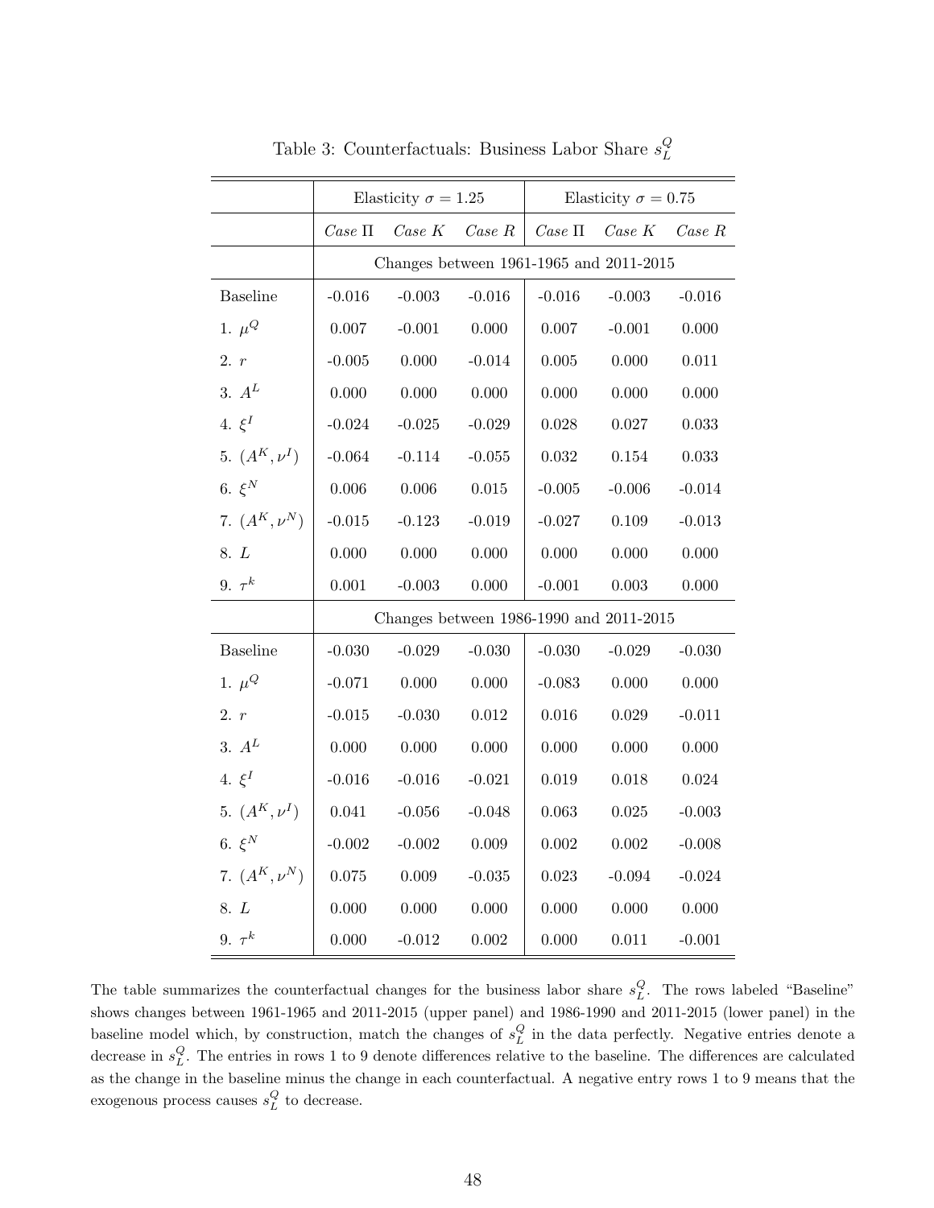Table 3: Counterfactuals: Business Labor Share $s_L^Q$

| | Elasticity $\sigma = 1.25$ | | | Elasticity $\sigma = 0.75$ | | |
|---|---|---|---|---|---|---|
| | *Case* $\Pi$ | *Case* $K$ | *Case* $R$ | *Case* $\Pi$ | *Case* $K$ | *Case* $R$ |
| | Changes between 1961-1965 and 2011-2015 | | | | | |
| Baseline | -0.016 | -0.003 | -0.016 | -0.016 | -0.003 | -0.016 |
| 1. $\mu^Q$ | 0.007 | -0.001 | 0.000 | 0.007 | -0.001 | 0.000 |
| 2. $r$ | -0.005 | 0.000 | -0.014 | 0.005 | 0.000 | 0.011 |
| 3. $A^L$ | 0.000 | 0.000 | 0.000 | 0.000 | 0.000 | 0.000 |
| 4. $\xi^I$ | -0.024 | -0.025 | -0.029 | 0.028 | 0.027 | 0.033 |
| 5. $(A^K, \nu^I)$ | -0.064 | -0.114 | -0.055 | 0.032 | 0.154 | 0.033 |
| 6. $\xi^N$ | 0.006 | 0.006 | 0.015 | -0.005 | -0.006 | -0.014 |
| 7. $(A^K, \nu^N)$ | -0.015 | -0.123 | -0.019 | -0.027 | 0.109 | -0.013 |
| 8. $L$ | 0.000 | 0.000 | 0.000 | 0.000 | 0.000 | 0.000 |
| 9. $\tau^k$ | 0.001 | -0.003 | 0.000 | -0.001 | 0.003 | 0.000 |
| | Changes between 1986-1990 and 2011-2015 | | | | | |
| Baseline | -0.030 | -0.029 | -0.030 | -0.030 | -0.029 | -0.030 |
| 1. $\mu^Q$ | -0.071 | 0.000 | 0.000 | -0.083 | 0.000 | 0.000 |
| 2. $r$ | -0.015 | -0.030 | 0.012 | 0.016 | 0.029 | -0.011 |
| 3. $A^L$ | 0.000 | 0.000 | 0.000 | 0.000 | 0.000 | 0.000 |
| 4. $\xi^I$ | -0.016 | -0.016 | -0.021 | 0.019 | 0.018 | 0.024 |
| 5. $(A^K, \nu^I)$ | 0.041 | -0.056 | -0.048 | 0.063 | 0.025 | -0.003 |
| 6. $\xi^N$ | -0.002 | -0.002 | 0.009 | 0.002 | 0.002 | -0.008 |
| 7. $(A^K, \nu^N)$ | 0.075 | 0.009 | -0.035 | 0.023 | -0.094 | -0.024 |
| 8. $L$ | 0.000 | 0.000 | 0.000 | 0.000 | 0.000 | 0.000 |
| 9. $\tau^k$ | 0.000 | -0.012 | 0.002 | 0.000 | 0.011 | -0.001 |

The table summarizes the counterfactual changes for the business labor share $s_L^Q$. The rows labeled "Baseline" shows changes between 1961-1965 and 2011-2015 (upper panel) and 1986-1990 and 2011-2015 (lower panel) in the baseline model which, by construction, match the changes of $s_L^Q$ in the data perfectly. Negative entries denote a decrease in $s_L^Q$. The entries in rows 1 to 9 denote differences relative to the baseline. The differences are calculated as the change in the baseline minus the change in each counterfactual. A negative entry rows 1 to 9 means that the exogenous process causes $s_L^Q$ to decrease.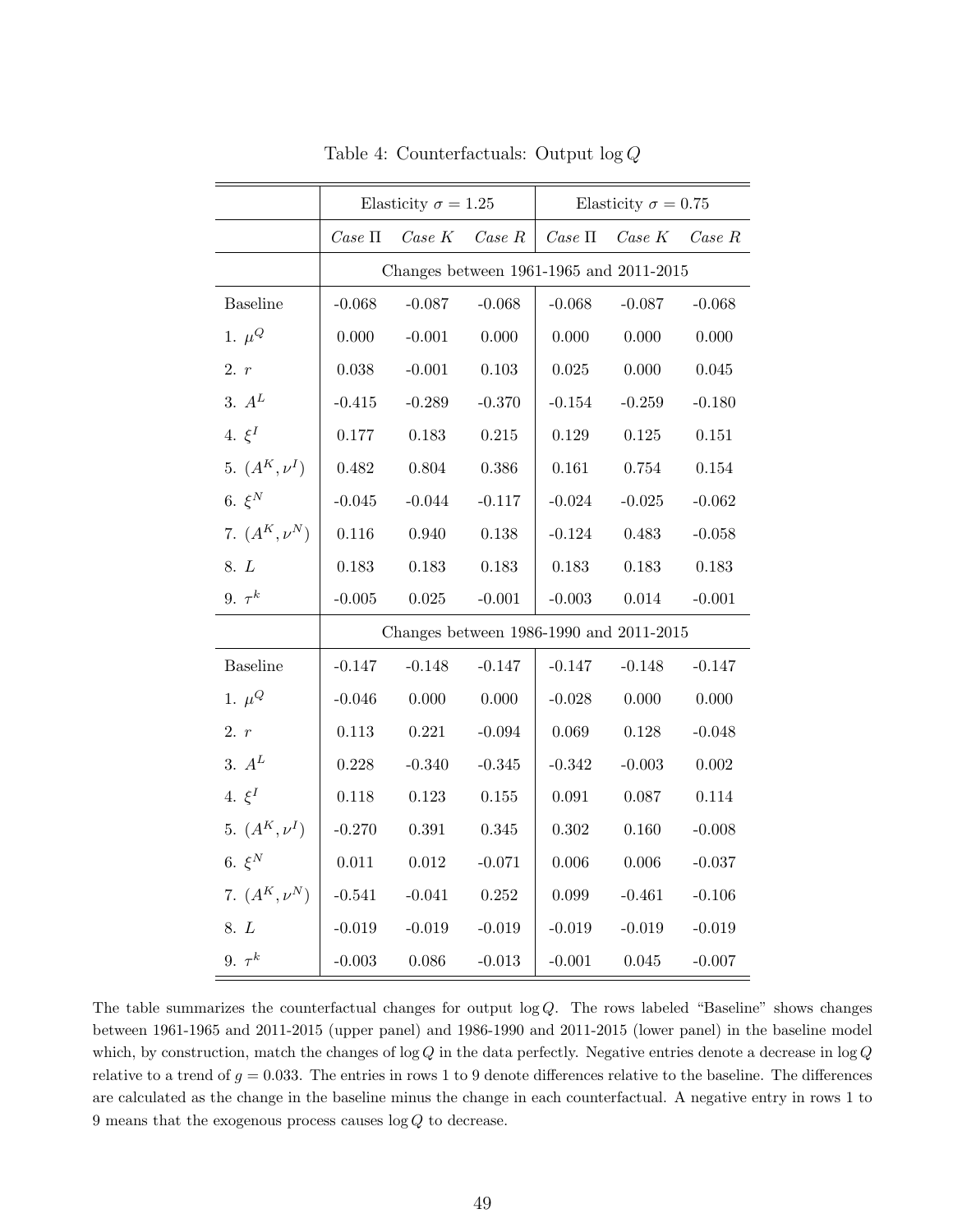Table 4: Counterfactuals: Output $\log Q$

| | Elasticity $\sigma = 1.25$ | | | Elasticity $\sigma = 0.75$ | | |
|---|---|---|---|---|---|---|
| | *Case* $\Pi$ | *Case* $K$ | *Case* $R$ | *Case* $\Pi$ | *Case* $K$ | *Case* $R$ |
| | Changes between 1961-1965 and 2011-2015 | | | | | |
| Baseline | -0.068 | -0.087 | -0.068 | -0.068 | -0.087 | -0.068 |
| 1. $\mu^Q$ | 0.000 | -0.001 | 0.000 | 0.000 | 0.000 | 0.000 |
| 2. $r$ | 0.038 | -0.001 | 0.103 | 0.025 | 0.000 | 0.045 |
| 3. $A^L$ | -0.415 | -0.289 | -0.370 | -0.154 | -0.259 | -0.180 |
| 4. $\xi^I$ | 0.177 | 0.183 | 0.215 | 0.129 | 0.125 | 0.151 |
| 5. $(A^K, \nu^I)$ | 0.482 | 0.804 | 0.386 | 0.161 | 0.754 | 0.154 |
| 6. $\xi^N$ | -0.045 | -0.044 | -0.117 | -0.024 | -0.025 | -0.062 |
| 7. $(A^K, \nu^N)$ | 0.116 | 0.940 | 0.138 | -0.124 | 0.483 | -0.058 |
| 8. $L$ | 0.183 | 0.183 | 0.183 | 0.183 | 0.183 | 0.183 |
| 9. $\tau^k$ | -0.005 | 0.025 | -0.001 | -0.003 | 0.014 | -0.001 |
| | Changes between 1986-1990 and 2011-2015 | | | | | |
| Baseline | -0.147 | -0.148 | -0.147 | -0.147 | -0.148 | -0.147 |
| 1. $\mu^Q$ | -0.046 | 0.000 | 0.000 | -0.028 | 0.000 | 0.000 |
| 2. $r$ | 0.113 | 0.221 | -0.094 | 0.069 | 0.128 | -0.048 |
| 3. $A^L$ | 0.228 | -0.340 | -0.345 | -0.342 | -0.003 | 0.002 |
| 4. $\xi^I$ | 0.118 | 0.123 | 0.155 | 0.091 | 0.087 | 0.114 |
| 5. $(A^K, \nu^I)$ | -0.270 | 0.391 | 0.345 | 0.302 | 0.160 | -0.008 |
| 6. $\xi^N$ | 0.011 | 0.012 | -0.071 | 0.006 | 0.006 | -0.037 |
| 7. $(A^K, \nu^N)$ | -0.541 | -0.041 | 0.252 | 0.099 | -0.461 | -0.106 |
| 8. $L$ | -0.019 | -0.019 | -0.019 | -0.019 | -0.019 | -0.019 |
| 9. $\tau^k$ | -0.003 | 0.086 | -0.013 | -0.001 | 0.045 | -0.007 |

The table summarizes the counterfactual changes for output $\log Q$. The rows labeled "Baseline" shows changes between 1961-1965 and 2011-2015 (upper panel) and 1986-1990 and 2011-2015 (lower panel) in the baseline model which, by construction, match the changes of $\log Q$ in the data perfectly. Negative entries denote a decrease in $\log Q$ relative to a trend of $g = 0.033$. The entries in rows 1 to 9 denote differences relative to the baseline. The differences are calculated as the change in the baseline minus the change in each counterfactual. A negative entry in rows 1 to 9 means that the exogenous process causes $\log Q$ to decrease.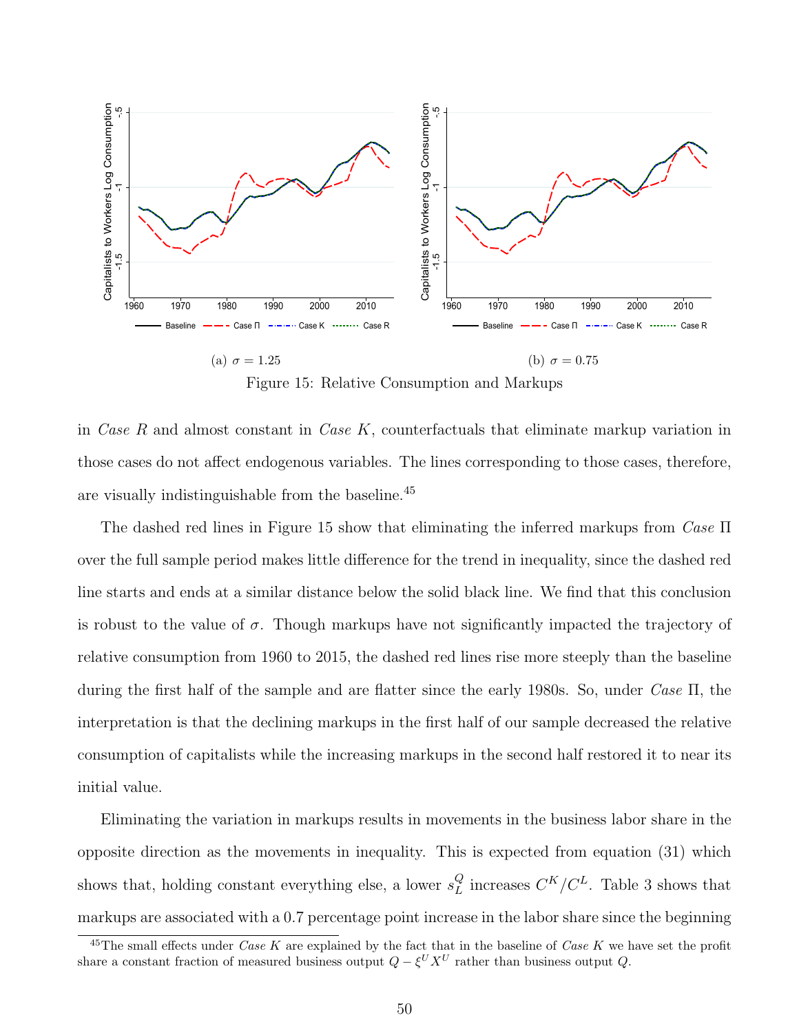(a) $\sigma = 1.25$

(b) $\sigma = 0.75$

Figure 15: Relative Consumption and Markups

in *Case R* and almost constant in *Case K*, counterfactuals that eliminate markup variation in those cases do not affect endogenous variables. The lines corresponding to those cases, therefore, are visually indistinguishable from the baseline.[45]

The dashed red lines in Figure 15 show that eliminating the inferred markups from *Case* $\Pi$ over the full sample period makes little difference for the trend in inequality, since the dashed red line starts and ends at a similar distance below the solid black line. We find that this conclusion is robust to the value of $\sigma$. Though markups have not significantly impacted the trajectory of relative consumption from 1960 to 2015, the dashed red lines rise more steeply than the baseline during the first half of the sample and are flatter since the early 1980s. So, under *Case* $\Pi$, the interpretation is that the declining markups in the first half of our sample decreased the relative consumption of capitalists while the increasing markups in the second half restored it to near its initial value.

Eliminating the variation in markups results in movements in the business labor share in the opposite direction as the movements in inequality. This is expected from equation (31) which shows that, holding constant everything else, a lower $s_L^Q$ increases $C^K/C^L$. Table 3 shows that markups are associated with a 0.7 percentage point increase in the labor share since the beginning

[45]The small effects under *Case K* are explained by the fact that in the baseline of *Case K* we have set the profit share a constant fraction of measured business output $Q - \xi^U X^U$ rather than business output $Q$.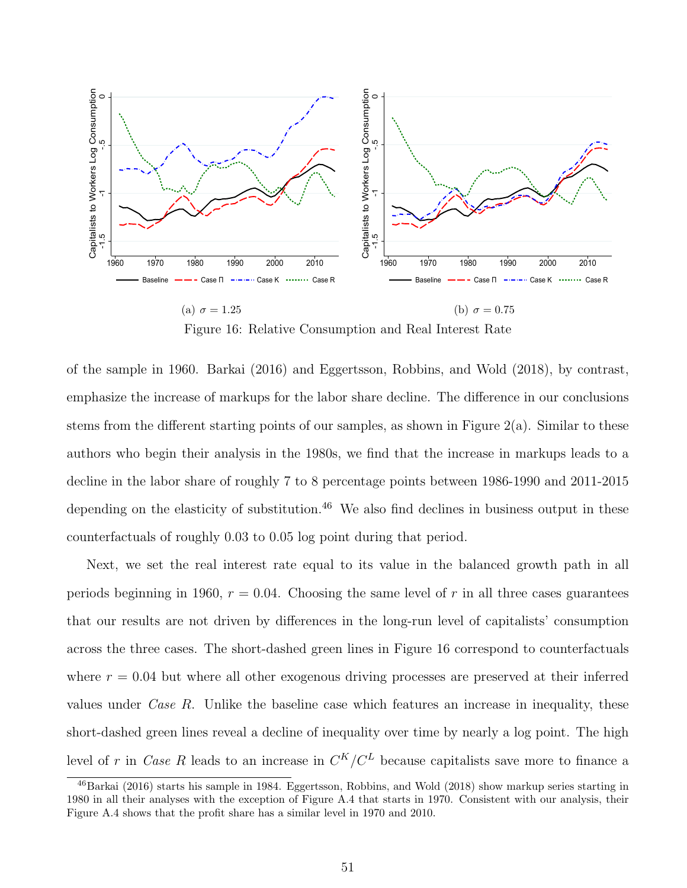(a) $\sigma = 1.25$

(b) $\sigma = 0.75$

Figure 16: Relative Consumption and Real Interest Rate

of the sample in 1960. Barkai (2016) and Eggertsson, Robbins, and Wold (2018), by contrast, emphasize the increase of markups for the labor share decline. The difference in our conclusions stems from the different starting points of our samples, as shown in Figure 2(a). Similar to these authors who begin their analysis in the 1980s, we find that the increase in markups leads to a decline in the labor share of roughly 7 to 8 percentage points between 1986-1990 and 2011-2015 depending on the elasticity of substitution.[46] We also find declines in business output in these counterfactuals of roughly 0.03 to 0.05 log point during that period.

Next, we set the real interest rate equal to its value in the balanced growth path in all periods beginning in 1960, $r = 0.04$. Choosing the same level of $r$ in all three cases guarantees that our results are not driven by differences in the long-run level of capitalists' consumption across the three cases. The short-dashed green lines in Figure 16 correspond to counterfactuals where $r = 0.04$ but where all other exogenous driving processes are preserved at their inferred values under *Case R*. Unlike the baseline case which features an increase in inequality, these short-dashed green lines reveal a decline of inequality over time by nearly a log point. The high level of $r$ in *Case R* leads to an increase in $C^K/C^L$ because capitalists save more to finance a

[46] Barkai (2016) starts his sample in 1984. Eggertsson, Robbins, and Wold (2018) show markup series starting in 1980 in all their analyses with the exception of Figure A.4 that starts in 1970. Consistent with our analysis, their Figure A.4 shows that the profit share has a similar level in 1970 and 2010.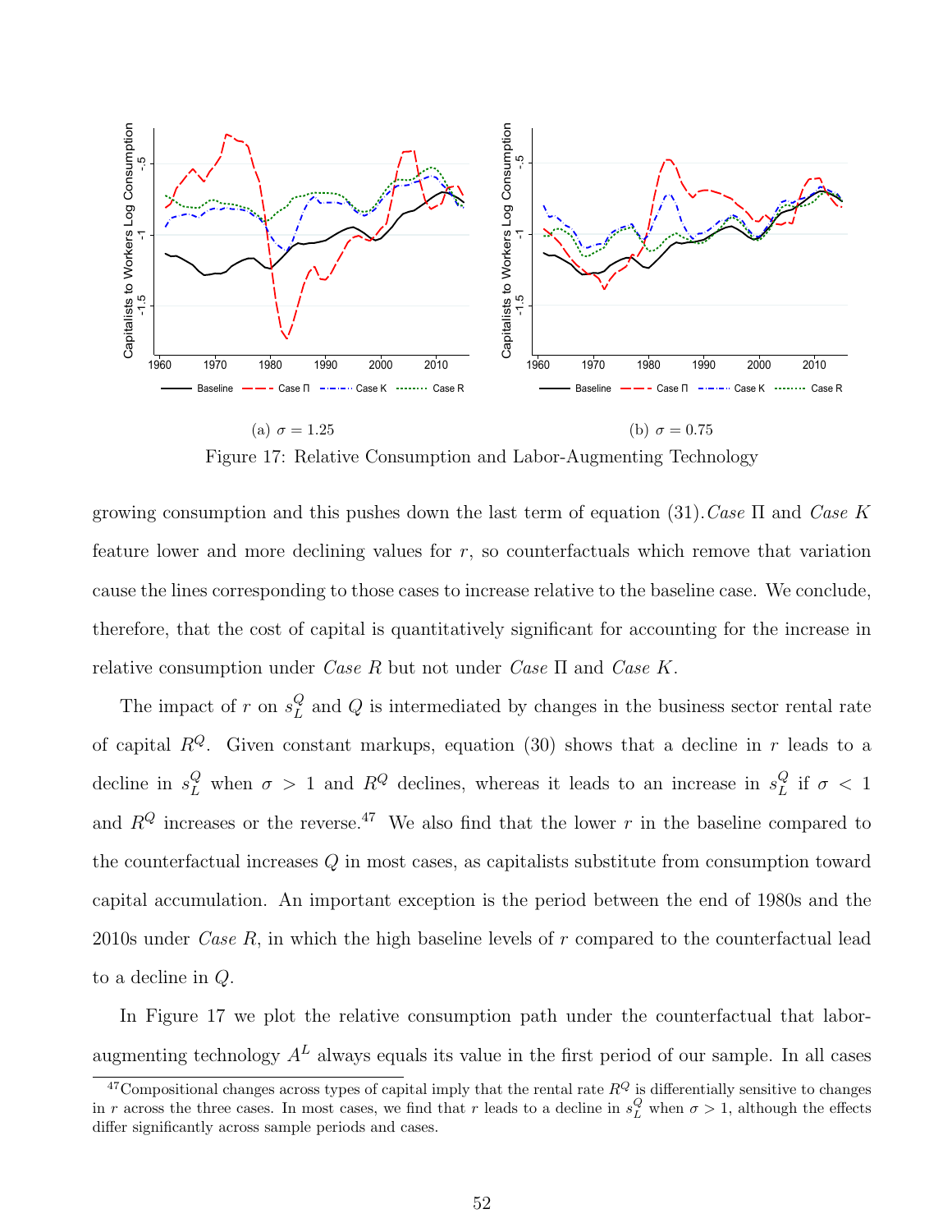(a) $\sigma = 1.25$

(b) $\sigma = 0.75$

Figure 17: Relative Consumption and Labor-Augmenting Technology

growing consumption and this pushes down the last term of equation (31). *Case* Π and *Case K* feature lower and more declining values for $r$, so counterfactuals which remove that variation cause the lines corresponding to those cases to increase relative to the baseline case. We conclude, therefore, that the cost of capital is quantitatively significant for accounting for the increase in relative consumption under *Case R* but not under *Case* Π and *Case K*.

The impact of $r$ on $s_L^Q$ and $Q$ is intermediated by changes in the business sector rental rate of capital $R^Q$. Given constant markups, equation (30) shows that a decline in $r$ leads to a decline in $s_L^Q$ when $\sigma > 1$ and $R^Q$ declines, whereas it leads to an increase in $s_L^Q$ if $\sigma < 1$ and $R^Q$ increases or the reverse.[47] We also find that the lower $r$ in the baseline compared to the counterfactual increases $Q$ in most cases, as capitalists substitute from consumption toward capital accumulation. An important exception is the period between the end of 1980s and the 2010s under *Case R*, in which the high baseline levels of $r$ compared to the counterfactual lead to a decline in $Q$.

In Figure 17 we plot the relative consumption path under the counterfactual that labor-augmenting technology $A^L$ always equals its value in the first period of our sample. In all cases

[47] Compositional changes across types of capital imply that the rental rate $R^Q$ is differentially sensitive to changes in $r$ across the three cases. In most cases, we find that $r$ leads to a decline in $s_L^Q$ when $\sigma > 1$, although the effects differ significantly across sample periods and cases.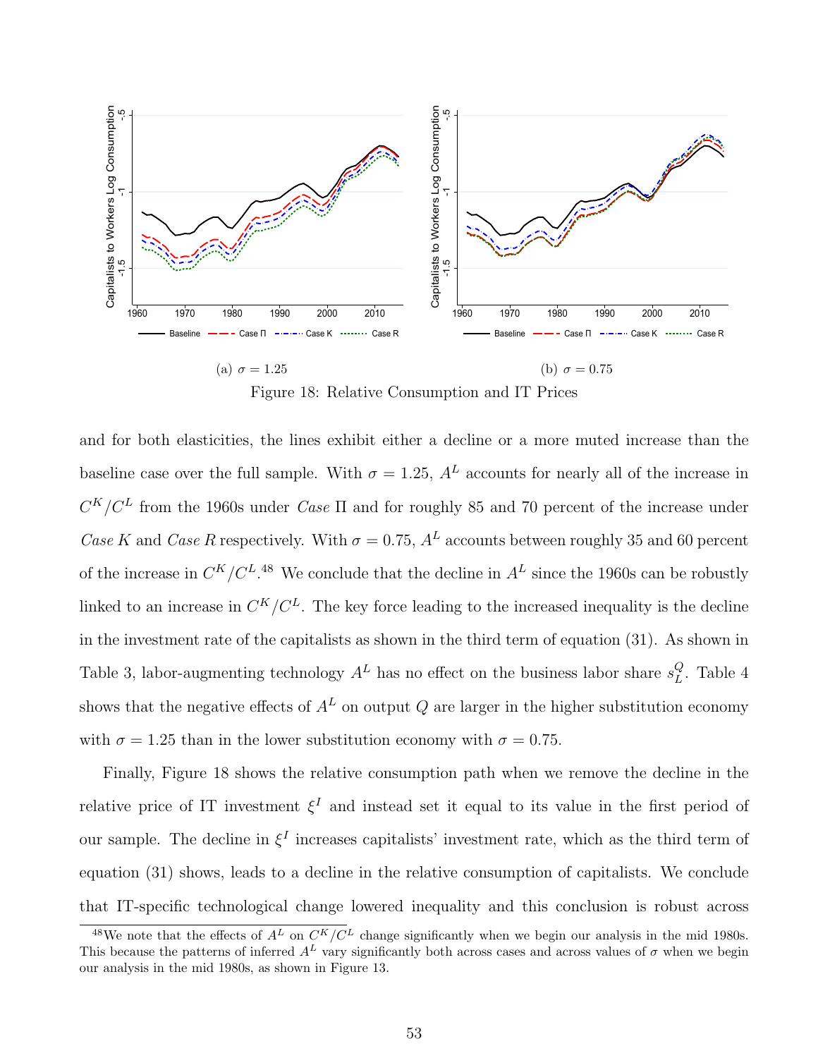(a) $\sigma = 1.25$

(b) $\sigma = 0.75$

Figure 18: Relative Consumption and IT Prices

and for both elasticities, the lines exhibit either a decline or a more muted increase than the baseline case over the full sample. With $\sigma = 1.25$, $A^L$ accounts for nearly all of the increase in $C^K/C^L$ from the 1960s under *Case* Π and for roughly 85 and 70 percent of the increase under *Case K* and *Case R* respectively. With $\sigma = 0.75$, $A^L$ accounts between roughly 35 and 60 percent of the increase in $C^K/C^L$.[48] We conclude that the decline in $A^L$ since the 1960s can be robustly linked to an increase in $C^K/C^L$. The key force leading to the increased inequality is the decline in the investment rate of the capitalists as shown in the third term of equation (31). As shown in Table 3, labor-augmenting technology $A^L$ has no effect on the business labor share $s_L^Q$. Table 4 shows that the negative effects of $A^L$ on output $Q$ are larger in the higher substitution economy with $\sigma = 1.25$ than in the lower substitution economy with $\sigma = 0.75$.

Finally, Figure 18 shows the relative consumption path when we remove the decline in the relative price of IT investment $\xi^I$ and instead set it equal to its value in the first period of our sample. The decline in $\xi^I$ increases capitalists' investment rate, which as the third term of equation (31) shows, leads to a decline in the relative consumption of capitalists. We conclude that IT-specific technological change lowered inequality and this conclusion is robust across

[48] We note that the effects of $A^L$ on $C^K/C^L$ change significantly when we begin our analysis in the mid 1980s. This because the patterns of inferred $A^L$ vary significantly both across cases and across values of $\sigma$ when we begin our analysis in the mid 1980s, as shown in Figure 13.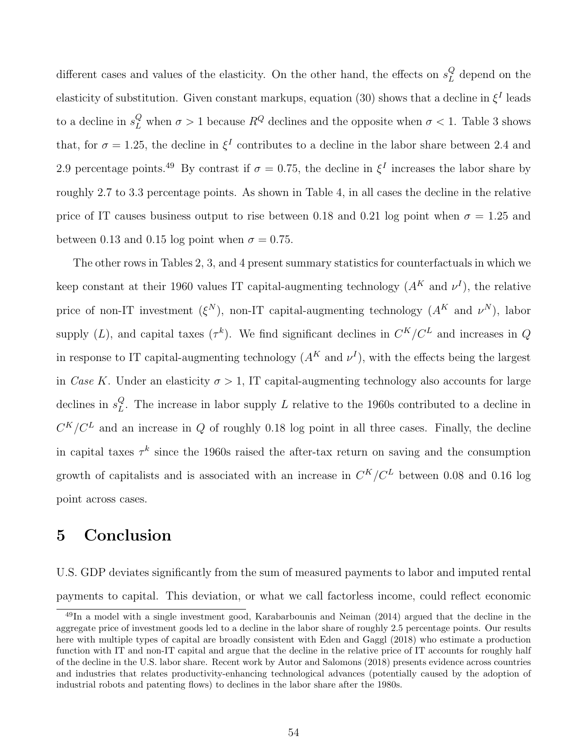different cases and values of the elasticity. On the other hand, the effects on $s_L^Q$ depend on the elasticity of substitution. Given constant markups, equation (30) shows that a decline in $\xi^I$ leads to a decline in $s_L^Q$ when $\sigma > 1$ because $R^Q$ declines and the opposite when $\sigma < 1$. Table 3 shows that, for $\sigma = 1.25$, the decline in $\xi^I$ contributes to a decline in the labor share between 2.4 and 2.9 percentage points.[49] By contrast if $\sigma = 0.75$, the decline in $\xi^I$ increases the labor share by roughly 2.7 to 3.3 percentage points. As shown in Table 4, in all cases the decline in the relative price of IT causes business output to rise between 0.18 and 0.21 log point when $\sigma = 1.25$ and between 0.13 and 0.15 log point when $\sigma = 0.75$.

The other rows in Tables 2, 3, and 4 present summary statistics for counterfactuals in which we keep constant at their 1960 values IT capital-augmenting technology ($A^K$ and $\nu^I$), the relative price of non-IT investment ($\xi^N$), non-IT capital-augmenting technology ($A^K$ and $\nu^N$), labor supply ($L$), and capital taxes ($\tau^k$). We find significant declines in $C^K/C^L$ and increases in $Q$ in response to IT capital-augmenting technology ($A^K$ and $\nu^I$), with the effects being the largest in *Case K*. Under an elasticity $\sigma > 1$, IT capital-augmenting technology also accounts for large declines in $s_L^Q$. The increase in labor supply $L$ relative to the 1960s contributed to a decline in $C^K/C^L$ and an increase in $Q$ of roughly 0.18 log point in all three cases. Finally, the decline in capital taxes $\tau^k$ since the 1960s raised the after-tax return on saving and the consumption growth of capitalists and is associated with an increase in $C^K/C^L$ between 0.08 and 0.16 log point across cases.

# 5 Conclusion

U.S. GDP deviates significantly from the sum of measured payments to labor and imputed rental payments to capital. This deviation, or what we call factorless income, could reflect economic

[49] In a model with a single investment good, Karabarbounis and Neiman (2014) argued that the decline in the aggregate price of investment goods led to a decline in the labor share of roughly 2.5 percentage points. Our results here with multiple types of capital are broadly consistent with Eden and Gaggl (2018) who estimate a production function with IT and non-IT capital and argue that the decline in the relative price of IT accounts for roughly half of the decline in the U.S. labor share. Recent work by Autor and Salomons (2018) presents evidence across countries and industries that relates productivity-enhancing technological advances (potentially caused by the adoption of industrial robots and patenting flows) to declines in the labor share after the 1980s.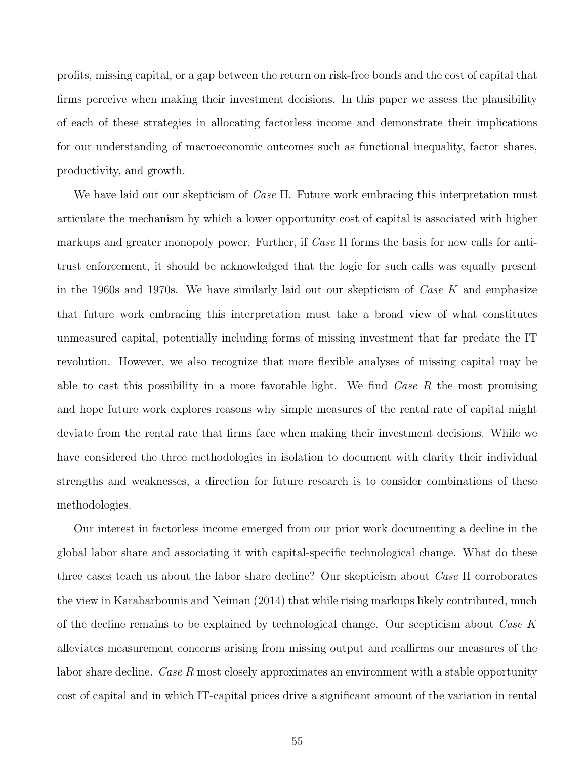profits, missing capital, or a gap between the return on risk-free bonds and the cost of capital that firms perceive when making their investment decisions. In this paper we assess the plausibility of each of these strategies in allocating factorless income and demonstrate their implications for our understanding of macroeconomic outcomes such as functional inequality, factor shares, productivity, and growth.

We have laid out our skepticism of *Case* Π. Future work embracing this interpretation must articulate the mechanism by which a lower opportunity cost of capital is associated with higher markups and greater monopoly power. Further, if *Case* Π forms the basis for new calls for anti-trust enforcement, it should be acknowledged that the logic for such calls was equally present in the 1960s and 1970s. We have similarly laid out our skepticism of *Case K* and emphasize that future work embracing this interpretation must take a broad view of what constitutes unmeasured capital, potentially including forms of missing investment that far predate the IT revolution. However, we also recognize that more flexible analyses of missing capital may be able to cast this possibility in a more favorable light. We find *Case R* the most promising and hope future work explores reasons why simple measures of the rental rate of capital might deviate from the rental rate that firms face when making their investment decisions. While we have considered the three methodologies in isolation to document with clarity their individual strengths and weaknesses, a direction for future research is to consider combinations of these methodologies.

Our interest in factorless income emerged from our prior work documenting a decline in the global labor share and associating it with capital-specific technological change. What do these three cases teach us about the labor share decline? Our skepticism about *Case* Π corroborates the view in Karabarbounis and Neiman (2014) that while rising markups likely contributed, much of the decline remains to be explained by technological change. Our scepticism about *Case K* alleviates measurement concerns arising from missing output and reaffirms our measures of the labor share decline. *Case R* most closely approximates an environment with a stable opportunity cost of capital and in which IT-capital prices drive a significant amount of the variation in rental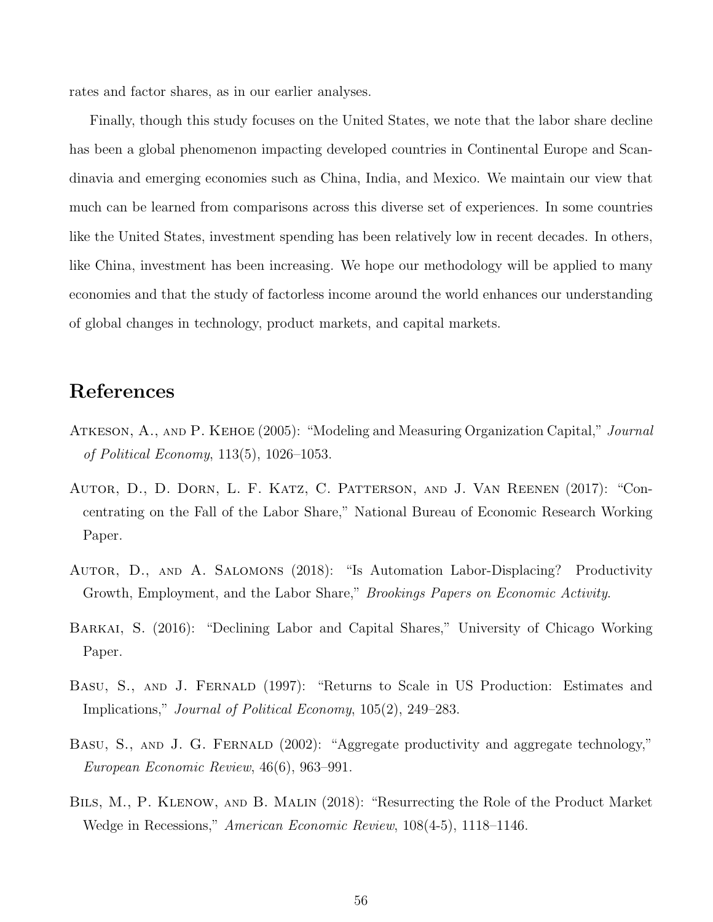rates and factor shares, as in our earlier analyses.

Finally, though this study focuses on the United States, we note that the labor share decline has been a global phenomenon impacting developed countries in Continental Europe and Scandinavia and emerging economies such as China, India, and Mexico. We maintain our view that much can be learned from comparisons across this diverse set of experiences. In some countries like the United States, investment spending has been relatively low in recent decades. In others, like China, investment has been increasing. We hope our methodology will be applied to many economies and that the study of factorless income around the world enhances our understanding of global changes in technology, product markets, and capital markets.

## References

Atkeson, A., and P. Kehoe (2005): "Modeling and Measuring Organization Capital," *Journal of Political Economy*, 113(5), 1026–1053.

Autor, D., D. Dorn, L. F. Katz, C. Patterson, and J. Van Reenen (2017): "Concentrating on the Fall of the Labor Share," National Bureau of Economic Research Working Paper.

Autor, D., and A. Salomons (2018): "Is Automation Labor-Displacing? Productivity Growth, Employment, and the Labor Share," *Brookings Papers on Economic Activity*.

Barkai, S. (2016): "Declining Labor and Capital Shares," University of Chicago Working Paper.

Basu, S., and J. Fernald (1997): "Returns to Scale in US Production: Estimates and Implications," *Journal of Political Economy*, 105(2), 249–283.

Basu, S., and J. G. Fernald (2002): "Aggregate productivity and aggregate technology," *European Economic Review*, 46(6), 963–991.

Bils, M., P. Klenow, and B. Malin (2018): "Resurrecting the Role of the Product Market Wedge in Recessions," *American Economic Review*, 108(4-5), 1118–1146.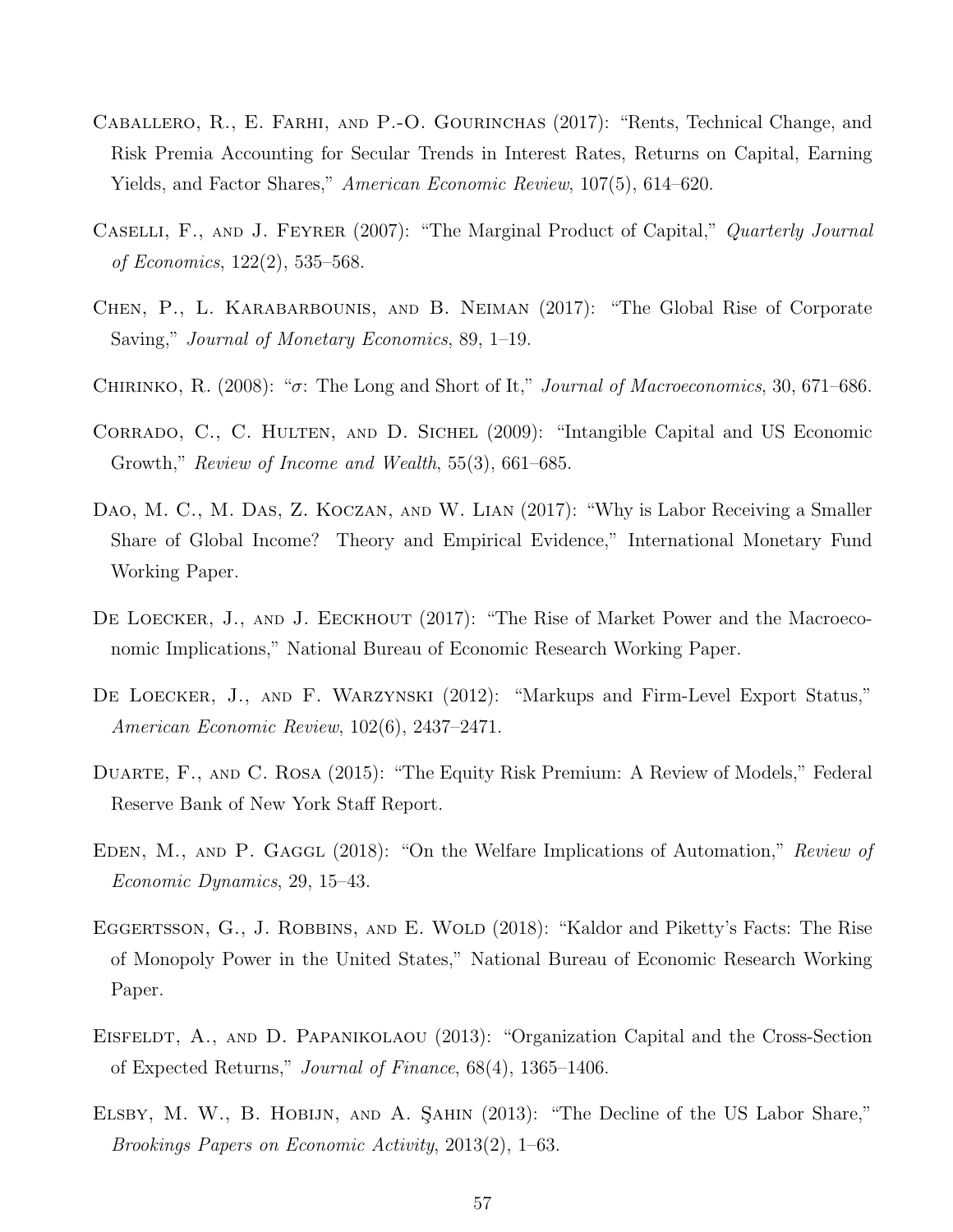Caballero, R., E. Farhi, and P.-O. Gourinchas (2017): "Rents, Technical Change, and Risk Premia Accounting for Secular Trends in Interest Rates, Returns on Capital, Earning Yields, and Factor Shares," *American Economic Review*, 107(5), 614–620.

Caselli, F., and J. Feyrer (2007): "The Marginal Product of Capital," *Quarterly Journal of Economics*, 122(2), 535–568.

Chen, P., L. Karabarbounis, and B. Neiman (2017): "The Global Rise of Corporate Saving," *Journal of Monetary Economics*, 89, 1–19.

Chirinko, R. (2008): "$\sigma$: The Long and Short of It," *Journal of Macroeconomics*, 30, 671–686.

Corrado, C., C. Hulten, and D. Sichel (2009): "Intangible Capital and US Economic Growth," *Review of Income and Wealth*, 55(3), 661–685.

Dao, M. C., M. Das, Z. Koczan, and W. Lian (2017): "Why is Labor Receiving a Smaller Share of Global Income? Theory and Empirical Evidence," International Monetary Fund Working Paper.

De Loecker, J., and J. Eeckhout (2017): "The Rise of Market Power and the Macroeconomic Implications," National Bureau of Economic Research Working Paper.

De Loecker, J., and F. Warzynski (2012): "Markups and Firm-Level Export Status," *American Economic Review*, 102(6), 2437–2471.

Duarte, F., and C. Rosa (2015): "The Equity Risk Premium: A Review of Models," Federal Reserve Bank of New York Staff Report.

Eden, M., and P. Gaggl (2018): "On the Welfare Implications of Automation," *Review of Economic Dynamics*, 29, 15–43.

Eggertsson, G., J. Robbins, and E. Wold (2018): "Kaldor and Piketty's Facts: The Rise of Monopoly Power in the United States," National Bureau of Economic Research Working Paper.

Eisfeldt, A., and D. Papanikolaou (2013): "Organization Capital and the Cross-Section of Expected Returns," *Journal of Finance*, 68(4), 1365–1406.

Elsby, M. W., B. Hobijn, and A. Şahin (2013): "The Decline of the US Labor Share," *Brookings Papers on Economic Activity*, 2013(2), 1–63.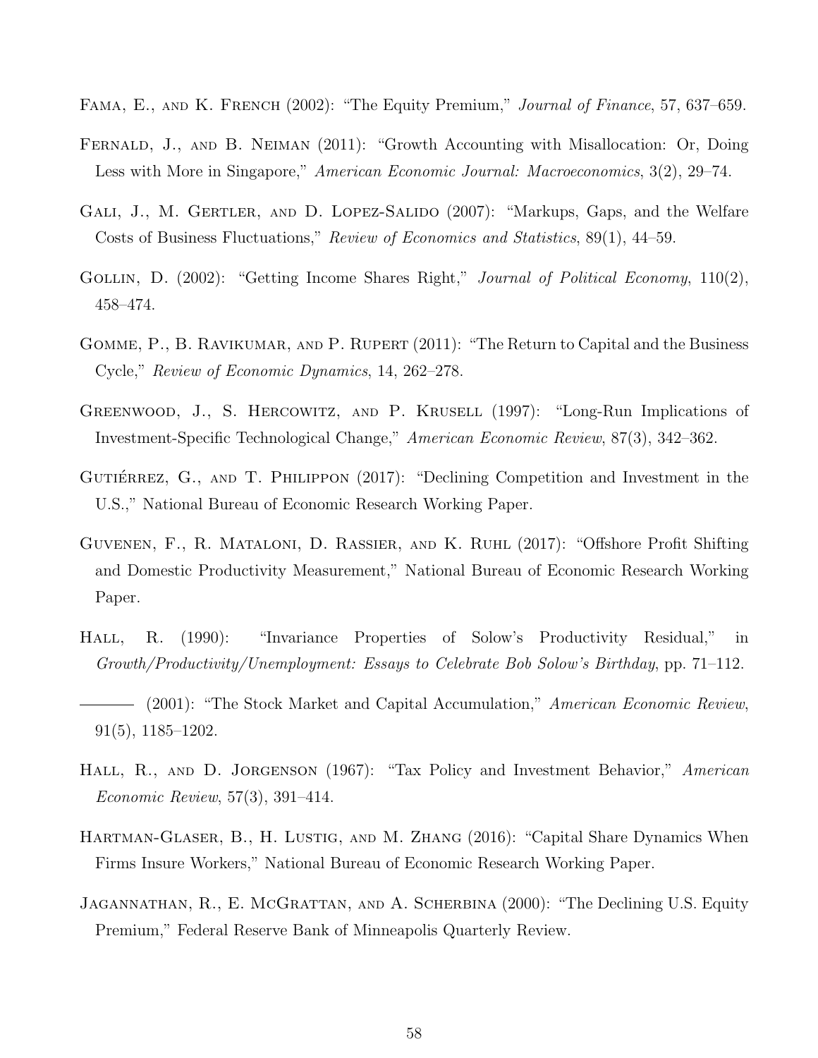Fama, E., and K. French (2002): "The Equity Premium," *Journal of Finance*, 57, 637–659.

Fernald, J., and B. Neiman (2011): "Growth Accounting with Misallocation: Or, Doing Less with More in Singapore," *American Economic Journal: Macroeconomics*, 3(2), 29–74.

Gali, J., M. Gertler, and D. Lopez-Salido (2007): "Markups, Gaps, and the Welfare Costs of Business Fluctuations," *Review of Economics and Statistics*, 89(1), 44–59.

Gollin, D. (2002): "Getting Income Shares Right," *Journal of Political Economy*, 110(2), 458–474.

Gomme, P., B. Ravikumar, and P. Rupert (2011): "The Return to Capital and the Business Cycle," *Review of Economic Dynamics*, 14, 262–278.

Greenwood, J., S. Hercowitz, and P. Krusell (1997): "Long-Run Implications of Investment-Specific Technological Change," *American Economic Review*, 87(3), 342–362.

Gutiérrez, G., and T. Philippon (2017): "Declining Competition and Investment in the U.S.," National Bureau of Economic Research Working Paper.

Guvenen, F., R. Mataloni, D. Rassier, and K. Ruhl (2017): "Offshore Profit Shifting and Domestic Productivity Measurement," National Bureau of Economic Research Working Paper.

Hall, R. (1990): "Invariance Properties of Solow's Productivity Residual," in *Growth/Productivity/Unemployment: Essays to Celebrate Bob Solow's Birthday*, pp. 71–112.

——— (2001): "The Stock Market and Capital Accumulation," *American Economic Review*, 91(5), 1185–1202.

Hall, R., and D. Jorgenson (1967): "Tax Policy and Investment Behavior," *American Economic Review*, 57(3), 391–414.

Hartman-Glaser, B., H. Lustig, and M. Zhang (2016): "Capital Share Dynamics When Firms Insure Workers," National Bureau of Economic Research Working Paper.

Jagannathan, R., E. McGrattan, and A. Scherbina (2000): "The Declining U.S. Equity Premium," Federal Reserve Bank of Minneapolis Quarterly Review.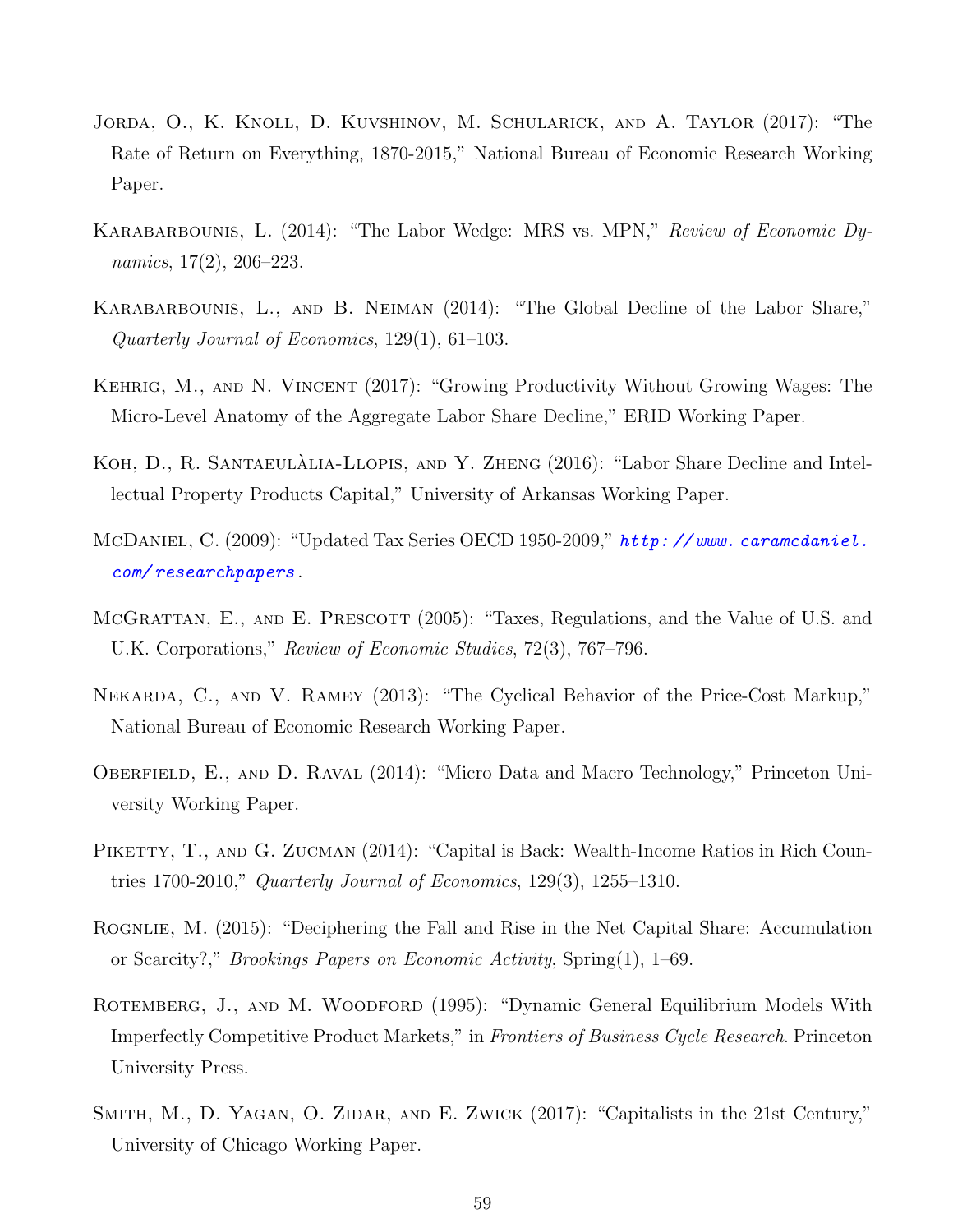Jorda, O., K. Knoll, D. Kuvshinov, M. Schularick, and A. Taylor (2017): "The Rate of Return on Everything, 1870-2015," National Bureau of Economic Research Working Paper.

Karabarbounis, L. (2014): "The Labor Wedge: MRS vs. MPN," *Review of Economic Dynamics*, 17(2), 206–223.

Karabarbounis, L., and B. Neiman (2014): "The Global Decline of the Labor Share," *Quarterly Journal of Economics*, 129(1), 61–103.

Kehrig, M., and N. Vincent (2017): "Growing Productivity Without Growing Wages: The Micro-Level Anatomy of the Aggregate Labor Share Decline," ERID Working Paper.

Koh, D., R. Santaeulàlia-Llopis, and Y. Zheng (2016): "Labor Share Decline and Intellectual Property Products Capital," University of Arkansas Working Paper.

McDaniel, C. (2009): "Updated Tax Series OECD 1950-2009," *http://www.caramcdaniel.com/researchpapers*.

McGrattan, E., and E. Prescott (2005): "Taxes, Regulations, and the Value of U.S. and U.K. Corporations," *Review of Economic Studies*, 72(3), 767–796.

Nekarda, C., and V. Ramey (2013): "The Cyclical Behavior of the Price-Cost Markup," National Bureau of Economic Research Working Paper.

Oberfield, E., and D. Raval (2014): "Micro Data and Macro Technology," Princeton University Working Paper.

Piketty, T., and G. Zucman (2014): "Capital is Back: Wealth-Income Ratios in Rich Countries 1700-2010," *Quarterly Journal of Economics*, 129(3), 1255–1310.

Rognlie, M. (2015): "Deciphering the Fall and Rise in the Net Capital Share: Accumulation or Scarcity?," *Brookings Papers on Economic Activity*, Spring(1), 1–69.

Rotemberg, J., and M. Woodford (1995): "Dynamic General Equilibrium Models With Imperfectly Competitive Product Markets," in *Frontiers of Business Cycle Research*. Princeton University Press.

Smith, M., D. Yagan, O. Zidar, and E. Zwick (2017): "Capitalists in the 21st Century," University of Chicago Working Paper.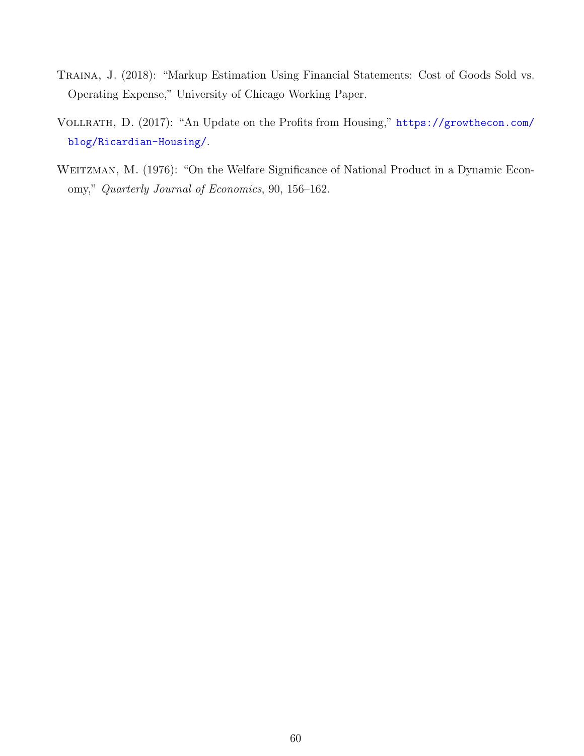Traina, J. (2018): "Markup Estimation Using Financial Statements: Cost of Goods Sold vs. Operating Expense," University of Chicago Working Paper.

Vollrath, D. (2017): "An Update on the Profits from Housing," https://growthecon.com/blog/Ricardian-Housing/.

Weitzman, M. (1976): "On the Welfare Significance of National Product in a Dynamic Economy," *Quarterly Journal of Economics*, 90, 156–162.